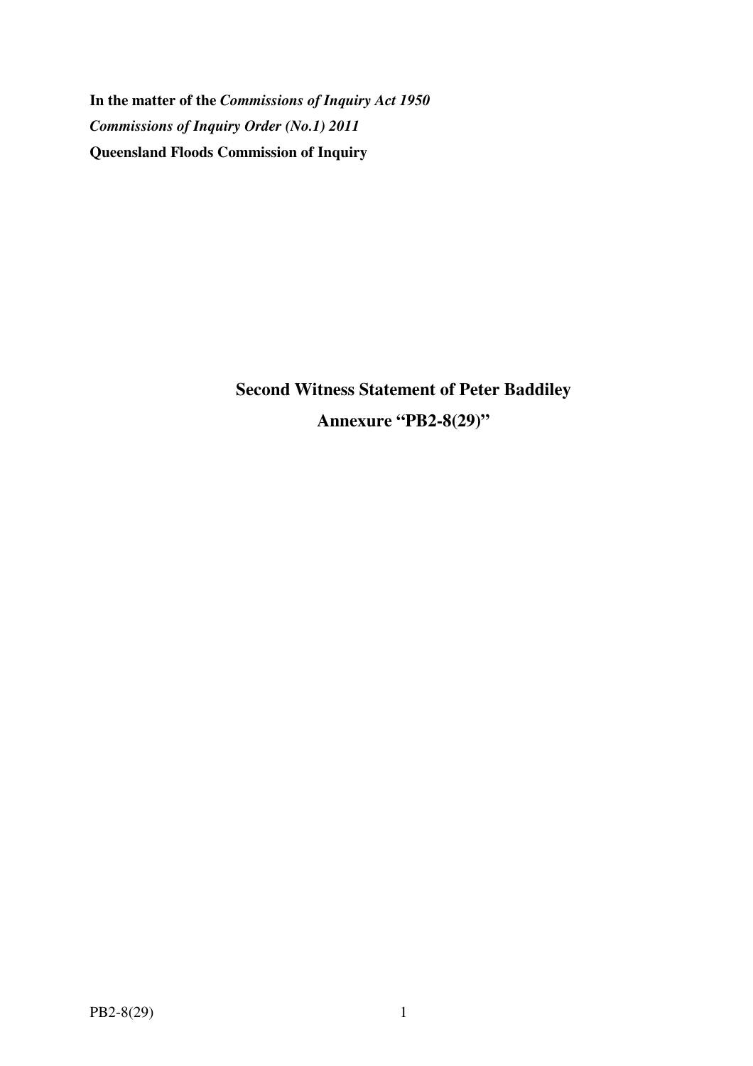**In the matter of the *Commissions of Inquiry Act 1950***

***Commissions of Inquiry Order (No.1) 2011***

**Queensland Floods Commission of Inquiry**

# Second Witness Statement of Peter Baddiley

## Annexure "PB2-8(29)"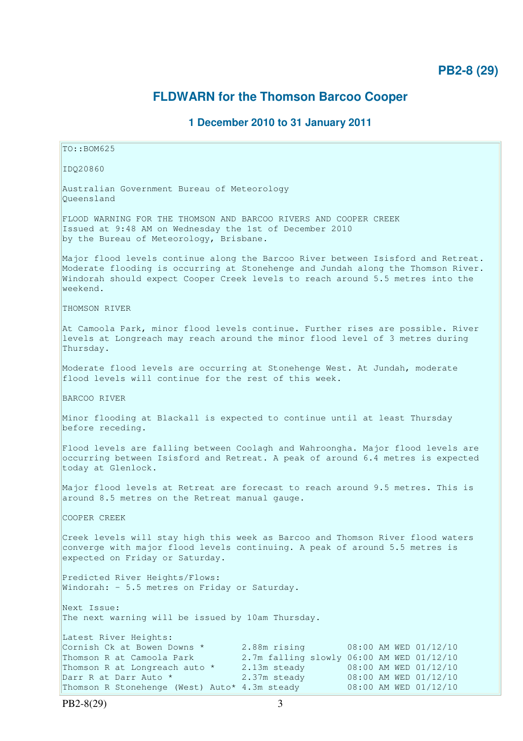## PB2-8 (29)

## FLDWARN for the Thomson Barcoo Cooper

### 1 December 2010 to 31 January 2011

TO::BOM625

IDQ20860

Australian Government Bureau of Meteorology
Queensland

FLOOD WARNING FOR THE THOMSON AND BARCOO RIVERS AND COOPER CREEK
Issued at 9:48 AM on Wednesday the 1st of December 2010
by the Bureau of Meteorology, Brisbane.

Major flood levels continue along the Barcoo River between Isisford and Retreat. Moderate flooding is occurring at Stonehenge and Jundah along the Thomson River. Windorah should expect Cooper Creek levels to reach around 5.5 metres into the weekend.

THOMSON RIVER

At Camoola Park, minor flood levels continue. Further rises are possible. River levels at Longreach may reach around the minor flood level of 3 metres during Thursday.

Moderate flood levels are occurring at Stonehenge West. At Jundah, moderate flood levels will continue for the rest of this week.

BARCOO RIVER

Minor flooding at Blackall is expected to continue until at least Thursday before receding.

Flood levels are falling between Coolagh and Wahroongha. Major flood levels are occurring between Isisford and Retreat. A peak of around 6.4 metres is expected today at Glenlock.

Major flood levels at Retreat are forecast to reach around 9.5 metres. This is around 8.5 metres on the Retreat manual gauge.

COOPER CREEK

Creek levels will stay high this week as Barcoo and Thomson River flood waters converge with major flood levels continuing. A peak of around 5.5 metres is expected on Friday or Saturday.

Predicted River Heights/Flows:
Windorah: - 5.5 metres on Friday or Saturday.

Next Issue:
The next warning will be issued by 10am Thursday.

Latest River Heights:

| Location | Height | Time |
|---|---|---|
| Cornish Ck at Bowen Downs * | 2.88m rising | 08:00 AM WED 01/12/10 |
| Thomson R at Camoola Park | 2.7m falling slowly | 06:00 AM WED 01/12/10 |
| Thomson R at Longreach auto * | 2.13m steady | 08:00 AM WED 01/12/10 |
| Darr R at Darr Auto * | 2.37m steady | 08:00 AM WED 01/12/10 |
| Thomson R Stonehenge (West) Auto* | 4.3m steady | 08:00 AM WED 01/12/10 |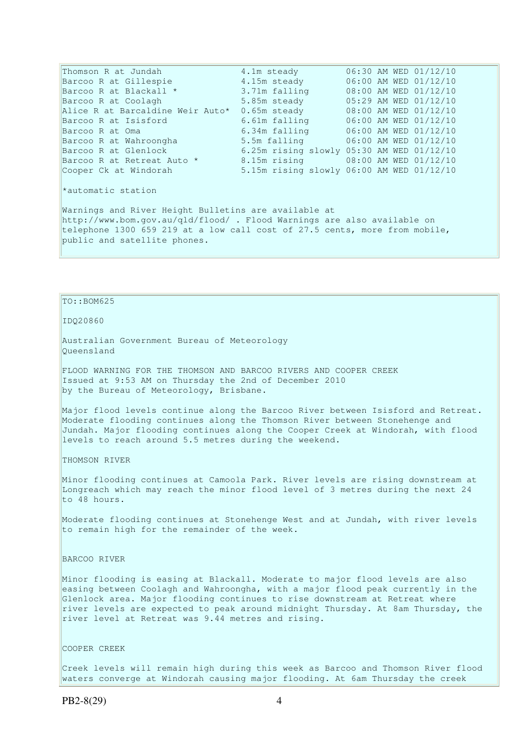| | | |
|---|---|---|
| Thomson R at Jundah | 4.1m steady | 06:30 AM WED 01/12/10 |
| Barcoo R at Gillespie | 4.15m steady | 06:00 AM WED 01/12/10 |
| Barcoo R at Blackall * | 3.71m falling | 08:00 AM WED 01/12/10 |
| Barcoo R at Coolagh | 5.85m steady | 05:29 AM WED 01/12/10 |
| Alice R at Barcaldine Weir Auto* | 0.65m steady | 08:00 AM WED 01/12/10 |
| Barcoo R at Isisford | 6.61m falling | 06:00 AM WED 01/12/10 |
| Barcoo R at Oma | 6.34m falling | 06:00 AM WED 01/12/10 |
| Barcoo R at Wahroongha | 5.5m falling | 06:00 AM WED 01/12/10 |
| Barcoo R at Glenlock | 6.25m rising slowly | 05:30 AM WED 01/12/10 |
| Barcoo R at Retreat Auto * | 8.15m rising | 08:00 AM WED 01/12/10 |
| Cooper Ck at Windorah | 5.15m rising slowly | 06:00 AM WED 01/12/10 |

*automatic station

Warnings and River Height Bulletins are available at http://www.bom.gov.au/qld/flood/ . Flood Warnings are also available on telephone 1300 659 219 at a low call cost of 27.5 cents, more from mobile, public and satellite phones.

TO::BOM625

IDQ20860

Australian Government Bureau of Meteorology
Queensland

FLOOD WARNING FOR THE THOMSON AND BARCOO RIVERS AND COOPER CREEK
Issued at 9:53 AM on Thursday the 2nd of December 2010
by the Bureau of Meteorology, Brisbane.

Major flood levels continue along the Barcoo River between Isisford and Retreat. Moderate flooding continues along the Thomson River between Stonehenge and Jundah. Major flooding continues along the Cooper Creek at Windorah, with flood levels to reach around 5.5 metres during the weekend.

THOMSON RIVER

Minor flooding continues at Camoola Park. River levels are rising downstream at Longreach which may reach the minor flood level of 3 metres during the next 24 to 48 hours.

Moderate flooding continues at Stonehenge West and at Jundah, with river levels to remain high for the remainder of the week.

BARCOO RIVER

Minor flooding is easing at Blackall. Moderate to major flood levels are also easing between Coolagh and Wahroongha, with a major flood peak currently in the Glenlock area. Major flooding continues to rise downstream at Retreat where river levels are expected to peak around midnight Thursday. At 8am Thursday, the river level at Retreat was 9.44 metres and rising.

COOPER CREEK

Creek levels will remain high during this week as Barcoo and Thomson River flood waters converge at Windorah causing major flooding. At 6am Thursday the creek

PB2-8(29)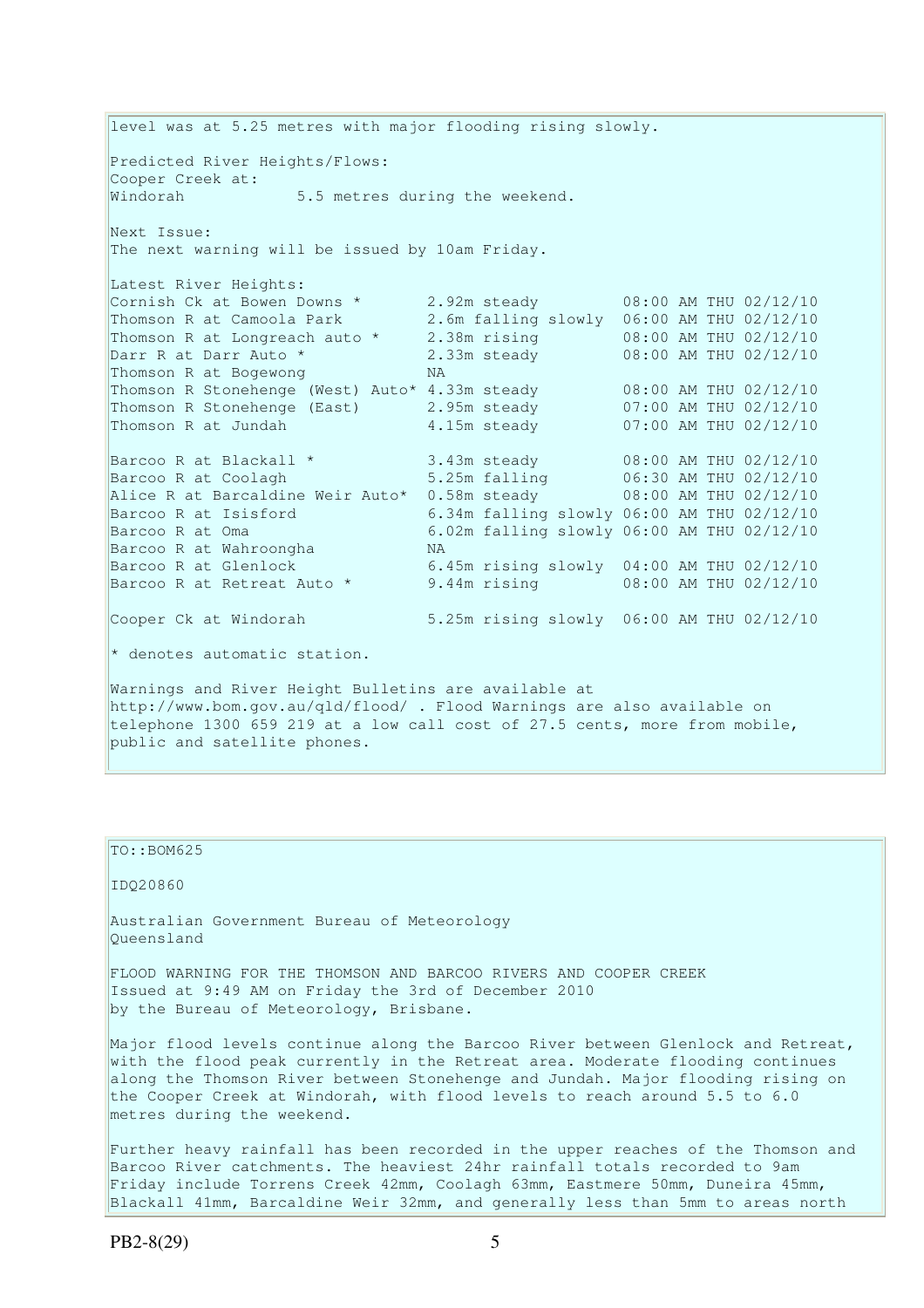level was at 5.25 metres with major flooding rising slowly.

Predicted River Heights/Flows:
Cooper Creek at:
Windorah 5.5 metres during the weekend.

Next Issue:
The next warning will be issued by 10am Friday.

Latest River Heights:

| Station | Height | Time |
|---|---|---|
| Cornish Ck at Bowen Downs * | 2.92m steady | 08:00 AM THU 02/12/10 |
| Thomson R at Camoola Park | 2.6m falling slowly | 06:00 AM THU 02/12/10 |
| Thomson R at Longreach auto * | 2.38m rising | 08:00 AM THU 02/12/10 |
| Darr R at Darr Auto * | 2.33m steady | 08:00 AM THU 02/12/10 |
| Thomson R at Bogewong | NA | |
| Thomson R Stonehenge (West) Auto* | 4.33m steady | 08:00 AM THU 02/12/10 |
| Thomson R Stonehenge (East) | 2.95m steady | 07:00 AM THU 02/12/10 |
| Thomson R at Jundah | 4.15m steady | 07:00 AM THU 02/12/10 |
| | | |
| Barcoo R at Blackall * | 3.43m steady | 08:00 AM THU 02/12/10 |
| Barcoo R at Coolagh | 5.25m falling | 06:30 AM THU 02/12/10 |
| Alice R at Barcaldine Weir Auto* | 0.58m steady | 08:00 AM THU 02/12/10 |
| Barcoo R at Isisford | 6.34m falling slowly | 06:00 AM THU 02/12/10 |
| Barcoo R at Oma | 6.02m falling slowly | 06:00 AM THU 02/12/10 |
| Barcoo R at Wahroongha | NA | |
| Barcoo R at Glenlock | 6.45m rising slowly | 04:00 AM THU 02/12/10 |
| Barcoo R at Retreat Auto * | 9.44m rising | 08:00 AM THU 02/12/10 |
| | | |
| Cooper Ck at Windorah | 5.25m rising slowly | 06:00 AM THU 02/12/10 |

* denotes automatic station.

Warnings and River Height Bulletins are available at http://www.bom.gov.au/qld/flood/ . Flood Warnings are also available on telephone 1300 659 219 at a low call cost of 27.5 cents, more from mobile, public and satellite phones.

---

TO::BOM625

IDQ20860

Australian Government Bureau of Meteorology
Queensland

FLOOD WARNING FOR THE THOMSON AND BARCOO RIVERS AND COOPER CREEK
Issued at 9:49 AM on Friday the 3rd of December 2010
by the Bureau of Meteorology, Brisbane.

Major flood levels continue along the Barcoo River between Glenlock and Retreat, with the flood peak currently in the Retreat area. Moderate flooding continues along the Thomson River between Stonehenge and Jundah. Major flooding rising on the Cooper Creek at Windorah, with flood levels to reach around 5.5 to 6.0 metres during the weekend.

Further heavy rainfall has been recorded in the upper reaches of the Thomson and Barcoo River catchments. The heaviest 24hr rainfall totals recorded to 9am Friday include Torrens Creek 42mm, Coolagh 63mm, Eastmere 50mm, Duneira 45mm, Blackall 41mm, Barcaldine Weir 32mm, and generally less than 5mm to areas north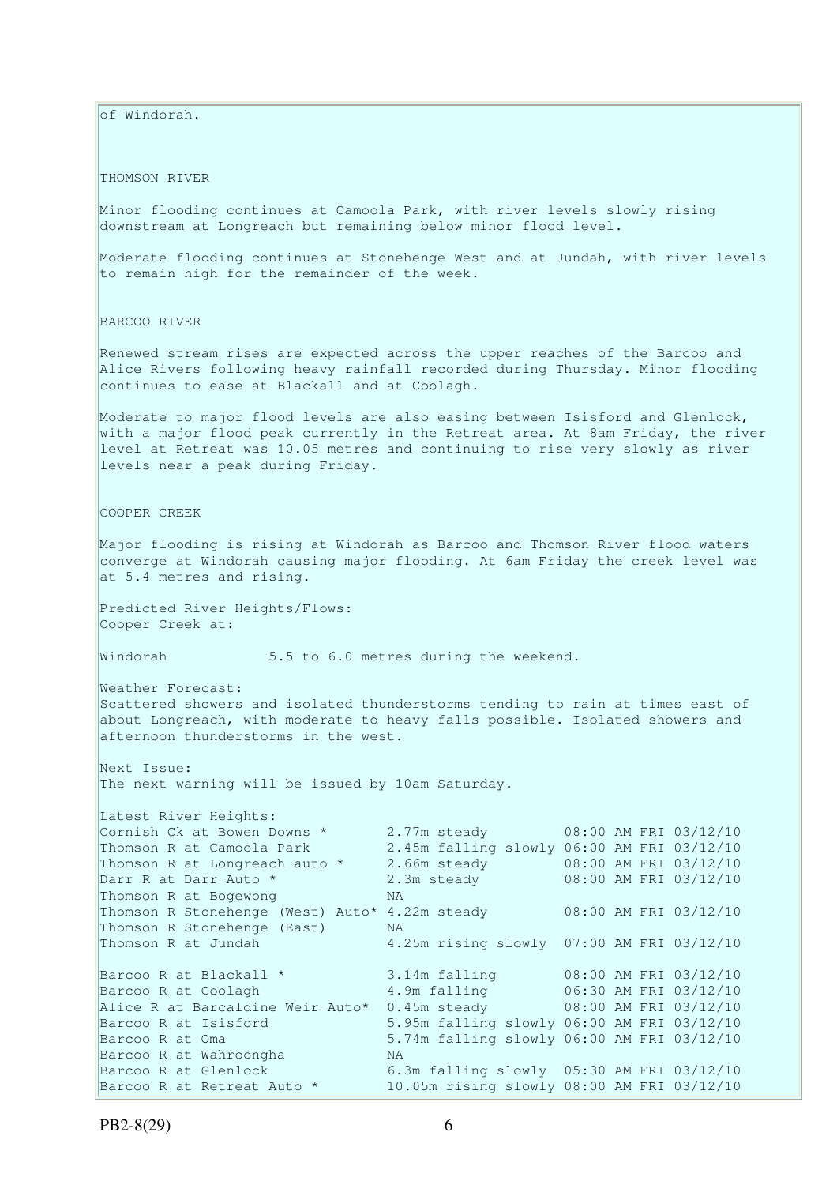of Windorah.

THOMSON RIVER

Minor flooding continues at Camoola Park, with river levels slowly rising downstream at Longreach but remaining below minor flood level.

Moderate flooding continues at Stonehenge West and at Jundah, with river levels to remain high for the remainder of the week.

BARCOO RIVER

Renewed stream rises are expected across the upper reaches of the Barcoo and Alice Rivers following heavy rainfall recorded during Thursday. Minor flooding continues to ease at Blackall and at Coolagh.

Moderate to major flood levels are also easing between Isisford and Glenlock, with a major flood peak currently in the Retreat area. At 8am Friday, the river level at Retreat was 10.05 metres and continuing to rise very slowly as river levels near a peak during Friday.

COOPER CREEK

Major flooding is rising at Windorah as Barcoo and Thomson River flood waters converge at Windorah causing major flooding. At 6am Friday the creek level was at 5.4 metres and rising.

Predicted River Heights/Flows:
Cooper Creek at:

Windorah 5.5 to 6.0 metres during the weekend.

Weather Forecast:
Scattered showers and isolated thunderstorms tending to rain at times east of about Longreach, with moderate to heavy falls possible. Isolated showers and afternoon thunderstorms in the west.

Next Issue:
The next warning will be issued by 10am Saturday.

Latest River Heights:

```
Cornish Ck at Bowen Downs *       2.77m steady         08:00 AM FRI 03/12/10
Thomson R at Camoola Park         2.45m falling slowly 06:00 AM FRI 03/12/10
Thomson R at Longreach auto *     2.66m steady         08:00 AM FRI 03/12/10
Darr R at Darr Auto *             2.3m steady          08:00 AM FRI 03/12/10
Thomson R at Bogewong             NA
Thomson R Stonehenge (West) Auto* 4.22m steady         08:00 AM FRI 03/12/10
Thomson R Stonehenge (East)       NA
Thomson R at Jundah               4.25m rising slowly  07:00 AM FRI 03/12/10

Barcoo R at Blackall *            3.14m falling        08:00 AM FRI 03/12/10
Barcoo R at Coolagh               4.9m falling         06:30 AM FRI 03/12/10
Alice R at Barcaldine Weir Auto*  0.45m steady         08:00 AM FRI 03/12/10
Barcoo R at Isisford              5.95m falling slowly 06:00 AM FRI 03/12/10
Barcoo R at Oma                   5.74m falling slowly 06:00 AM FRI 03/12/10
Barcoo R at Wahroongha            NA
Barcoo R at Glenlock              6.3m falling slowly  05:30 AM FRI 03/12/10
Barcoo R at Retreat Auto *        10.05m rising slowly 08:00 AM FRI 03/12/10
```

PB2-8(29)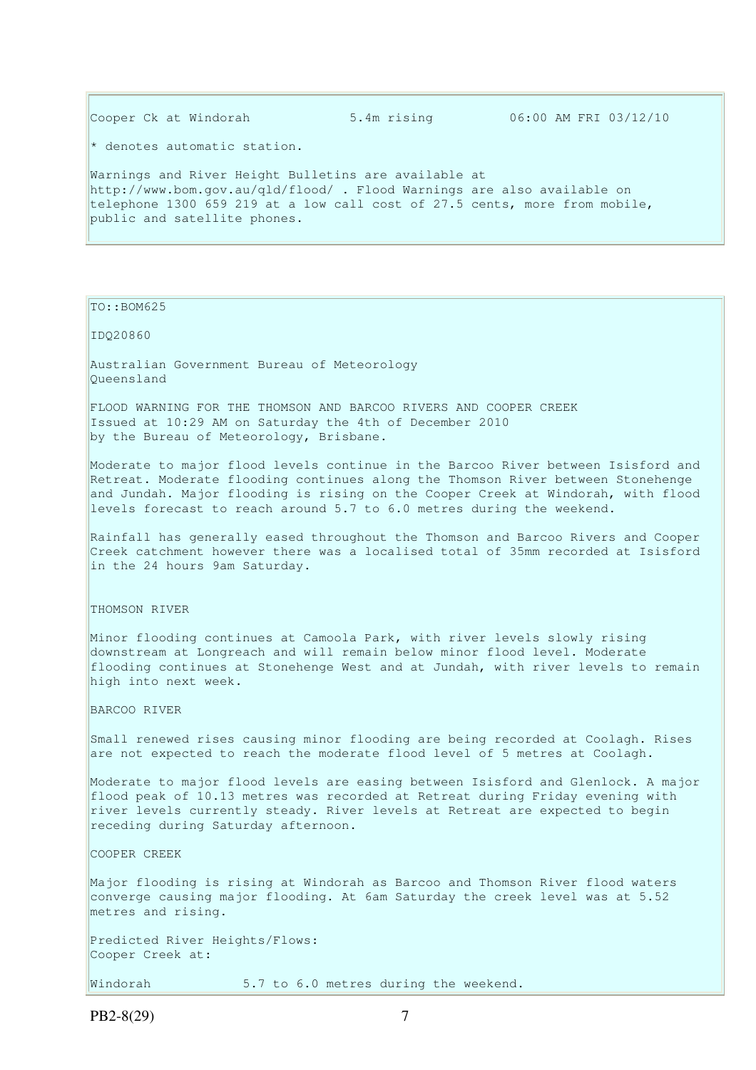Cooper Ck at Windorah 5.4m rising 06:00 AM FRI 03/12/10

* denotes automatic station.

Warnings and River Height Bulletins are available at http://www.bom.gov.au/qld/flood/ . Flood Warnings are also available on telephone 1300 659 219 at a low call cost of 27.5 cents, more from mobile, public and satellite phones.

TO::BOM625

IDQ20860

Australian Government Bureau of Meteorology
Queensland

FLOOD WARNING FOR THE THOMSON AND BARCOO RIVERS AND COOPER CREEK
Issued at 10:29 AM on Saturday the 4th of December 2010
by the Bureau of Meteorology, Brisbane.

Moderate to major flood levels continue in the Barcoo River between Isisford and Retreat. Moderate flooding continues along the Thomson River between Stonehenge and Jundah. Major flooding is rising on the Cooper Creek at Windorah, with flood levels forecast to reach around 5.7 to 6.0 metres during the weekend.

Rainfall has generally eased throughout the Thomson and Barcoo Rivers and Cooper Creek catchment however there was a localised total of 35mm recorded at Isisford in the 24 hours 9am Saturday.

THOMSON RIVER

Minor flooding continues at Camoola Park, with river levels slowly rising downstream at Longreach and will remain below minor flood level. Moderate flooding continues at Stonehenge West and at Jundah, with river levels to remain high into next week.

BARCOO RIVER

Small renewed rises causing minor flooding are being recorded at Coolagh. Rises are not expected to reach the moderate flood level of 5 metres at Coolagh.

Moderate to major flood levels are easing between Isisford and Glenlock. A major flood peak of 10.13 metres was recorded at Retreat during Friday evening with river levels currently steady. River levels at Retreat are expected to begin receding during Saturday afternoon.

COOPER CREEK

Major flooding is rising at Windorah as Barcoo and Thomson River flood waters converge causing major flooding. At 6am Saturday the creek level was at 5.52 metres and rising.

Predicted River Heights/Flows:
Cooper Creek at:

Windorah 5.7 to 6.0 metres during the weekend.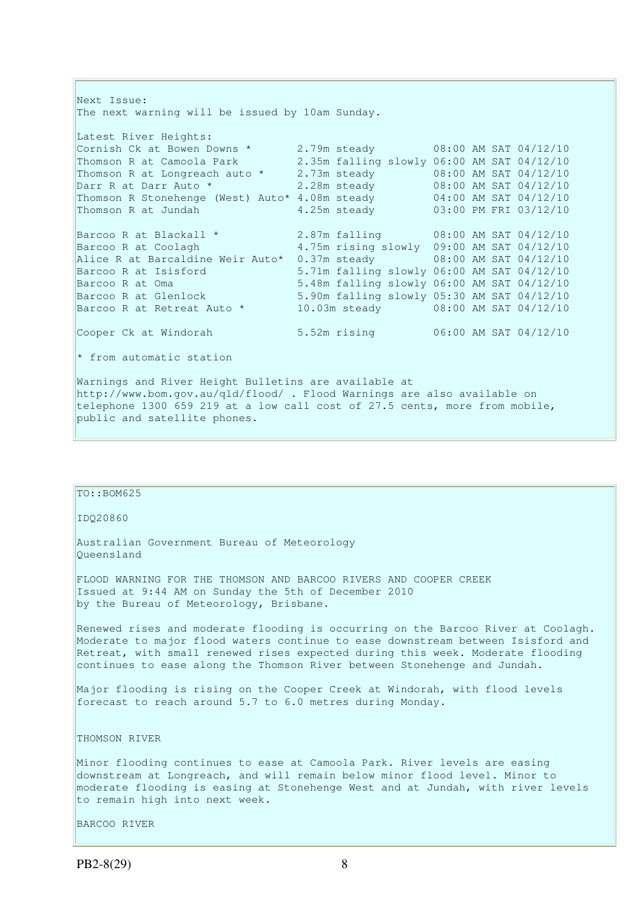Next Issue:
The next warning will be issued by 10am Sunday.

Latest River Heights:

| Location | Height | Trend | Time |
|---|---|---|---|
| Cornish Ck at Bowen Downs * | 2.79m | steady | 08:00 AM SAT 04/12/10 |
| Thomson R at Camoola Park | 2.35m | falling slowly | 06:00 AM SAT 04/12/10 |
| Thomson R at Longreach auto * | 2.73m | steady | 08:00 AM SAT 04/12/10 |
| Darr R at Darr Auto * | 2.28m | steady | 08:00 AM SAT 04/12/10 |
| Thomson R Stonehenge (West) Auto* | 4.08m | steady | 04:00 AM SAT 04/12/10 |
| Thomson R at Jundah | 4.25m | steady | 03:00 PM FRI 03/12/10 |
| Barcoo R at Blackall * | 2.87m | falling | 08:00 AM SAT 04/12/10 |
| Barcoo R at Coolagh | 4.75m | rising slowly | 09:00 AM SAT 04/12/10 |
| Alice R at Barcaldine Weir Auto* | 0.37m | steady | 08:00 AM SAT 04/12/10 |
| Barcoo R at Isisford | 5.71m | falling slowly | 06:00 AM SAT 04/12/10 |
| Barcoo R at Oma | 5.48m | falling slowly | 06:00 AM SAT 04/12/10 |
| Barcoo R at Glenlock | 5.90m | falling slowly | 05:30 AM SAT 04/12/10 |
| Barcoo R at Retreat Auto * | 10.03m | steady | 08:00 AM SAT 04/12/10 |
| Cooper Ck at Windorah | 5.52m | rising | 06:00 AM SAT 04/12/10 |

* from automatic station

Warnings and River Height Bulletins are available at http://www.bom.gov.au/qld/flood/ . Flood Warnings are also available on telephone 1300 659 219 at a low call cost of 27.5 cents, more from mobile, public and satellite phones.

---

TO::BOM625

IDQ20860

Australian Government Bureau of Meteorology
Queensland

FLOOD WARNING FOR THE THOMSON AND BARCOO RIVERS AND COOPER CREEK
Issued at 9:44 AM on Sunday the 5th of December 2010
by the Bureau of Meteorology, Brisbane.

Renewed rises and moderate flooding is occurring on the Barcoo River at Coolagh. Moderate to major flood waters continue to ease downstream between Isisford and Retreat, with small renewed rises expected during this week. Moderate flooding continues to ease along the Thomson River between Stonehenge and Jundah.

Major flooding is rising on the Cooper Creek at Windorah, with flood levels forecast to reach around 5.7 to 6.0 metres during Monday.

THOMSON RIVER

Minor flooding continues to ease at Camoola Park. River levels are easing downstream at Longreach, and will remain below minor flood level. Minor to moderate flooding is easing at Stonehenge West and at Jundah, with river levels to remain high into next week.

BARCOO RIVER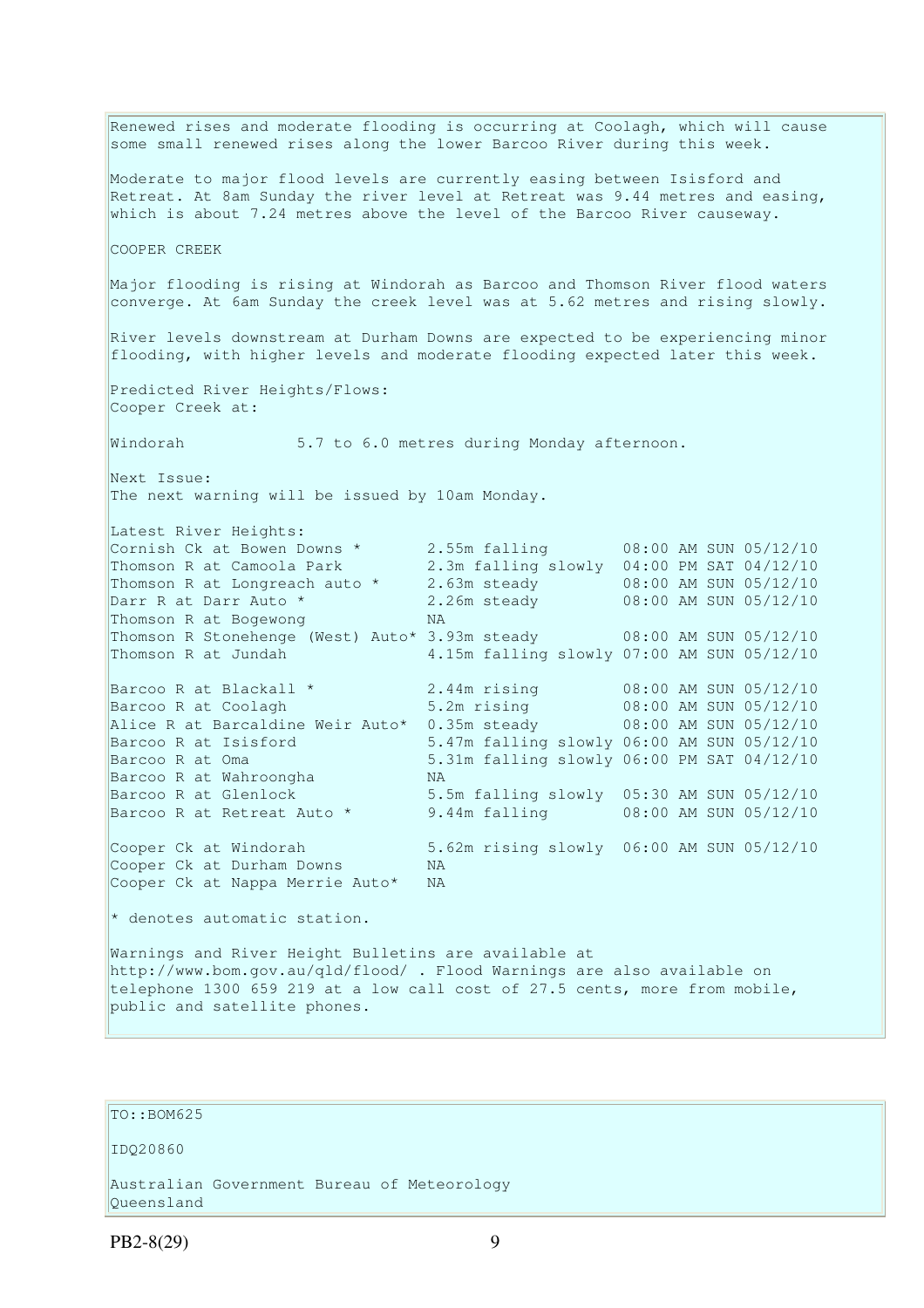Renewed rises and moderate flooding is occurring at Coolagh, which will cause some small renewed rises along the lower Barcoo River during this week.

Moderate to major flood levels are currently easing between Isisford and Retreat. At 8am Sunday the river level at Retreat was 9.44 metres and easing, which is about 7.24 metres above the level of the Barcoo River causeway.

COOPER CREEK

Major flooding is rising at Windorah as Barcoo and Thomson River flood waters converge. At 6am Sunday the creek level was at 5.62 metres and rising slowly.

River levels downstream at Durham Downs are expected to be experiencing minor flooding, with higher levels and moderate flooding expected later this week.

Predicted River Heights/Flows:
Cooper Creek at:

Windorah 5.7 to 6.0 metres during Monday afternoon.

Next Issue:
The next warning will be issued by 10am Monday.

Latest River Heights:

| Station | Height | Time |
|---|---|---|
| Cornish Ck at Bowen Downs * | 2.55m falling | 08:00 AM SUN 05/12/10 |
| Thomson R at Camoola Park | 2.3m falling slowly | 04:00 PM SAT 04/12/10 |
| Thomson R at Longreach auto * | 2.63m steady | 08:00 AM SUN 05/12/10 |
| Darr R at Darr Auto * | 2.26m steady | 08:00 AM SUN 05/12/10 |
| Thomson R at Bogewong | NA | |
| Thomson R Stonehenge (West) Auto* | 3.93m steady | 08:00 AM SUN 05/12/10 |
| Thomson R at Jundah | 4.15m falling slowly | 07:00 AM SUN 05/12/10 |
| Barcoo R at Blackall * | 2.44m rising | 08:00 AM SUN 05/12/10 |
| Barcoo R at Coolagh | 5.2m rising | 08:00 AM SUN 05/12/10 |
| Alice R at Barcaldine Weir Auto* | 0.35m steady | 08:00 AM SUN 05/12/10 |
| Barcoo R at Isisford | 5.47m falling slowly | 06:00 AM SUN 05/12/10 |
| Barcoo R at Oma | 5.31m falling slowly | 06:00 PM SAT 04/12/10 |
| Barcoo R at Wahroongha | NA | |
| Barcoo R at Glenlock | 5.5m falling slowly | 05:30 AM SUN 05/12/10 |
| Barcoo R at Retreat Auto * | 9.44m falling | 08:00 AM SUN 05/12/10 |
| Cooper Ck at Windorah | 5.62m rising slowly | 06:00 AM SUN 05/12/10 |
| Cooper Ck at Durham Downs | NA | |
| Cooper Ck at Nappa Merrie Auto* | NA | |

* denotes automatic station.

Warnings and River Height Bulletins are available at http://www.bom.gov.au/qld/flood/ . Flood Warnings are also available on telephone 1300 659 219 at a low call cost of 27.5 cents, more from mobile, public and satellite phones.

TO::BOM625

IDQ20860

Australian Government Bureau of Meteorology
Queensland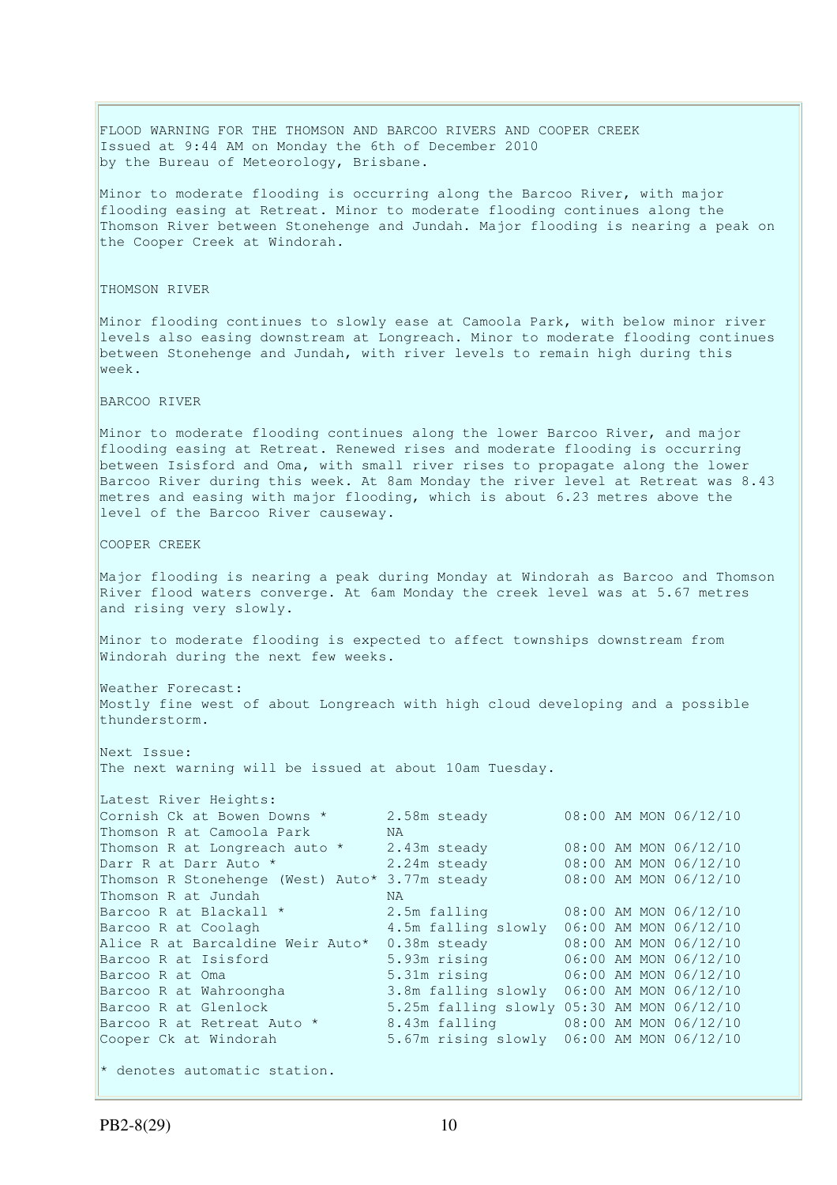FLOOD WARNING FOR THE THOMSON AND BARCOO RIVERS AND COOPER CREEK
Issued at 9:44 AM on Monday the 6th of December 2010
by the Bureau of Meteorology, Brisbane.

Minor to moderate flooding is occurring along the Barcoo River, with major flooding easing at Retreat. Minor to moderate flooding continues along the Thomson River between Stonehenge and Jundah. Major flooding is nearing a peak on the Cooper Creek at Windorah.

THOMSON RIVER

Minor flooding continues to slowly ease at Camoola Park, with below minor river levels also easing downstream at Longreach. Minor to moderate flooding continues between Stonehenge and Jundah, with river levels to remain high during this week.

BARCOO RIVER

Minor to moderate flooding continues along the lower Barcoo River, and major flooding easing at Retreat. Renewed rises and moderate flooding is occurring between Isisford and Oma, with small river rises to propagate along the lower Barcoo River during this week. At 8am Monday the river level at Retreat was 8.43 metres and easing with major flooding, which is about 6.23 metres above the level of the Barcoo River causeway.

COOPER CREEK

Major flooding is nearing a peak during Monday at Windorah as Barcoo and Thomson River flood waters converge. At 6am Monday the creek level was at 5.67 metres and rising very slowly.

Minor to moderate flooding is expected to affect townships downstream from Windorah during the next few weeks.

Weather Forecast:
Mostly fine west of about Longreach with high cloud developing and a possible thunderstorm.

Next Issue:
The next warning will be issued at about 10am Tuesday.

Latest River Heights:

| Station | Height | Time |
|---|---|---|
| Cornish Ck at Bowen Downs * | 2.58m steady | 08:00 AM MON 06/12/10 |
| Thomson R at Camoola Park | NA | |
| Thomson R at Longreach auto * | 2.43m steady | 08:00 AM MON 06/12/10 |
| Darr R at Darr Auto * | 2.24m steady | 08:00 AM MON 06/12/10 |
| Thomson R Stonehenge (West) Auto* | 3.77m steady | 08:00 AM MON 06/12/10 |
| Thomson R at Jundah | NA | |
| Barcoo R at Blackall * | 2.5m falling | 08:00 AM MON 06/12/10 |
| Barcoo R at Coolagh | 4.5m falling slowly | 06:00 AM MON 06/12/10 |
| Alice R at Barcaldine Weir Auto* | 0.38m steady | 08:00 AM MON 06/12/10 |
| Barcoo R at Isisford | 5.93m rising | 06:00 AM MON 06/12/10 |
| Barcoo R at Oma | 5.31m rising | 06:00 AM MON 06/12/10 |
| Barcoo R at Wahroongha | 3.8m falling slowly | 06:00 AM MON 06/12/10 |
| Barcoo R at Glenlock | 5.25m falling slowly | 05:30 AM MON 06/12/10 |
| Barcoo R at Retreat Auto * | 8.43m falling | 08:00 AM MON 06/12/10 |
| Cooper Ck at Windorah | 5.67m rising slowly | 06:00 AM MON 06/12/10 |

* denotes automatic station.

PB2-8(29)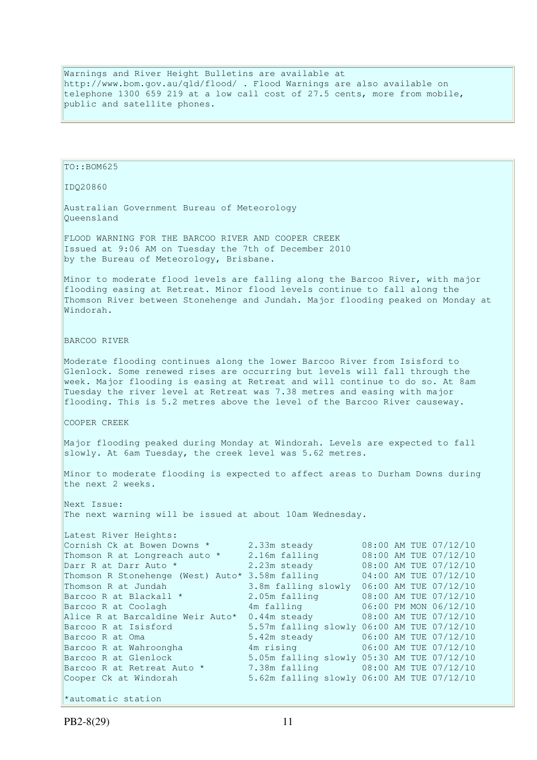Warnings and River Height Bulletins are available at http://www.bom.gov.au/qld/flood/ . Flood Warnings are also available on telephone 1300 659 219 at a low call cost of 27.5 cents, more from mobile, public and satellite phones.

TO::BOM625

IDQ20860

Australian Government Bureau of Meteorology
Queensland

FLOOD WARNING FOR THE BARCOO RIVER AND COOPER CREEK
Issued at 9:06 AM on Tuesday the 7th of December 2010
by the Bureau of Meteorology, Brisbane.

Minor to moderate flood levels are falling along the Barcoo River, with major flooding easing at Retreat. Minor flood levels continue to fall along the Thomson River between Stonehenge and Jundah. Major flooding peaked on Monday at Windorah.

BARCOO RIVER

Moderate flooding continues along the lower Barcoo River from Isisford to Glenlock. Some renewed rises are occurring but levels will fall through the week. Major flooding is easing at Retreat and will continue to do so. At 8am Tuesday the river level at Retreat was 7.38 metres and easing with major flooding. This is 5.2 metres above the level of the Barcoo River causeway.

COOPER CREEK

Major flooding peaked during Monday at Windorah. Levels are expected to fall slowly. At 6am Tuesday, the creek level was 5.62 metres.

Minor to moderate flooding is expected to affect areas to Durham Downs during the next 2 weeks.

Next Issue:
The next warning will be issued at about 10am Wednesday.

Latest River Heights:

| Station | Height | Time |
|---|---|---|
| Cornish Ck at Bowen Downs * | 2.33m steady | 08:00 AM TUE 07/12/10 |
| Thomson R at Longreach auto * | 2.16m falling | 08:00 AM TUE 07/12/10 |
| Darr R at Darr Auto * | 2.23m steady | 08:00 AM TUE 07/12/10 |
| Thomson R Stonehenge (West) Auto* | 3.58m falling | 04:00 AM TUE 07/12/10 |
| Thomson R at Jundah | 3.8m falling slowly | 06:00 AM TUE 07/12/10 |
| Barcoo R at Blackall * | 2.05m falling | 08:00 AM TUE 07/12/10 |
| Barcoo R at Coolagh | 4m falling | 06:00 PM MON 06/12/10 |
| Alice R at Barcaldine Weir Auto* | 0.44m steady | 08:00 AM TUE 07/12/10 |
| Barcoo R at Isisford | 5.57m falling slowly | 06:00 AM TUE 07/12/10 |
| Barcoo R at Oma | 5.42m steady | 06:00 AM TUE 07/12/10 |
| Barcoo R at Wahroongha | 4m rising | 06:00 AM TUE 07/12/10 |
| Barcoo R at Glenlock | 5.05m falling slowly | 05:30 AM TUE 07/12/10 |
| Barcoo R at Retreat Auto * | 7.38m falling | 08:00 AM TUE 07/12/10 |
| Cooper Ck at Windorah | 5.62m falling slowly | 06:00 AM TUE 07/12/10 |

*automatic station

PB2-8(29)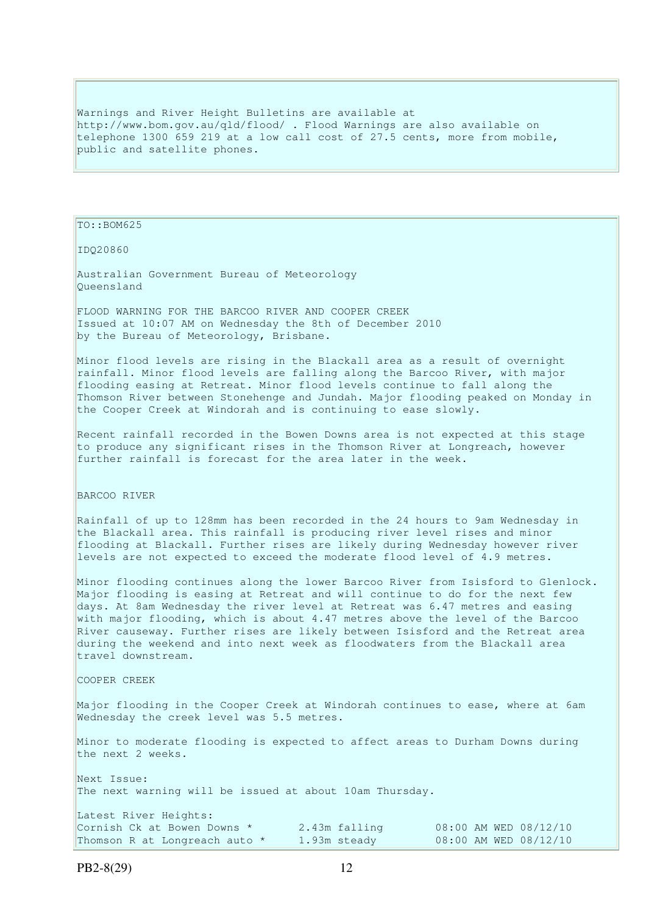Warnings and River Height Bulletins are available at http://www.bom.gov.au/qld/flood/ . Flood Warnings are also available on telephone 1300 659 219 at a low call cost of 27.5 cents, more from mobile, public and satellite phones.

TO::BOM625

IDQ20860

Australian Government Bureau of Meteorology
Queensland

FLOOD WARNING FOR THE BARCOO RIVER AND COOPER CREEK
Issued at 10:07 AM on Wednesday the 8th of December 2010
by the Bureau of Meteorology, Brisbane.

Minor flood levels are rising in the Blackall area as a result of overnight rainfall. Minor flood levels are falling along the Barcoo River, with major flooding easing at Retreat. Minor flood levels continue to fall along the Thomson River between Stonehenge and Jundah. Major flooding peaked on Monday in the Cooper Creek at Windorah and is continuing to ease slowly.

Recent rainfall recorded in the Bowen Downs area is not expected at this stage to produce any significant rises in the Thomson River at Longreach, however further rainfall is forecast for the area later in the week.

BARCOO RIVER

Rainfall of up to 128mm has been recorded in the 24 hours to 9am Wednesday in the Blackall area. This rainfall is producing river level rises and minor flooding at Blackall. Further rises are likely during Wednesday however river levels are not expected to exceed the moderate flood level of 4.9 metres.

Minor flooding continues along the lower Barcoo River from Isisford to Glenlock. Major flooding is easing at Retreat and will continue to do for the next few days. At 8am Wednesday the river level at Retreat was 6.47 metres and easing with major flooding, which is about 4.47 metres above the level of the Barcoo River causeway. Further rises are likely between Isisford and the Retreat area during the weekend and into next week as floodwaters from the Blackall area travel downstream.

COOPER CREEK

Major flooding in the Cooper Creek at Windorah continues to ease, where at 6am Wednesday the creek level was 5.5 metres.

Minor to moderate flooding is expected to affect areas to Durham Downs during the next 2 weeks.

Next Issue:
The next warning will be issued at about 10am Thursday.

Latest River Heights:

| | | |
|---|---|---|
| Cornish Ck at Bowen Downs * | 2.43m falling | 08:00 AM WED 08/12/10 |
| Thomson R at Longreach auto * | 1.93m steady | 08:00 AM WED 08/12/10 |

PB2-8(29)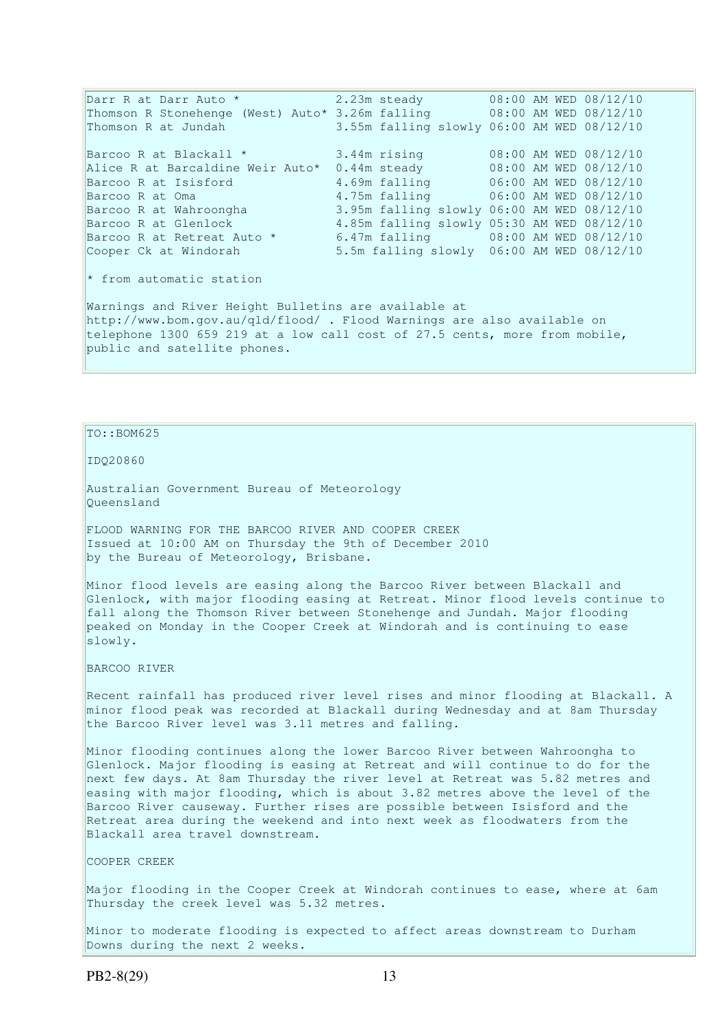```
Darr R at Darr Auto *              2.23m steady          08:00 AM WED 08/12/10
Thomson R Stonehenge (West) Auto* 3.26m falling         08:00 AM WED 08/12/10
Thomson R at Jundah               3.55m falling slowly 06:00 AM WED 08/12/10

Barcoo R at Blackall *            3.44m rising          08:00 AM WED 08/12/10
Alice R at Barcaldine Weir Auto*  0.44m steady          08:00 AM WED 08/12/10
Barcoo R at Isisford              4.69m falling         06:00 AM WED 08/12/10
Barcoo R at Oma                   4.75m falling         06:00 AM WED 08/12/10
Barcoo R at Wahroongha            3.95m falling slowly 06:00 AM WED 08/12/10
Barcoo R at Glenlock              4.85m falling slowly 05:30 AM WED 08/12/10
Barcoo R at Retreat Auto *        6.47m falling         08:00 AM WED 08/12/10
Cooper Ck at Windorah             5.5m falling slowly  06:00 AM WED 08/12/10
```

* from automatic station

Warnings and River Height Bulletins are available at http://www.bom.gov.au/qld/flood/ . Flood Warnings are also available on telephone 1300 659 219 at a low call cost of 27.5 cents, more from mobile, public and satellite phones.

TO::BOM625

IDQ20860

Australian Government Bureau of Meteorology
Queensland

FLOOD WARNING FOR THE BARCOO RIVER AND COOPER CREEK
Issued at 10:00 AM on Thursday the 9th of December 2010
by the Bureau of Meteorology, Brisbane.

Minor flood levels are easing along the Barcoo River between Blackall and Glenlock, with major flooding easing at Retreat. Minor flood levels continue to fall along the Thomson River between Stonehenge and Jundah. Major flooding peaked on Monday in the Cooper Creek at Windorah and is continuing to ease slowly.

BARCOO RIVER

Recent rainfall has produced river level rises and minor flooding at Blackall. A minor flood peak was recorded at Blackall during Wednesday and at 8am Thursday the Barcoo River level was 3.11 metres and falling.

Minor flooding continues along the lower Barcoo River between Wahroongha to Glenlock. Major flooding is easing at Retreat and will continue to do for the next few days. At 8am Thursday the river level at Retreat was 5.82 metres and easing with major flooding, which is about 3.82 metres above the level of the Barcoo River causeway. Further rises are possible between Isisford and the Retreat area during the weekend and into next week as floodwaters from the Blackall area travel downstream.

COOPER CREEK

Major flooding in the Cooper Creek at Windorah continues to ease, where at 6am Thursday the creek level was 5.32 metres.

Minor to moderate flooding is expected to affect areas downstream to Durham Downs during the next 2 weeks.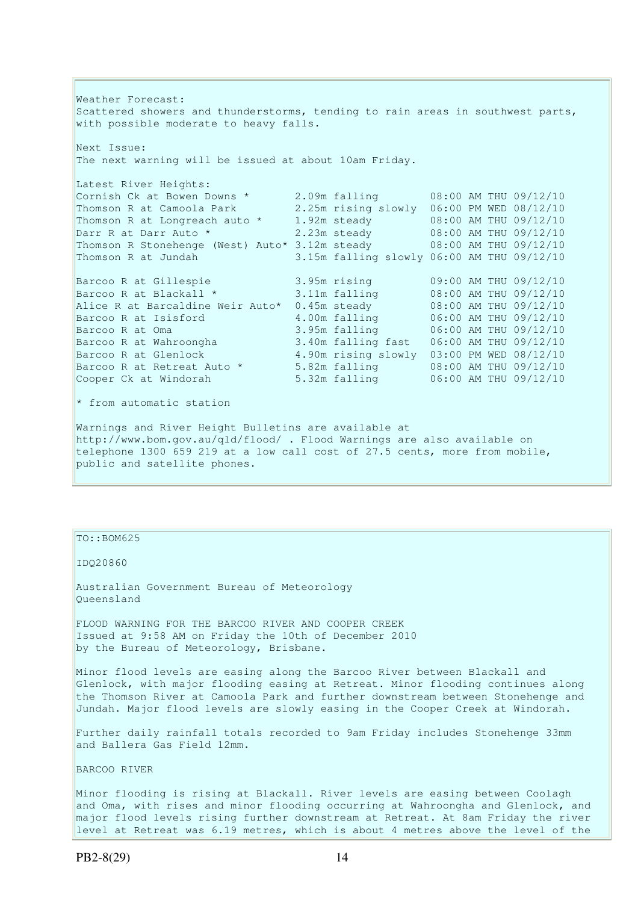Weather Forecast:
Scattered showers and thunderstorms, tending to rain areas in southwest parts, with possible moderate to heavy falls.

Next Issue:
The next warning will be issued at about 10am Friday.

Latest River Heights:

| Location | Height | Trend | Time |
|---|---|---|---|
| Cornish Ck at Bowen Downs * | 2.09m | falling | 08:00 AM THU 09/12/10 |
| Thomson R at Camoola Park | 2.25m | rising slowly | 06:00 PM WED 08/12/10 |
| Thomson R at Longreach auto * | 1.92m | steady | 08:00 AM THU 09/12/10 |
| Darr R at Darr Auto * | 2.23m | steady | 08:00 AM THU 09/12/10 |
| Thomson R Stonehenge (West) Auto* | 3.12m | steady | 08:00 AM THU 09/12/10 |
| Thomson R at Jundah | 3.15m | falling slowly | 06:00 AM THU 09/12/10 |
| Barcoo R at Gillespie | 3.95m | rising | 09:00 AM THU 09/12/10 |
| Barcoo R at Blackall * | 3.11m | falling | 08:00 AM THU 09/12/10 |
| Alice R at Barcaldine Weir Auto* | 0.45m | steady | 08:00 AM THU 09/12/10 |
| Barcoo R at Isisford | 4.00m | falling | 06:00 AM THU 09/12/10 |
| Barcoo R at Oma | 3.95m | falling | 06:00 AM THU 09/12/10 |
| Barcoo R at Wahroongha | 3.40m | falling fast | 06:00 AM THU 09/12/10 |
| Barcoo R at Glenlock | 4.90m | rising slowly | 03:00 PM WED 08/12/10 |
| Barcoo R at Retreat Auto * | 5.82m | falling | 08:00 AM THU 09/12/10 |
| Cooper Ck at Windorah | 5.32m | falling | 06:00 AM THU 09/12/10 |

* from automatic station

Warnings and River Height Bulletins are available at http://www.bom.gov.au/qld/flood/ . Flood Warnings are also available on telephone 1300 659 219 at a low call cost of 27.5 cents, more from mobile, public and satellite phones.

---

TO::BOM625

IDQ20860

Australian Government Bureau of Meteorology
Queensland

FLOOD WARNING FOR THE BARCOO RIVER AND COOPER CREEK
Issued at 9:58 AM on Friday the 10th of December 2010
by the Bureau of Meteorology, Brisbane.

Minor flood levels are easing along the Barcoo River between Blackall and Glenlock, with major flooding easing at Retreat. Minor flooding continues along the Thomson River at Camoola Park and further downstream between Stonehenge and Jundah. Major flood levels are slowly easing in the Cooper Creek at Windorah.

Further daily rainfall totals recorded to 9am Friday includes Stonehenge 33mm and Ballera Gas Field 12mm.

BARCOO RIVER

Minor flooding is rising at Blackall. River levels are easing between Coolagh and Oma, with rises and minor flooding occurring at Wahroongha and Glenlock, and major flood levels rising further downstream at Retreat. At 8am Friday the river level at Retreat was 6.19 metres, which is about 4 metres above the level of the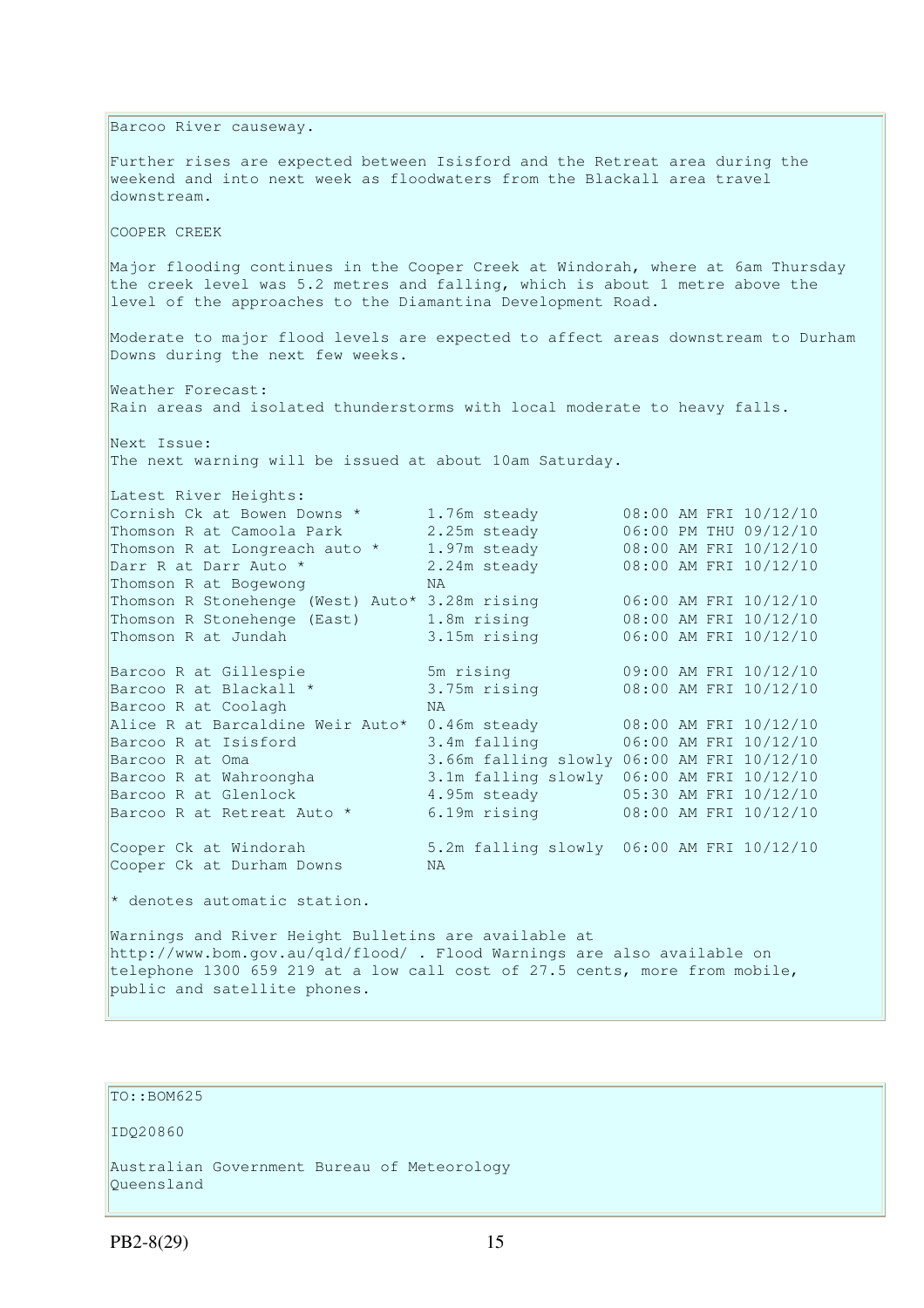Barcoo River causeway.

Further rises are expected between Isisford and the Retreat area during the weekend and into next week as floodwaters from the Blackall area travel downstream.

COOPER CREEK

Major flooding continues in the Cooper Creek at Windorah, where at 6am Thursday the creek level was 5.2 metres and falling, which is about 1 metre above the level of the approaches to the Diamantina Development Road.

Moderate to major flood levels are expected to affect areas downstream to Durham Downs during the next few weeks.

Weather Forecast:
Rain areas and isolated thunderstorms with local moderate to heavy falls.

Next Issue:
The next warning will be issued at about 10am Saturday.

Latest River Heights:

| Station | Height | Time |
|---|---|---|
| Cornish Ck at Bowen Downs * | 1.76m steady | 08:00 AM FRI 10/12/10 |
| Thomson R at Camoola Park | 2.25m steady | 06:00 PM THU 09/12/10 |
| Thomson R at Longreach auto * | 1.97m steady | 08:00 AM FRI 10/12/10 |
| Darr R at Darr Auto * | 2.24m steady | 08:00 AM FRI 10/12/10 |
| Thomson R at Bogewong | NA | |
| Thomson R Stonehenge (West) Auto* | 3.28m rising | 06:00 AM FRI 10/12/10 |
| Thomson R Stonehenge (East) | 1.8m rising | 08:00 AM FRI 10/12/10 |
| Thomson R at Jundah | 3.15m rising | 06:00 AM FRI 10/12/10 |
| | | |
| Barcoo R at Gillespie | 5m rising | 09:00 AM FRI 10/12/10 |
| Barcoo R at Blackall * | 3.75m rising | 08:00 AM FRI 10/12/10 |
| Barcoo R at Coolagh | NA | |
| Alice R at Barcaldine Weir Auto* | 0.46m steady | 08:00 AM FRI 10/12/10 |
| Barcoo R at Isisford | 3.4m falling | 06:00 AM FRI 10/12/10 |
| Barcoo R at Oma | 3.66m falling slowly | 06:00 AM FRI 10/12/10 |
| Barcoo R at Wahroongha | 3.1m falling slowly | 06:00 AM FRI 10/12/10 |
| Barcoo R at Glenlock | 4.95m steady | 05:30 AM FRI 10/12/10 |
| Barcoo R at Retreat Auto * | 6.19m rising | 08:00 AM FRI 10/12/10 |
| | | |
| Cooper Ck at Windorah | 5.2m falling slowly | 06:00 AM FRI 10/12/10 |
| Cooper Ck at Durham Downs | NA | |

* denotes automatic station.

Warnings and River Height Bulletins are available at http://www.bom.gov.au/qld/flood/ . Flood Warnings are also available on telephone 1300 659 219 at a low call cost of 27.5 cents, more from mobile, public and satellite phones.

TO::BOM625

IDQ20860

Australian Government Bureau of Meteorology
Queensland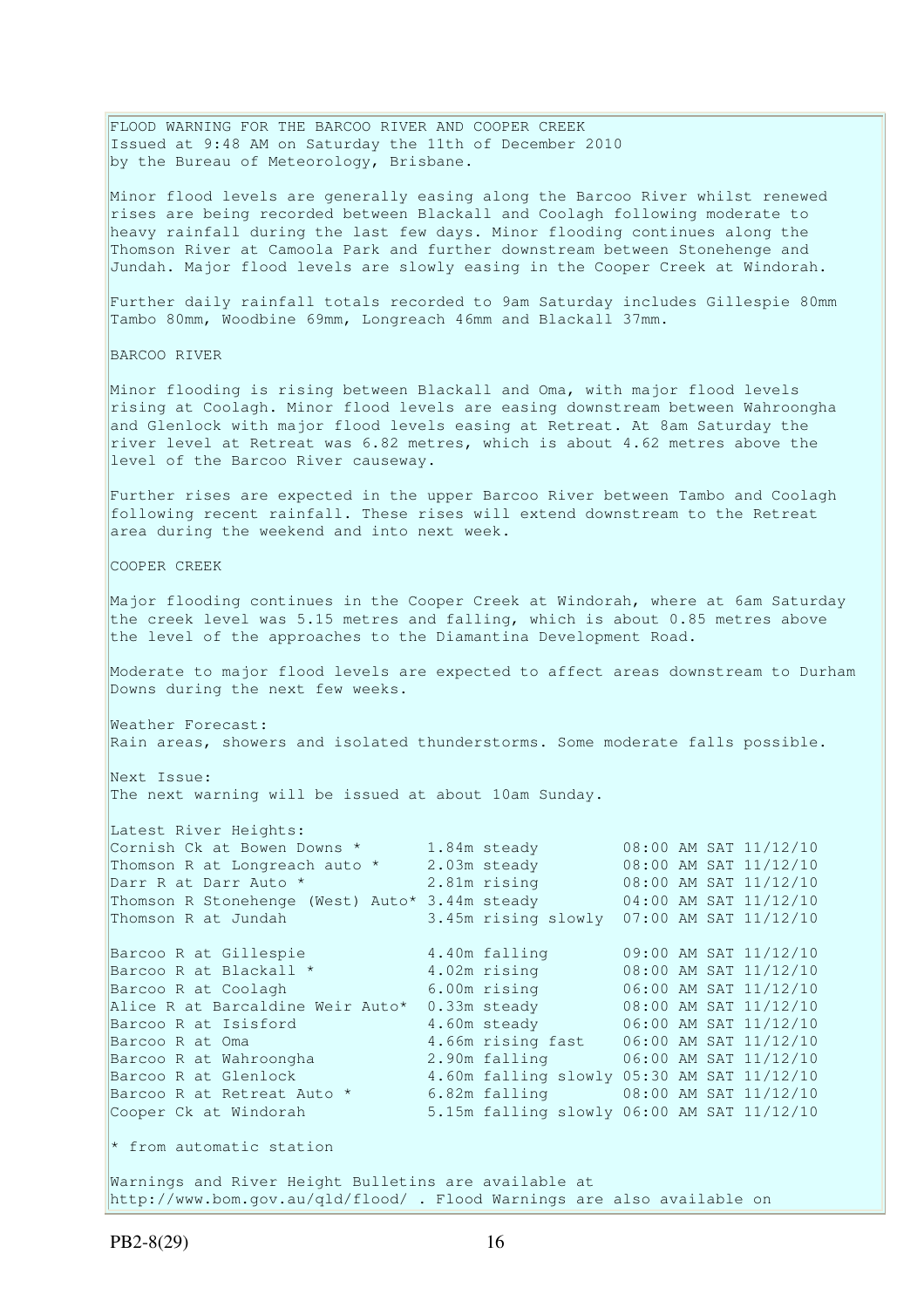FLOOD WARNING FOR THE BARCOO RIVER AND COOPER CREEK
Issued at 9:48 AM on Saturday the 11th of December 2010
by the Bureau of Meteorology, Brisbane.

Minor flood levels are generally easing along the Barcoo River whilst renewed rises are being recorded between Blackall and Coolagh following moderate to heavy rainfall during the last few days. Minor flooding continues along the Thomson River at Camoola Park and further downstream between Stonehenge and Jundah. Major flood levels are slowly easing in the Cooper Creek at Windorah.

Further daily rainfall totals recorded to 9am Saturday includes Gillespie 80mm Tambo 80mm, Woodbine 69mm, Longreach 46mm and Blackall 37mm.

BARCOO RIVER

Minor flooding is rising between Blackall and Oma, with major flood levels rising at Coolagh. Minor flood levels are easing downstream between Wahroongha and Glenlock with major flood levels easing at Retreat. At 8am Saturday the river level at Retreat was 6.82 metres, which is about 4.62 metres above the level of the Barcoo River causeway.

Further rises are expected in the upper Barcoo River between Tambo and Coolagh following recent rainfall. These rises will extend downstream to the Retreat area during the weekend and into next week.

COOPER CREEK

Major flooding continues in the Cooper Creek at Windorah, where at 6am Saturday the creek level was 5.15 metres and falling, which is about 0.85 metres above the level of the approaches to the Diamantina Development Road.

Moderate to major flood levels are expected to affect areas downstream to Durham Downs during the next few weeks.

Weather Forecast:
Rain areas, showers and isolated thunderstorms. Some moderate falls possible.

Next Issue:
The next warning will be issued at about 10am Sunday.

Latest River Heights:

| Location | Height | Time |
|---|---|---|
| Cornish Ck at Bowen Downs * | 1.84m steady | 08:00 AM SAT 11/12/10 |
| Thomson R at Longreach auto * | 2.03m steady | 08:00 AM SAT 11/12/10 |
| Darr R at Darr Auto * | 2.81m rising | 08:00 AM SAT 11/12/10 |
| Thomson R Stonehenge (West) Auto* | 3.44m steady | 04:00 AM SAT 11/12/10 |
| Thomson R at Jundah | 3.45m rising slowly | 07:00 AM SAT 11/12/10 |
| Barcoo R at Gillespie | 4.40m falling | 09:00 AM SAT 11/12/10 |
| Barcoo R at Blackall * | 4.02m rising | 08:00 AM SAT 11/12/10 |
| Barcoo R at Coolagh | 6.00m rising | 06:00 AM SAT 11/12/10 |
| Alice R at Barcaldine Weir Auto* | 0.33m steady | 08:00 AM SAT 11/12/10 |
| Barcoo R at Isisford | 4.60m steady | 06:00 AM SAT 11/12/10 |
| Barcoo R at Oma | 4.66m rising fast | 06:00 AM SAT 11/12/10 |
| Barcoo R at Wahroongha | 2.90m falling | 06:00 AM SAT 11/12/10 |
| Barcoo R at Glenlock | 4.60m falling slowly | 05:30 AM SAT 11/12/10 |
| Barcoo R at Retreat Auto * | 6.82m falling | 08:00 AM SAT 11/12/10 |
| Cooper Ck at Windorah | 5.15m falling slowly | 06:00 AM SAT 11/12/10 |

* from automatic station

Warnings and River Height Bulletins are available at http://www.bom.gov.au/qld/flood/ . Flood Warnings are also available on

PB2-8(29)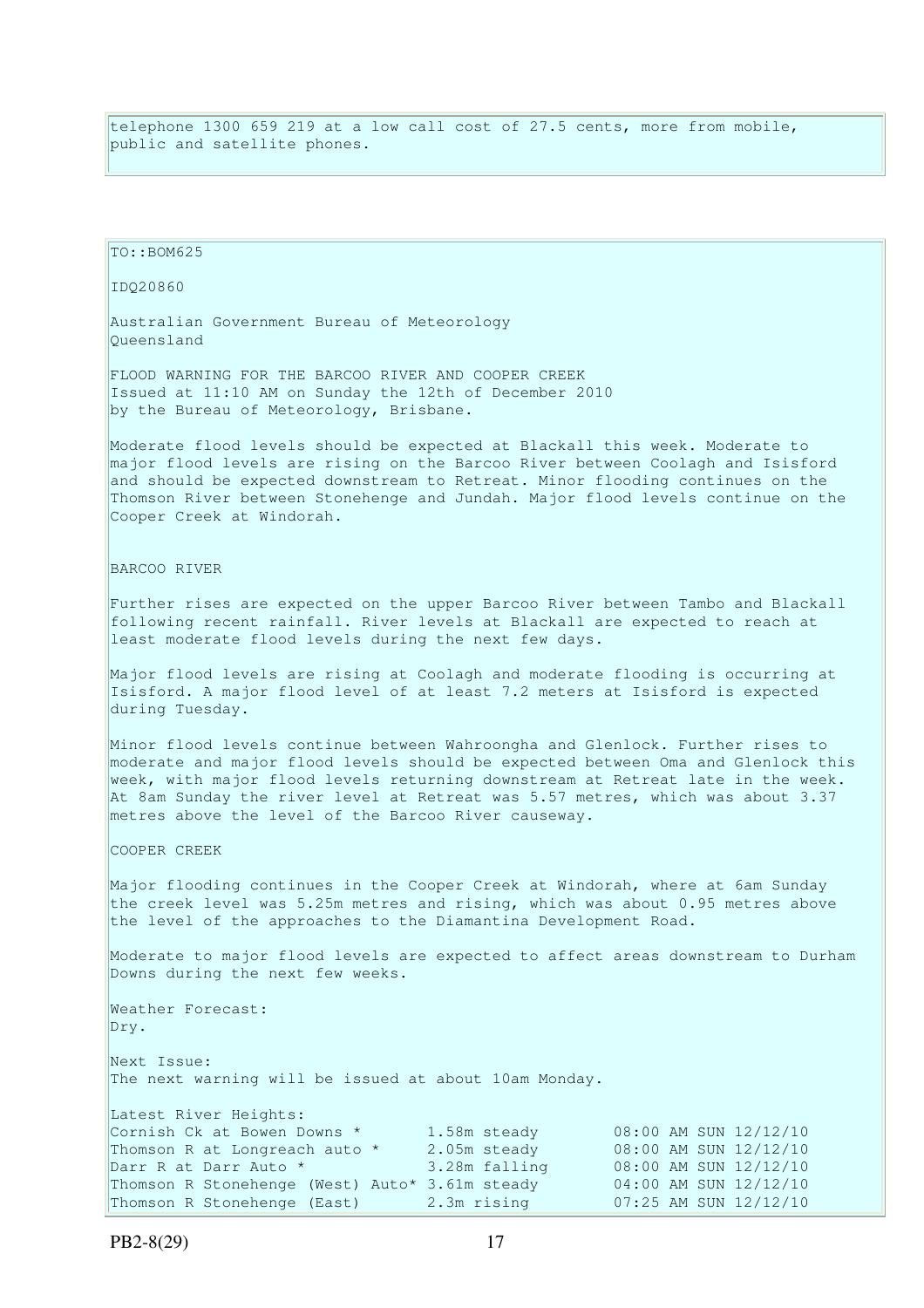telephone 1300 659 219 at a low call cost of 27.5 cents, more from mobile, public and satellite phones.

TO::BOM625

IDQ20860

Australian Government Bureau of Meteorology
Queensland

FLOOD WARNING FOR THE BARCOO RIVER AND COOPER CREEK
Issued at 11:10 AM on Sunday the 12th of December 2010
by the Bureau of Meteorology, Brisbane.

Moderate flood levels should be expected at Blackall this week. Moderate to major flood levels are rising on the Barcoo River between Coolagh and Isisford and should be expected downstream to Retreat. Minor flooding continues on the Thomson River between Stonehenge and Jundah. Major flood levels continue on the Cooper Creek at Windorah.

BARCOO RIVER

Further rises are expected on the upper Barcoo River between Tambo and Blackall following recent rainfall. River levels at Blackall are expected to reach at least moderate flood levels during the next few days.

Major flood levels are rising at Coolagh and moderate flooding is occurring at Isisford. A major flood level of at least 7.2 meters at Isisford is expected during Tuesday.

Minor flood levels continue between Wahroongha and Glenlock. Further rises to moderate and major flood levels should be expected between Oma and Glenlock this week, with major flood levels returning downstream at Retreat late in the week. At 8am Sunday the river level at Retreat was 5.57 metres, which was about 3.37 metres above the level of the Barcoo River causeway.

COOPER CREEK

Major flooding continues in the Cooper Creek at Windorah, where at 6am Sunday the creek level was 5.25m metres and rising, which was about 0.95 metres above the level of the approaches to the Diamantina Development Road.

Moderate to major flood levels are expected to affect areas downstream to Durham Downs during the next few weeks.

Weather Forecast:
Dry.

Next Issue:
The next warning will be issued at about 10am Monday.

Latest River Heights:

| | | |
|---|---|---|
| Cornish Ck at Bowen Downs * | 1.58m steady | 08:00 AM SUN 12/12/10 |
| Thomson R at Longreach auto * | 2.05m steady | 08:00 AM SUN 12/12/10 |
| Darr R at Darr Auto * | 3.28m falling | 08:00 AM SUN 12/12/10 |
| Thomson R Stonehenge (West) Auto* | 3.61m steady | 04:00 AM SUN 12/12/10 |
| Thomson R Stonehenge (East) | 2.3m rising | 07:25 AM SUN 12/12/10 |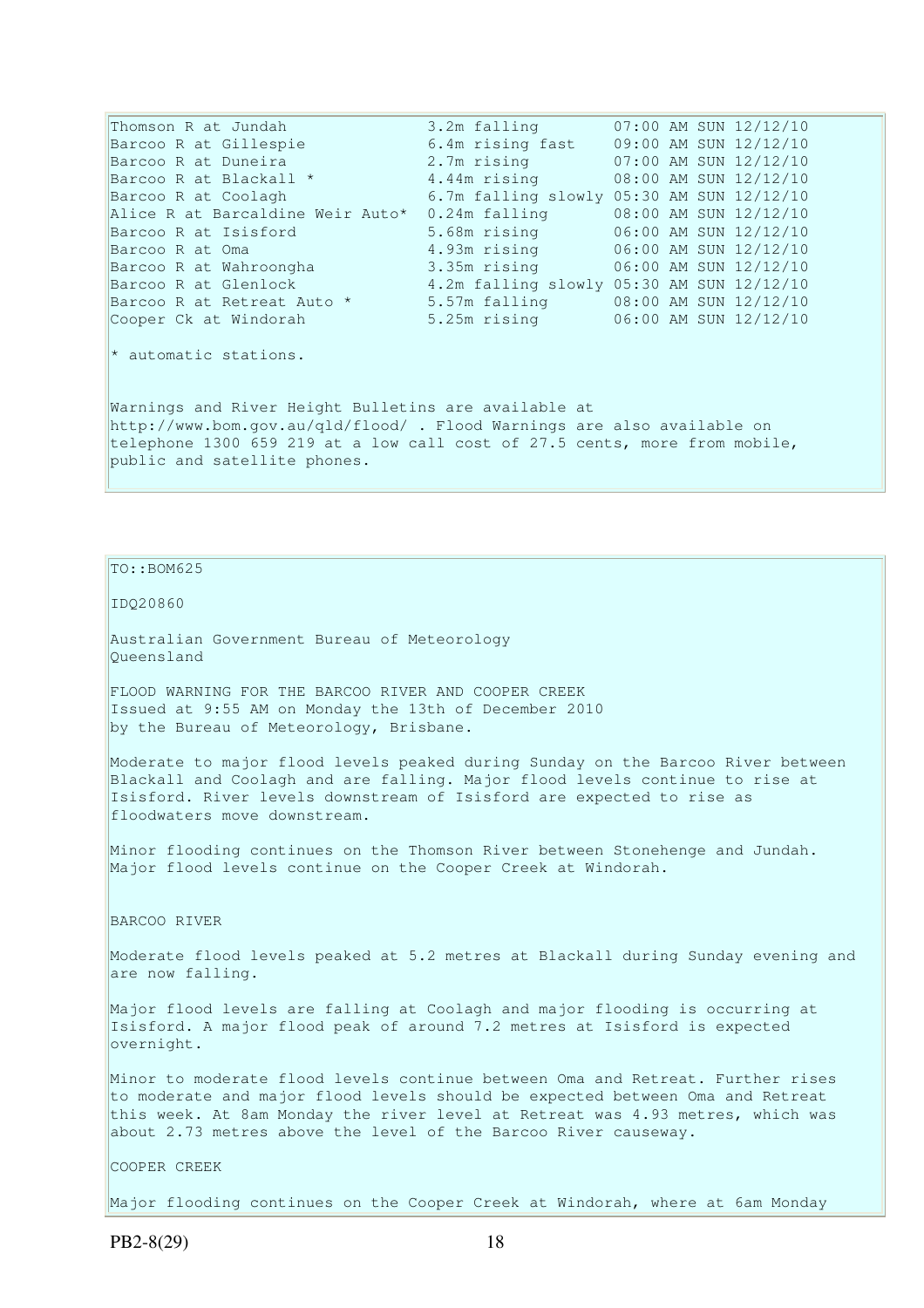| | | |
|---|---|---|
| Thomson R at Jundah | 3.2m falling | 07:00 AM SUN 12/12/10 |
| Barcoo R at Gillespie | 6.4m rising fast | 09:00 AM SUN 12/12/10 |
| Barcoo R at Duneira | 2.7m rising | 07:00 AM SUN 12/12/10 |
| Barcoo R at Blackall * | 4.44m rising | 08:00 AM SUN 12/12/10 |
| Barcoo R at Coolagh | 6.7m falling slowly | 05:30 AM SUN 12/12/10 |
| Alice R at Barcaldine Weir Auto* | 0.24m falling | 08:00 AM SUN 12/12/10 |
| Barcoo R at Isisford | 5.68m rising | 06:00 AM SUN 12/12/10 |
| Barcoo R at Oma | 4.93m rising | 06:00 AM SUN 12/12/10 |
| Barcoo R at Wahroongha | 3.35m rising | 06:00 AM SUN 12/12/10 |
| Barcoo R at Glenlock | 4.2m falling slowly | 05:30 AM SUN 12/12/10 |
| Barcoo R at Retreat Auto * | 5.57m falling | 08:00 AM SUN 12/12/10 |
| Cooper Ck at Windorah | 5.25m rising | 06:00 AM SUN 12/12/10 |

* automatic stations.

Warnings and River Height Bulletins are available at http://www.bom.gov.au/qld/flood/ . Flood Warnings are also available on telephone 1300 659 219 at a low call cost of 27.5 cents, more from mobile, public and satellite phones.

TO::BOM625

IDQ20860

Australian Government Bureau of Meteorology
Queensland

FLOOD WARNING FOR THE BARCOO RIVER AND COOPER CREEK
Issued at 9:55 AM on Monday the 13th of December 2010
by the Bureau of Meteorology, Brisbane.

Moderate to major flood levels peaked during Sunday on the Barcoo River between Blackall and Coolagh and are falling. Major flood levels continue to rise at Isisford. River levels downstream of Isisford are expected to rise as floodwaters move downstream.

Minor flooding continues on the Thomson River between Stonehenge and Jundah. Major flood levels continue on the Cooper Creek at Windorah.

BARCOO RIVER

Moderate flood levels peaked at 5.2 metres at Blackall during Sunday evening and are now falling.

Major flood levels are falling at Coolagh and major flooding is occurring at Isisford. A major flood peak of around 7.2 metres at Isisford is expected overnight.

Minor to moderate flood levels continue between Oma and Retreat. Further rises to moderate and major flood levels should be expected between Oma and Retreat this week. At 8am Monday the river level at Retreat was 4.93 metres, which was about 2.73 metres above the level of the Barcoo River causeway.

COOPER CREEK

Major flooding continues on the Cooper Creek at Windorah, where at 6am Monday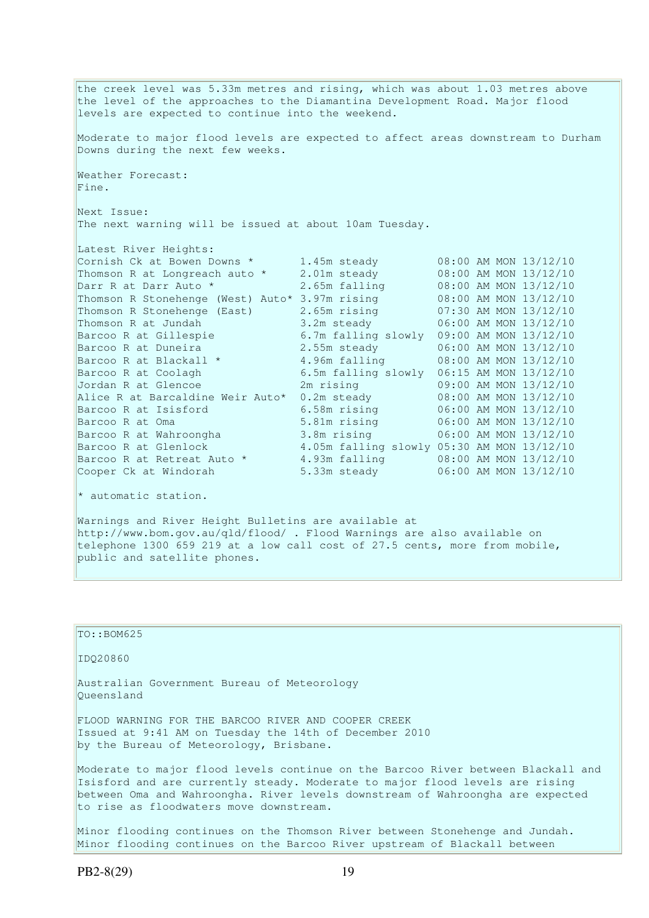the creek level was 5.33m metres and rising, which was about 1.03 metres above the level of the approaches to the Diamantina Development Road. Major flood levels are expected to continue into the weekend.

Moderate to major flood levels are expected to affect areas downstream to Durham Downs during the next few weeks.

Weather Forecast:
Fine.

Next Issue:
The next warning will be issued at about 10am Tuesday.

Latest River Heights:

| Location | Height | Time |
|---|---|---|
| Cornish Ck at Bowen Downs * | 1.45m steady | 08:00 AM MON 13/12/10 |
| Thomson R at Longreach auto * | 2.01m steady | 08:00 AM MON 13/12/10 |
| Darr R at Darr Auto * | 2.65m falling | 08:00 AM MON 13/12/10 |
| Thomson R Stonehenge (West) Auto* | 3.97m rising | 08:00 AM MON 13/12/10 |
| Thomson R Stonehenge (East) | 2.65m rising | 07:30 AM MON 13/12/10 |
| Thomson R at Jundah | 3.2m steady | 06:00 AM MON 13/12/10 |
| Barcoo R at Gillespie | 6.7m falling slowly | 09:00 AM MON 13/12/10 |
| Barcoo R at Duneira | 2.55m steady | 06:00 AM MON 13/12/10 |
| Barcoo R at Blackall * | 4.96m falling | 08:00 AM MON 13/12/10 |
| Barcoo R at Coolagh | 6.5m falling slowly | 06:15 AM MON 13/12/10 |
| Jordan R at Glencoe | 2m rising | 09:00 AM MON 13/12/10 |
| Alice R at Barcaldine Weir Auto* | 0.2m steady | 08:00 AM MON 13/12/10 |
| Barcoo R at Isisford | 6.58m rising | 06:00 AM MON 13/12/10 |
| Barcoo R at Oma | 5.81m rising | 06:00 AM MON 13/12/10 |
| Barcoo R at Wahroongha | 3.8m rising | 06:00 AM MON 13/12/10 |
| Barcoo R at Glenlock | 4.05m falling slowly | 05:30 AM MON 13/12/10 |
| Barcoo R at Retreat Auto * | 4.93m falling | 08:00 AM MON 13/12/10 |
| Cooper Ck at Windorah | 5.33m steady | 06:00 AM MON 13/12/10 |

* automatic station.

Warnings and River Height Bulletins are available at http://www.bom.gov.au/qld/flood/ . Flood Warnings are also available on telephone 1300 659 219 at a low call cost of 27.5 cents, more from mobile, public and satellite phones.

---

TO::BOM625

IDQ20860

Australian Government Bureau of Meteorology
Queensland

FLOOD WARNING FOR THE BARCOO RIVER AND COOPER CREEK
Issued at 9:41 AM on Tuesday the 14th of December 2010
by the Bureau of Meteorology, Brisbane.

Moderate to major flood levels continue on the Barcoo River between Blackall and Isisford and are currently steady. Moderate to major flood levels are rising between Oma and Wahroongha. River levels downstream of Wahroongha are expected to rise as floodwaters move downstream.

Minor flooding continues on the Thomson River between Stonehenge and Jundah. Minor flooding continues on the Barcoo River upstream of Blackall between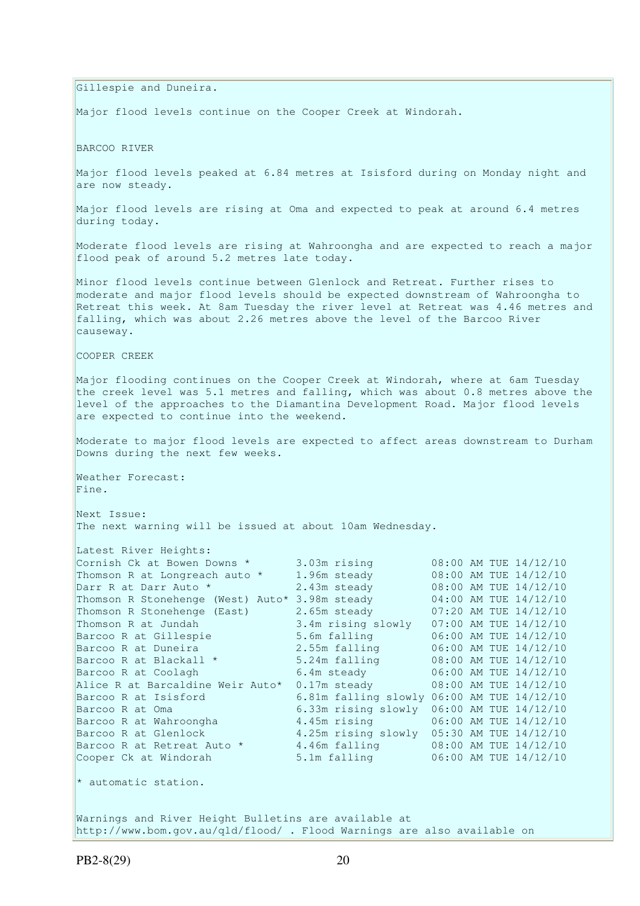Gillespie and Duneira.

Major flood levels continue on the Cooper Creek at Windorah.

BARCOO RIVER

Major flood levels peaked at 6.84 metres at Isisford during on Monday night and are now steady.

Major flood levels are rising at Oma and expected to peak at around 6.4 metres during today.

Moderate flood levels are rising at Wahroongha and are expected to reach a major flood peak of around 5.2 metres late today.

Minor flood levels continue between Glenlock and Retreat. Further rises to moderate and major flood levels should be expected downstream of Wahroongha to Retreat this week. At 8am Tuesday the river level at Retreat was 4.46 metres and falling, which was about 2.26 metres above the level of the Barcoo River causeway.

COOPER CREEK

Major flooding continues on the Cooper Creek at Windorah, where at 6am Tuesday the creek level was 5.1 metres and falling, which was about 0.8 metres above the level of the approaches to the Diamantina Development Road. Major flood levels are expected to continue into the weekend.

Moderate to major flood levels are expected to affect areas downstream to Durham Downs during the next few weeks.

Weather Forecast:
Fine.

Next Issue:
The next warning will be issued at about 10am Wednesday.

Latest River Heights:

| Station | Height | Time |
|---|---|---|
| Cornish Ck at Bowen Downs * | 3.03m rising | 08:00 AM TUE 14/12/10 |
| Thomson R at Longreach auto * | 1.96m steady | 08:00 AM TUE 14/12/10 |
| Darr R at Darr Auto * | 2.43m steady | 08:00 AM TUE 14/12/10 |
| Thomson R Stonehenge (West) Auto* | 3.98m steady | 04:00 AM TUE 14/12/10 |
| Thomson R Stonehenge (East) | 2.65m steady | 07:20 AM TUE 14/12/10 |
| Thomson R at Jundah | 3.4m rising slowly | 07:00 AM TUE 14/12/10 |
| Barcoo R at Gillespie | 5.6m falling | 06:00 AM TUE 14/12/10 |
| Barcoo R at Duneira | 2.55m falling | 06:00 AM TUE 14/12/10 |
| Barcoo R at Blackall * | 5.24m falling | 08:00 AM TUE 14/12/10 |
| Barcoo R at Coolagh | 6.4m steady | 06:00 AM TUE 14/12/10 |
| Alice R at Barcaldine Weir Auto* | 0.17m steady | 08:00 AM TUE 14/12/10 |
| Barcoo R at Isisford | 6.81m falling slowly | 06:00 AM TUE 14/12/10 |
| Barcoo R at Oma | 6.33m rising slowly | 06:00 AM TUE 14/12/10 |
| Barcoo R at Wahroongha | 4.45m rising | 06:00 AM TUE 14/12/10 |
| Barcoo R at Glenlock | 4.25m rising slowly | 05:30 AM TUE 14/12/10 |
| Barcoo R at Retreat Auto * | 4.46m falling | 08:00 AM TUE 14/12/10 |
| Cooper Ck at Windorah | 5.1m falling | 06:00 AM TUE 14/12/10 |

* automatic station.

Warnings and River Height Bulletins are available at http://www.bom.gov.au/qld/flood/ . Flood Warnings are also available on

PB2-8(29)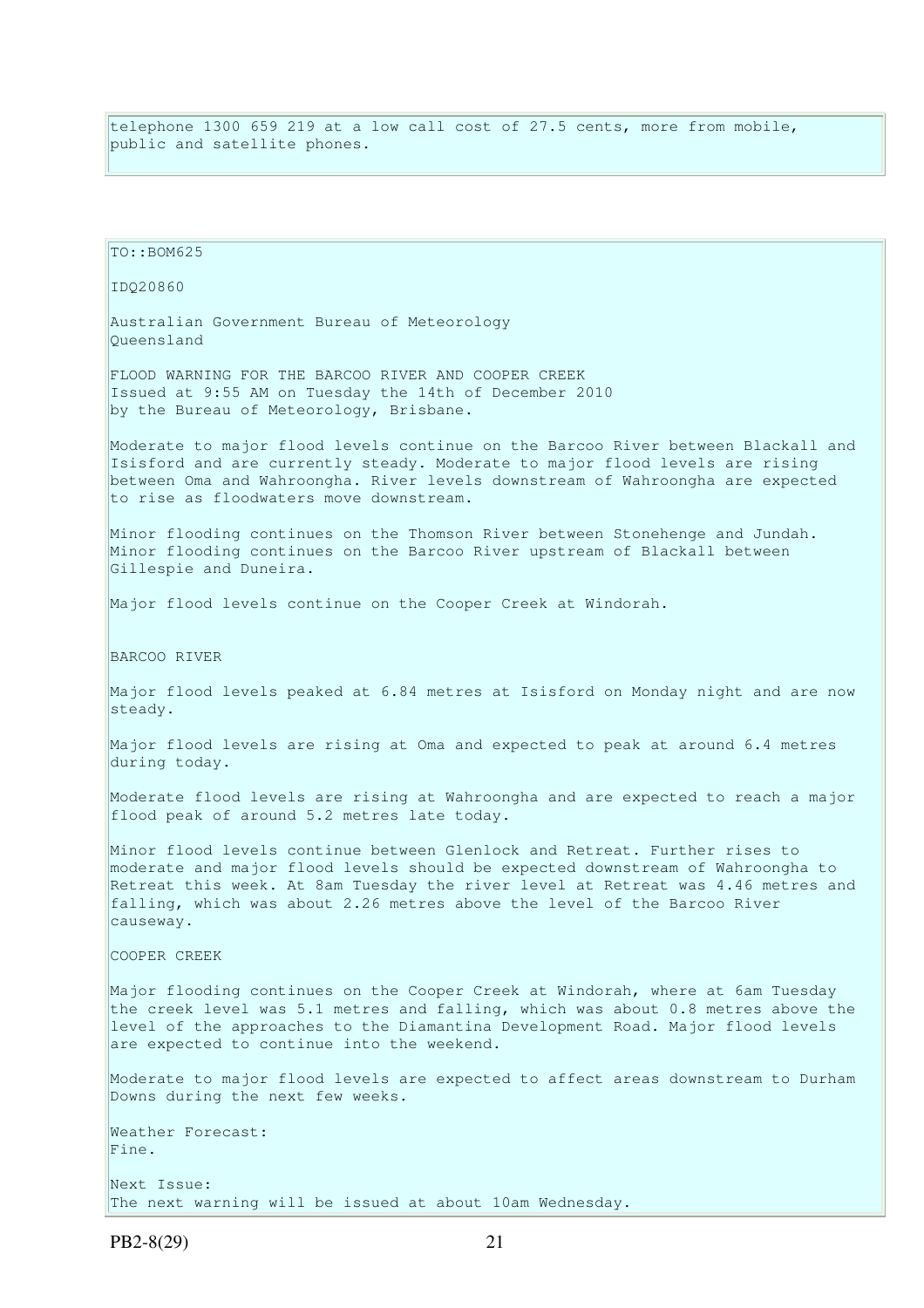telephone 1300 659 219 at a low call cost of 27.5 cents, more from mobile, public and satellite phones.

TO::BOM625

IDQ20860

Australian Government Bureau of Meteorology
Queensland

FLOOD WARNING FOR THE BARCOO RIVER AND COOPER CREEK
Issued at 9:55 AM on Tuesday the 14th of December 2010
by the Bureau of Meteorology, Brisbane.

Moderate to major flood levels continue on the Barcoo River between Blackall and Isisford and are currently steady. Moderate to major flood levels are rising between Oma and Wahroongha. River levels downstream of Wahroongha are expected to rise as floodwaters move downstream.

Minor flooding continues on the Thomson River between Stonehenge and Jundah. Minor flooding continues on the Barcoo River upstream of Blackall between Gillespie and Duneira.

Major flood levels continue on the Cooper Creek at Windorah.

BARCOO RIVER

Major flood levels peaked at 6.84 metres at Isisford on Monday night and are now steady.

Major flood levels are rising at Oma and expected to peak at around 6.4 metres during today.

Moderate flood levels are rising at Wahroongha and are expected to reach a major flood peak of around 5.2 metres late today.

Minor flood levels continue between Glenlock and Retreat. Further rises to moderate and major flood levels should be expected downstream of Wahroongha to Retreat this week. At 8am Tuesday the river level at Retreat was 4.46 metres and falling, which was about 2.26 metres above the level of the Barcoo River causeway.

COOPER CREEK

Major flooding continues on the Cooper Creek at Windorah, where at 6am Tuesday the creek level was 5.1 metres and falling, which was about 0.8 metres above the level of the approaches to the Diamantina Development Road. Major flood levels are expected to continue into the weekend.

Moderate to major flood levels are expected to affect areas downstream to Durham Downs during the next few weeks.

Weather Forecast:
Fine.

Next Issue:
The next warning will be issued at about 10am Wednesday.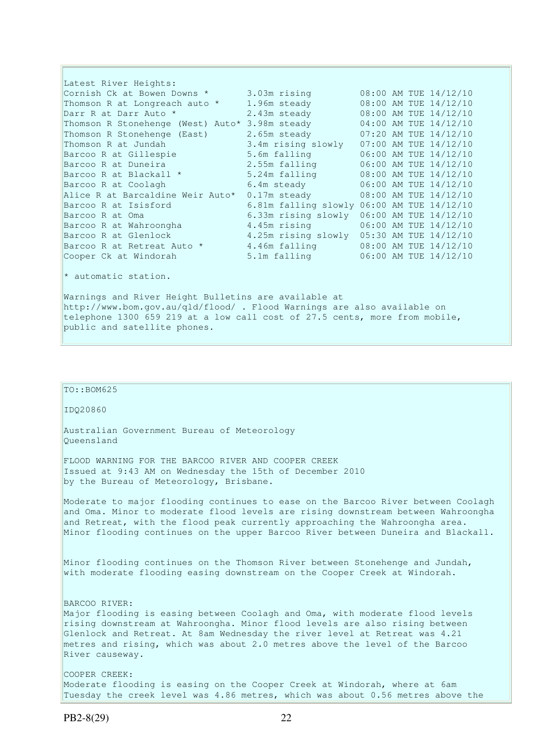Latest River Heights:

| Station | Height | Time |
| --- | --- | --- |
| Cornish Ck at Bowen Downs * | 3.03m rising | 08:00 AM TUE 14/12/10 |
| Thomson R at Longreach auto * | 1.96m steady | 08:00 AM TUE 14/12/10 |
| Darr R at Darr Auto * | 2.43m steady | 08:00 AM TUE 14/12/10 |
| Thomson R Stonehenge (West) Auto* | 3.98m steady | 04:00 AM TUE 14/12/10 |
| Thomson R Stonehenge (East) | 2.65m steady | 07:20 AM TUE 14/12/10 |
| Thomson R at Jundah | 3.4m rising slowly | 07:00 AM TUE 14/12/10 |
| Barcoo R at Gillespie | 5.6m falling | 06:00 AM TUE 14/12/10 |
| Barcoo R at Duneira | 2.55m falling | 06:00 AM TUE 14/12/10 |
| Barcoo R at Blackall * | 5.24m falling | 08:00 AM TUE 14/12/10 |
| Barcoo R at Coolagh | 6.4m steady | 06:00 AM TUE 14/12/10 |
| Alice R at Barcaldine Weir Auto* | 0.17m steady | 08:00 AM TUE 14/12/10 |
| Barcoo R at Isisford | 6.81m falling slowly | 06:00 AM TUE 14/12/10 |
| Barcoo R at Oma | 6.33m rising slowly | 06:00 AM TUE 14/12/10 |
| Barcoo R at Wahroongha | 4.45m rising | 06:00 AM TUE 14/12/10 |
| Barcoo R at Glenlock | 4.25m rising slowly | 05:30 AM TUE 14/12/10 |
| Barcoo R at Retreat Auto * | 4.46m falling | 08:00 AM TUE 14/12/10 |
| Cooper Ck at Windorah | 5.1m falling | 06:00 AM TUE 14/12/10 |

* automatic station.

Warnings and River Height Bulletins are available at http://www.bom.gov.au/qld/flood/ . Flood Warnings are also available on telephone 1300 659 219 at a low call cost of 27.5 cents, more from mobile, public and satellite phones.

---

TO::BOM625

IDQ20860

Australian Government Bureau of Meteorology
Queensland

FLOOD WARNING FOR THE BARCOO RIVER AND COOPER CREEK
Issued at 9:43 AM on Wednesday the 15th of December 2010
by the Bureau of Meteorology, Brisbane.

Moderate to major flooding continues to ease on the Barcoo River between Coolagh and Oma. Minor to moderate flood levels are rising downstream between Wahroongha and Retreat, with the flood peak currently approaching the Wahroongha area. Minor flooding continues on the upper Barcoo River between Duneira and Blackall.

Minor flooding continues on the Thomson River between Stonehenge and Jundah, with moderate flooding easing downstream on the Cooper Creek at Windorah.

BARCOO RIVER:
Major flooding is easing between Coolagh and Oma, with moderate flood levels rising downstream at Wahroongha. Minor flood levels are also rising between Glenlock and Retreat. At 8am Wednesday the river level at Retreat was 4.21 metres and rising, which was about 2.0 metres above the level of the Barcoo River causeway.

COOPER CREEK:
Moderate flooding is easing on the Cooper Creek at Windorah, where at 6am Tuesday the creek level was 4.86 metres, which was about 0.56 metres above the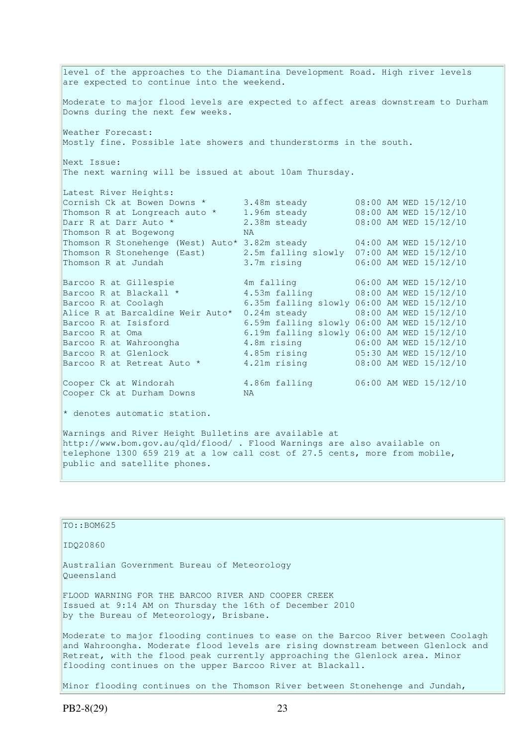level of the approaches to the Diamantina Development Road. High river levels are expected to continue into the weekend.

Moderate to major flood levels are expected to affect areas downstream to Durham Downs during the next few weeks.

Weather Forecast:
Mostly fine. Possible late showers and thunderstorms in the south.

Next Issue:
The next warning will be issued at about 10am Thursday.

Latest River Heights:

| Station | Height | Time |
|---|---|---|
| Cornish Ck at Bowen Downs * | 3.48m steady | 08:00 AM WED 15/12/10 |
| Thomson R at Longreach auto * | 1.96m steady | 08:00 AM WED 15/12/10 |
| Darr R at Darr Auto * | 2.38m steady | 08:00 AM WED 15/12/10 |
| Thomson R at Bogewong | NA | |
| Thomson R Stonehenge (West) Auto* | 3.82m steady | 04:00 AM WED 15/12/10 |
| Thomson R Stonehenge (East) | 2.5m falling slowly | 07:00 AM WED 15/12/10 |
| Thomson R at Jundah | 3.7m rising | 06:00 AM WED 15/12/10 |
| Barcoo R at Gillespie | 4m falling | 06:00 AM WED 15/12/10 |
| Barcoo R at Blackall * | 4.53m falling | 08:00 AM WED 15/12/10 |
| Barcoo R at Coolagh | 6.35m falling slowly | 06:00 AM WED 15/12/10 |
| Alice R at Barcaldine Weir Auto* | 0.24m steady | 08:00 AM WED 15/12/10 |
| Barcoo R at Isisford | 6.59m falling slowly | 06:00 AM WED 15/12/10 |
| Barcoo R at Oma | 6.19m falling slowly | 06:00 AM WED 15/12/10 |
| Barcoo R at Wahroongha | 4.8m rising | 06:00 AM WED 15/12/10 |
| Barcoo R at Glenlock | 4.85m rising | 05:30 AM WED 15/12/10 |
| Barcoo R at Retreat Auto * | 4.21m rising | 08:00 AM WED 15/12/10 |
| Cooper Ck at Windorah | 4.86m falling | 06:00 AM WED 15/12/10 |
| Cooper Ck at Durham Downs | NA | |

* denotes automatic station.

Warnings and River Height Bulletins are available at http://www.bom.gov.au/qld/flood/ . Flood Warnings are also available on telephone 1300 659 219 at a low call cost of 27.5 cents, more from mobile, public and satellite phones.

---

TO::BOM625

IDQ20860

Australian Government Bureau of Meteorology
Queensland

FLOOD WARNING FOR THE BARCOO RIVER AND COOPER CREEK
Issued at 9:14 AM on Thursday the 16th of December 2010
by the Bureau of Meteorology, Brisbane.

Moderate to major flooding continues to ease on the Barcoo River between Coolagh and Wahroongha. Moderate flood levels are rising downstream between Glenlock and Retreat, with the flood peak currently approaching the Glenlock area. Minor flooding continues on the upper Barcoo River at Blackall.

Minor flooding continues on the Thomson River between Stonehenge and Jundah,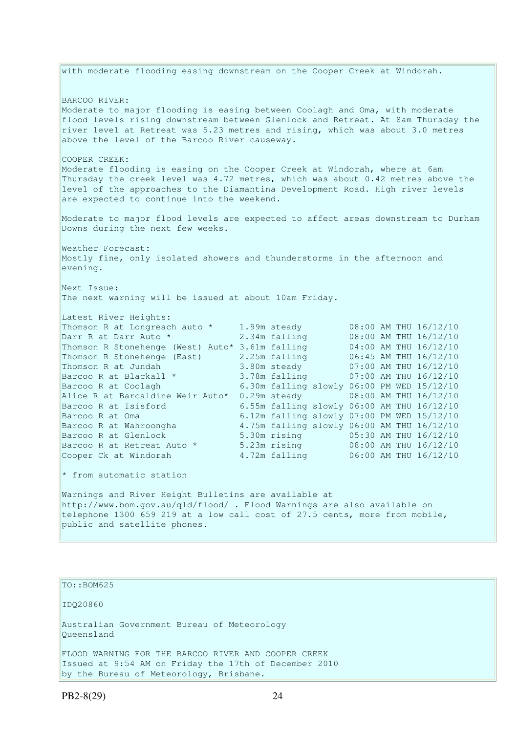with moderate flooding easing downstream on the Cooper Creek at Windorah.

BARCOO RIVER:
Moderate to major flooding is easing between Coolagh and Oma, with moderate flood levels rising downstream between Glenlock and Retreat. At 8am Thursday the river level at Retreat was 5.23 metres and rising, which was about 3.0 metres above the level of the Barcoo River causeway.

COOPER CREEK:
Moderate flooding is easing on the Cooper Creek at Windorah, where at 6am Thursday the creek level was 4.72 metres, which was about 0.42 metres above the level of the approaches to the Diamantina Development Road. High river levels are expected to continue into the weekend.

Moderate to major flood levels are expected to affect areas downstream to Durham Downs during the next few weeks.

Weather Forecast:
Mostly fine, only isolated showers and thunderstorms in the afternoon and evening.

Next Issue:
The next warning will be issued at about 10am Friday.

Latest River Heights:

```
Thomson R at Longreach auto *     1.99m steady         08:00 AM THU 16/12/10
Darr R at Darr Auto *             2.34m falling        08:00 AM THU 16/12/10
Thomson R Stonehenge (West) Auto* 3.61m falling        04:00 AM THU 16/12/10
Thomson R Stonehenge (East)       2.25m falling        06:45 AM THU 16/12/10
Thomson R at Jundah               3.80m steady         07:00 AM THU 16/12/10
Barcoo R at Blackall *            3.78m falling        07:00 AM THU 16/12/10
Barcoo R at Coolagh               6.30m falling slowly 06:00 PM WED 15/12/10
Alice R at Barcaldine Weir Auto*  0.29m steady         08:00 AM THU 16/12/10
Barcoo R at Isisford              6.55m falling slowly 06:00 AM THU 16/12/10
Barcoo R at Oma                   6.12m falling slowly 07:00 PM WED 15/12/10
Barcoo R at Wahroongha            4.75m falling slowly 06:00 AM THU 16/12/10
Barcoo R at Glenlock              5.30m rising         05:30 AM THU 16/12/10
Barcoo R at Retreat Auto *        5.23m rising         08:00 AM THU 16/12/10
Cooper Ck at Windorah             4.72m falling        06:00 AM THU 16/12/10
```

* from automatic station

Warnings and River Height Bulletins are available at http://www.bom.gov.au/qld/flood/ . Flood Warnings are also available on telephone 1300 659 219 at a low call cost of 27.5 cents, more from mobile, public and satellite phones.

TO::BOM625

IDQ20860

Australian Government Bureau of Meteorology
Queensland

FLOOD WARNING FOR THE BARCOO RIVER AND COOPER CREEK
Issued at 9:54 AM on Friday the 17th of December 2010
by the Bureau of Meteorology, Brisbane.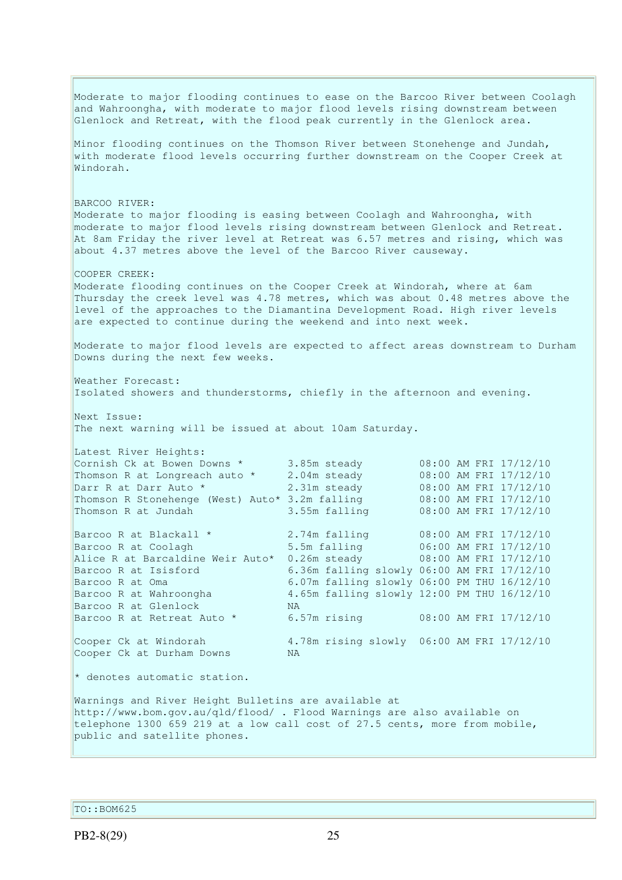Moderate to major flooding continues to ease on the Barcoo River between Coolagh and Wahroongha, with moderate to major flood levels rising downstream between Glenlock and Retreat, with the flood peak currently in the Glenlock area.

Minor flooding continues on the Thomson River between Stonehenge and Jundah, with moderate flood levels occurring further downstream on the Cooper Creek at Windorah.

BARCOO RIVER:
Moderate to major flooding is easing between Coolagh and Wahroongha, with moderate to major flood levels rising downstream between Glenlock and Retreat. At 8am Friday the river level at Retreat was 6.57 metres and rising, which was about 4.37 metres above the level of the Barcoo River causeway.

COOPER CREEK:
Moderate flooding continues on the Cooper Creek at Windorah, where at 6am Thursday the creek level was 4.78 metres, which was about 0.48 metres above the level of the approaches to the Diamantina Development Road. High river levels are expected to continue during the weekend and into next week.

Moderate to major flood levels are expected to affect areas downstream to Durham Downs during the next few weeks.

Weather Forecast:
Isolated showers and thunderstorms, chiefly in the afternoon and evening.

Next Issue:
The next warning will be issued at about 10am Saturday.

Latest River Heights:

| | | |
|---|---|---|
| Cornish Ck at Bowen Downs * | 3.85m steady | 08:00 AM FRI 17/12/10 |
| Thomson R at Longreach auto * | 2.04m steady | 08:00 AM FRI 17/12/10 |
| Darr R at Darr Auto * | 2.31m steady | 08:00 AM FRI 17/12/10 |
| Thomson R Stonehenge (West) Auto* | 3.2m falling | 08:00 AM FRI 17/12/10 |
| Thomson R at Jundah | 3.55m falling | 08:00 AM FRI 17/12/10 |
| | | |
| Barcoo R at Blackall * | 2.74m falling | 08:00 AM FRI 17/12/10 |
| Barcoo R at Coolagh | 5.5m falling | 06:00 AM FRI 17/12/10 |
| Alice R at Barcaldine Weir Auto* | 0.26m steady | 08:00 AM FRI 17/12/10 |
| Barcoo R at Isisford | 6.36m falling slowly | 06:00 AM FRI 17/12/10 |
| Barcoo R at Oma | 6.07m falling slowly | 06:00 PM THU 16/12/10 |
| Barcoo R at Wahroongha | 4.65m falling slowly | 12:00 PM THU 16/12/10 |
| Barcoo R at Glenlock | NA | |
| Barcoo R at Retreat Auto * | 6.57m rising | 08:00 AM FRI 17/12/10 |
| | | |
| Cooper Ck at Windorah | 4.78m rising slowly | 06:00 AM FRI 17/12/10 |
| Cooper Ck at Durham Downs | NA | |

* denotes automatic station.

Warnings and River Height Bulletins are available at http://www.bom.gov.au/qld/flood/ . Flood Warnings are also available on telephone 1300 659 219 at a low call cost of 27.5 cents, more from mobile, public and satellite phones.

TO::BOM625

PB2-8(29)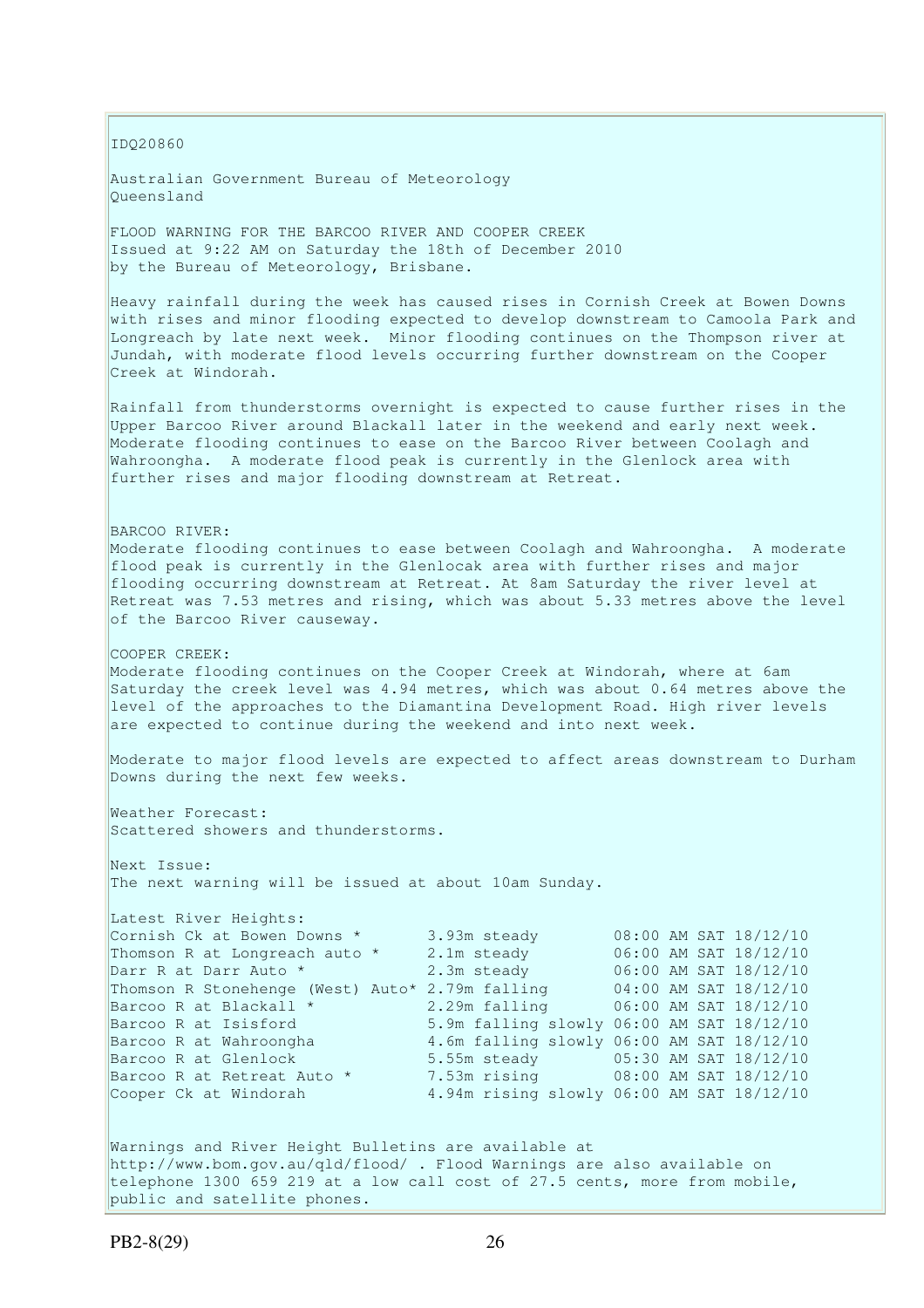IDQ20860

Australian Government Bureau of Meteorology
Queensland

FLOOD WARNING FOR THE BARCOO RIVER AND COOPER CREEK
Issued at 9:22 AM on Saturday the 18th of December 2010
by the Bureau of Meteorology, Brisbane.

Heavy rainfall during the week has caused rises in Cornish Creek at Bowen Downs with rises and minor flooding expected to develop downstream to Camoola Park and Longreach by late next week. Minor flooding continues on the Thompson river at Jundah, with moderate flood levels occurring further downstream on the Cooper Creek at Windorah.

Rainfall from thunderstorms overnight is expected to cause further rises in the Upper Barcoo River around Blackall later in the weekend and early next week. Moderate flooding continues to ease on the Barcoo River between Coolagh and Wahroongha. A moderate flood peak is currently in the Glenlock area with further rises and major flooding downstream at Retreat.

BARCOO RIVER:
Moderate flooding continues to ease between Coolagh and Wahroongha. A moderate flood peak is currently in the Glenlocak area with further rises and major flooding occurring downstream at Retreat. At 8am Saturday the river level at Retreat was 7.53 metres and rising, which was about 5.33 metres above the level of the Barcoo River causeway.

COOPER CREEK:
Moderate flooding continues on the Cooper Creek at Windorah, where at 6am Saturday the creek level was 4.94 metres, which was about 0.64 metres above the level of the approaches to the Diamantina Development Road. High river levels are expected to continue during the weekend and into next week.

Moderate to major flood levels are expected to affect areas downstream to Durham Downs during the next few weeks.

Weather Forecast:
Scattered showers and thunderstorms.

Next Issue:
The next warning will be issued at about 10am Sunday.

Latest River Heights:

| | | |
|---|---|---|
| Cornish Ck at Bowen Downs * | 3.93m steady | 08:00 AM SAT 18/12/10 |
| Thomson R at Longreach auto * | 2.1m steady | 06:00 AM SAT 18/12/10 |
| Darr R at Darr Auto * | 2.3m steady | 06:00 AM SAT 18/12/10 |
| Thomson R Stonehenge (West) Auto* | 2.79m falling | 04:00 AM SAT 18/12/10 |
| Barcoo R at Blackall * | 2.29m falling | 06:00 AM SAT 18/12/10 |
| Barcoo R at Isisford | 5.9m falling slowly | 06:00 AM SAT 18/12/10 |
| Barcoo R at Wahroongha | 4.6m falling slowly | 06:00 AM SAT 18/12/10 |
| Barcoo R at Glenlock | 5.55m steady | 05:30 AM SAT 18/12/10 |
| Barcoo R at Retreat Auto * | 7.53m rising | 08:00 AM SAT 18/12/10 |
| Cooper Ck at Windorah | 4.94m rising slowly | 06:00 AM SAT 18/12/10 |

Warnings and River Height Bulletins are available at http://www.bom.gov.au/qld/flood/ . Flood Warnings are also available on telephone 1300 659 219 at a low call cost of 27.5 cents, more from mobile, public and satellite phones.

PB2-8(29)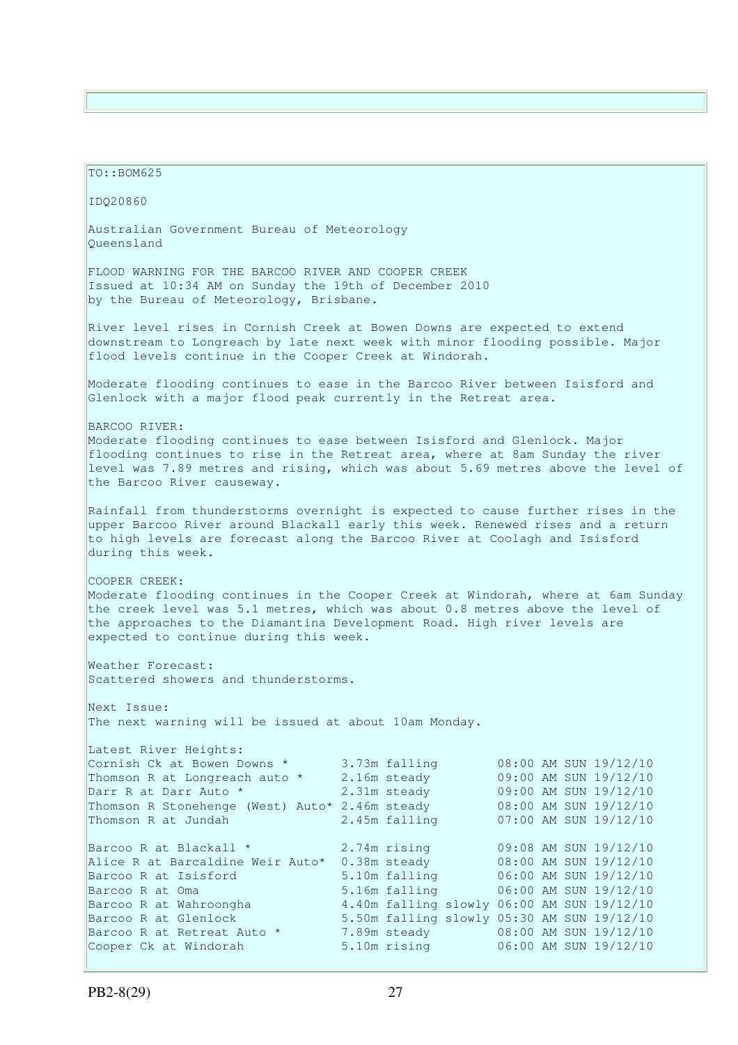TO::BOM625

IDQ20860

Australian Government Bureau of Meteorology
Queensland

FLOOD WARNING FOR THE BARCOO RIVER AND COOPER CREEK
Issued at 10:34 AM on Sunday the 19th of December 2010
by the Bureau of Meteorology, Brisbane.

River level rises in Cornish Creek at Bowen Downs are expected to extend downstream to Longreach by late next week with minor flooding possible. Major flood levels continue in the Cooper Creek at Windorah.

Moderate flooding continues to ease in the Barcoo River between Isisford and Glenlock with a major flood peak currently in the Retreat area.

BARCOO RIVER:
Moderate flooding continues to ease between Isisford and Glenlock. Major flooding continues to rise in the Retreat area, where at 8am Sunday the river level was 7.89 metres and rising, which was about 5.69 metres above the level of the Barcoo River causeway.

Rainfall from thunderstorms overnight is expected to cause further rises in the upper Barcoo River around Blackall early this week. Renewed rises and a return to high levels are forecast along the Barcoo River at Coolagh and Isisford during this week.

COOPER CREEK:
Moderate flooding continues in the Cooper Creek at Windorah, where at 6am Sunday the creek level was 5.1 metres, which was about 0.8 metres above the level of the approaches to the Diamantina Development Road. High river levels are expected to continue during this week.

Weather Forecast:
Scattered showers and thunderstorms.

Next Issue:
The next warning will be issued at about 10am Monday.

Latest River Heights:

| Station | Height | Tendency | Time |
|---|---|---|---|
| Cornish Ck at Bowen Downs * | 3.73m | falling | 08:00 AM SUN 19/12/10 |
| Thomson R at Longreach auto * | 2.16m | steady | 09:00 AM SUN 19/12/10 |
| Darr R at Darr Auto * | 2.31m | steady | 09:00 AM SUN 19/12/10 |
| Thomson R Stonehenge (West) Auto* | 2.46m | steady | 08:00 AM SUN 19/12/10 |
| Thomson R at Jundah | 2.45m | falling | 07:00 AM SUN 19/12/10 |
| Barcoo R at Blackall * | 2.74m | rising | 09:08 AM SUN 19/12/10 |
| Alice R at Barcaldine Weir Auto* | 0.38m | steady | 08:00 AM SUN 19/12/10 |
| Barcoo R at Isisford | 5.10m | falling | 06:00 AM SUN 19/12/10 |
| Barcoo R at Oma | 5.16m | falling | 06:00 AM SUN 19/12/10 |
| Barcoo R at Wahroongha | 4.40m | falling slowly | 06:00 AM SUN 19/12/10 |
| Barcoo R at Glenlock | 5.50m | falling slowly | 05:30 AM SUN 19/12/10 |
| Barcoo R at Retreat Auto * | 7.89m | steady | 08:00 AM SUN 19/12/10 |
| Cooper Ck at Windorah | 5.10m | rising | 06:00 AM SUN 19/12/10 |

PB2-8(29)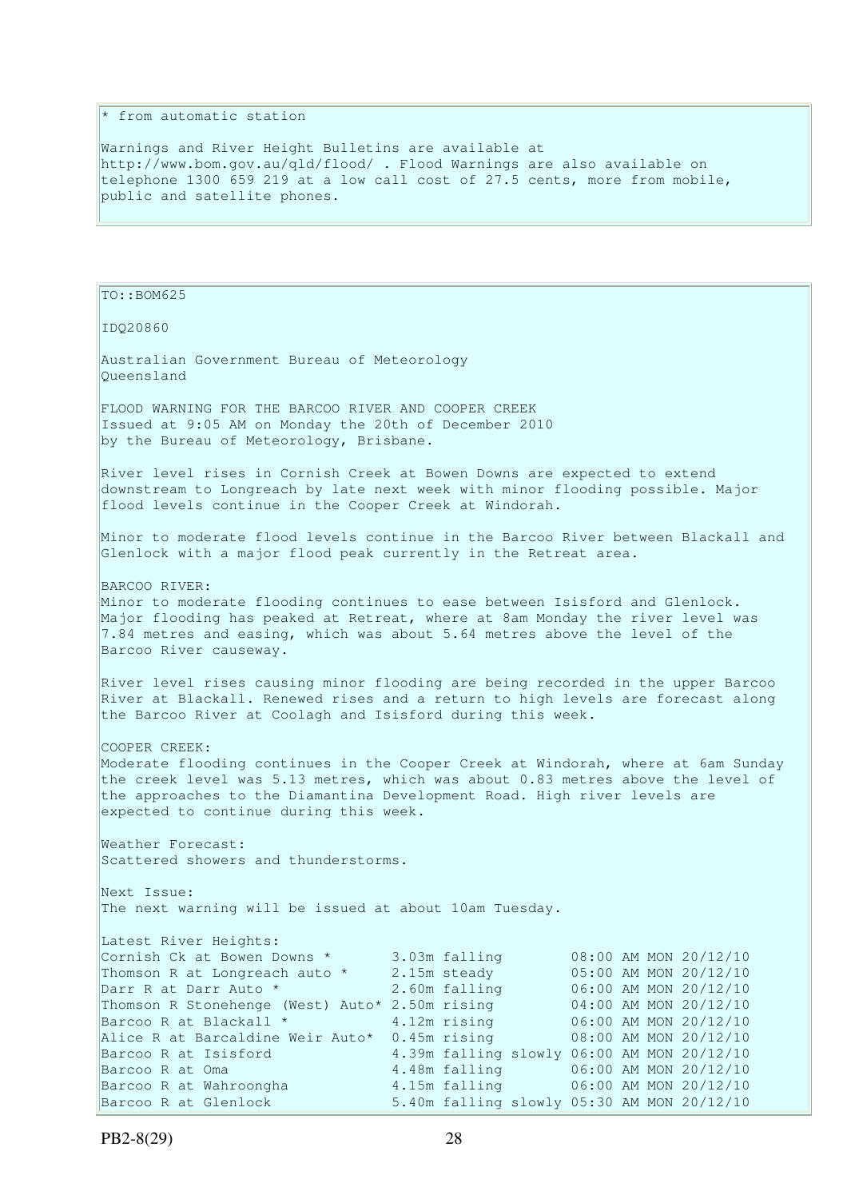* from automatic station

Warnings and River Height Bulletins are available at http://www.bom.gov.au/qld/flood/ . Flood Warnings are also available on telephone 1300 659 219 at a low call cost of 27.5 cents, more from mobile, public and satellite phones.

TO::BOM625

IDQ20860

Australian Government Bureau of Meteorology
Queensland

FLOOD WARNING FOR THE BARCOO RIVER AND COOPER CREEK
Issued at 9:05 AM on Monday the 20th of December 2010
by the Bureau of Meteorology, Brisbane.

River level rises in Cornish Creek at Bowen Downs are expected to extend downstream to Longreach by late next week with minor flooding possible. Major flood levels continue in the Cooper Creek at Windorah.

Minor to moderate flood levels continue in the Barcoo River between Blackall and Glenlock with a major flood peak currently in the Retreat area.

BARCOO RIVER:
Minor to moderate flooding continues to ease between Isisford and Glenlock. Major flooding has peaked at Retreat, where at 8am Monday the river level was 7.84 metres and easing, which was about 5.64 metres above the level of the Barcoo River causeway.

River level rises causing minor flooding are being recorded in the upper Barcoo River at Blackall. Renewed rises and a return to high levels are forecast along the Barcoo River at Coolagh and Isisford during this week.

COOPER CREEK:
Moderate flooding continues in the Cooper Creek at Windorah, where at 6am Sunday the creek level was 5.13 metres, which was about 0.83 metres above the level of the approaches to the Diamantina Development Road. High river levels are expected to continue during this week.

Weather Forecast:
Scattered showers and thunderstorms.

Next Issue:
The next warning will be issued at about 10am Tuesday.

Latest River Heights:

| Station | Height | Trend | Time/Date |
|---|---|---|---|
| Cornish Ck at Bowen Downs * | 3.03m | falling | 08:00 AM MON 20/12/10 |
| Thomson R at Longreach auto * | 2.15m | steady | 05:00 AM MON 20/12/10 |
| Darr R at Darr Auto * | 2.60m | falling | 06:00 AM MON 20/12/10 |
| Thomson R Stonehenge (West) Auto* | 2.50m | rising | 04:00 AM MON 20/12/10 |
| Barcoo R at Blackall * | 4.12m | rising | 06:00 AM MON 20/12/10 |
| Alice R at Barcaldine Weir Auto* | 0.45m | rising | 08:00 AM MON 20/12/10 |
| Barcoo R at Isisford | 4.39m | falling slowly | 06:00 AM MON 20/12/10 |
| Barcoo R at Oma | 4.48m | falling | 06:00 AM MON 20/12/10 |
| Barcoo R at Wahroongha | 4.15m | falling | 06:00 AM MON 20/12/10 |
| Barcoo R at Glenlock | 5.40m | falling slowly | 05:30 AM MON 20/12/10 |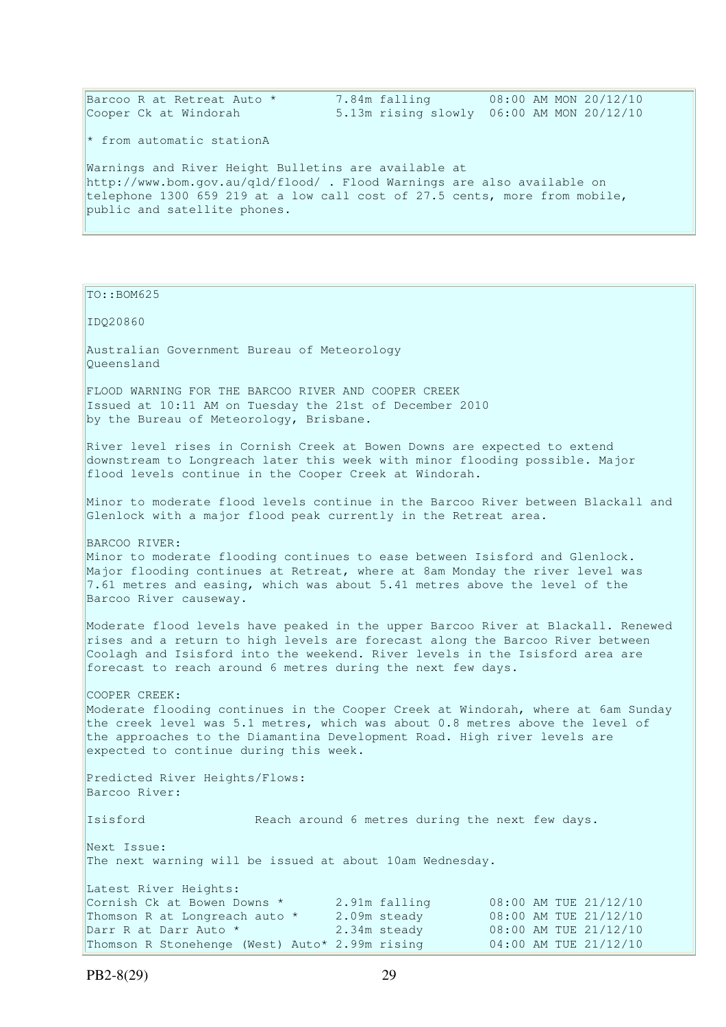| | | |
|---|---|---|
| Barcoo R at Retreat Auto * | 7.84m falling | 08:00 AM MON 20/12/10 |
| Cooper Ck at Windorah | 5.13m rising slowly | 06:00 AM MON 20/12/10 |

* from automatic stationA

Warnings and River Height Bulletins are available at http://www.bom.gov.au/qld/flood/ . Flood Warnings are also available on telephone 1300 659 219 at a low call cost of 27.5 cents, more from mobile, public and satellite phones.

TO::BOM625

IDQ20860

Australian Government Bureau of Meteorology
Queensland

FLOOD WARNING FOR THE BARCOO RIVER AND COOPER CREEK
Issued at 10:11 AM on Tuesday the 21st of December 2010
by the Bureau of Meteorology, Brisbane.

River level rises in Cornish Creek at Bowen Downs are expected to extend downstream to Longreach later this week with minor flooding possible. Major flood levels continue in the Cooper Creek at Windorah.

Minor to moderate flood levels continue in the Barcoo River between Blackall and Glenlock with a major flood peak currently in the Retreat area.

BARCOO RIVER:
Minor to moderate flooding continues to ease between Isisford and Glenlock. Major flooding continues at Retreat, where at 8am Monday the river level was 7.61 metres and easing, which was about 5.41 metres above the level of the Barcoo River causeway.

Moderate flood levels have peaked in the upper Barcoo River at Blackall. Renewed rises and a return to high levels are forecast along the Barcoo River between Coolagh and Isisford into the weekend. River levels in the Isisford area are forecast to reach around 6 metres during the next few days.

COOPER CREEK:
Moderate flooding continues in the Cooper Creek at Windorah, where at 6am Sunday the creek level was 5.1 metres, which was about 0.8 metres above the level of the approaches to the Diamantina Development Road. High river levels are expected to continue during this week.

Predicted River Heights/Flows:
Barcoo River:

Isisford — Reach around 6 metres during the next few days.

Next Issue:
The next warning will be issued at about 10am Wednesday.

Latest River Heights:

| | | |
|---|---|---|
| Cornish Ck at Bowen Downs * | 2.91m falling | 08:00 AM TUE 21/12/10 |
| Thomson R at Longreach auto * | 2.09m steady | 08:00 AM TUE 21/12/10 |
| Darr R at Darr Auto * | 2.34m steady | 08:00 AM TUE 21/12/10 |
| Thomson R Stonehenge (West) Auto* | 2.99m rising | 04:00 AM TUE 21/12/10 |

PB2-8(29)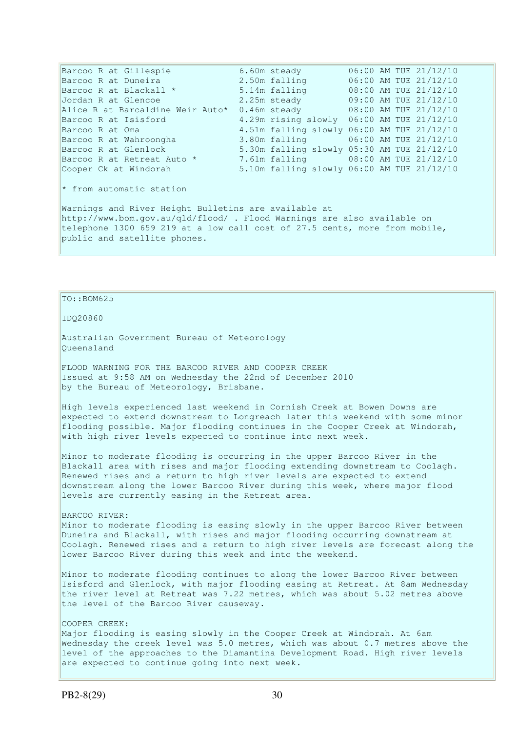| Station | Height | Tendency | Time |
|---|---|---|---|
| Barcoo R at Gillespie | 6.60m | steady | 06:00 AM TUE 21/12/10 |
| Barcoo R at Duneira | 2.50m | falling | 06:00 AM TUE 21/12/10 |
| Barcoo R at Blackall * | 5.14m | falling | 08:00 AM TUE 21/12/10 |
| Jordan R at Glencoe | 2.25m | steady | 09:00 AM TUE 21/12/10 |
| Alice R at Barcaldine Weir Auto* | 0.46m | steady | 08:00 AM TUE 21/12/10 |
| Barcoo R at Isisford | 4.29m | rising slowly | 06:00 AM TUE 21/12/10 |
| Barcoo R at Oma | 4.51m | falling slowly | 06:00 AM TUE 21/12/10 |
| Barcoo R at Wahroongha | 3.80m | falling | 06:00 AM TUE 21/12/10 |
| Barcoo R at Glenlock | 5.30m | falling slowly | 05:30 AM TUE 21/12/10 |
| Barcoo R at Retreat Auto * | 7.61m | falling | 08:00 AM TUE 21/12/10 |
| Cooper Ck at Windorah | 5.10m | falling slowly | 06:00 AM TUE 21/12/10 |

* from automatic station

Warnings and River Height Bulletins are available at http://www.bom.gov.au/qld/flood/ . Flood Warnings are also available on telephone 1300 659 219 at a low call cost of 27.5 cents, more from mobile, public and satellite phones.

TO::BOM625

IDQ20860

Australian Government Bureau of Meteorology
Queensland

FLOOD WARNING FOR THE BARCOO RIVER AND COOPER CREEK
Issued at 9:58 AM on Wednesday the 22nd of December 2010
by the Bureau of Meteorology, Brisbane.

High levels experienced last weekend in Cornish Creek at Bowen Downs are expected to extend downstream to Longreach later this weekend with some minor flooding possible. Major flooding continues in the Cooper Creek at Windorah, with high river levels expected to continue into next week.

Minor to moderate flooding is occurring in the upper Barcoo River in the Blackall area with rises and major flooding extending downstream to Coolagh. Renewed rises and a return to high river levels are expected to extend downstream along the lower Barcoo River during this week, where major flood levels are currently easing in the Retreat area.

BARCOO RIVER:
Minor to moderate flooding is easing slowly in the upper Barcoo River between Duneira and Blackall, with rises and major flooding occurring downstream at Coolagh. Renewed rises and a return to high river levels are forecast along the lower Barcoo River during this week and into the weekend.

Minor to moderate flooding continues to along the lower Barcoo River between Isisford and Glenlock, with major flooding easing at Retreat. At 8am Wednesday the river level at Retreat was 7.22 metres, which was about 5.02 metres above the level of the Barcoo River causeway.

COOPER CREEK:
Major flooding is easing slowly in the Cooper Creek at Windorah. At 6am Wednesday the creek level was 5.0 metres, which was about 0.7 metres above the level of the approaches to the Diamantina Development Road. High river levels are expected to continue going into next week.

PB2-8(29)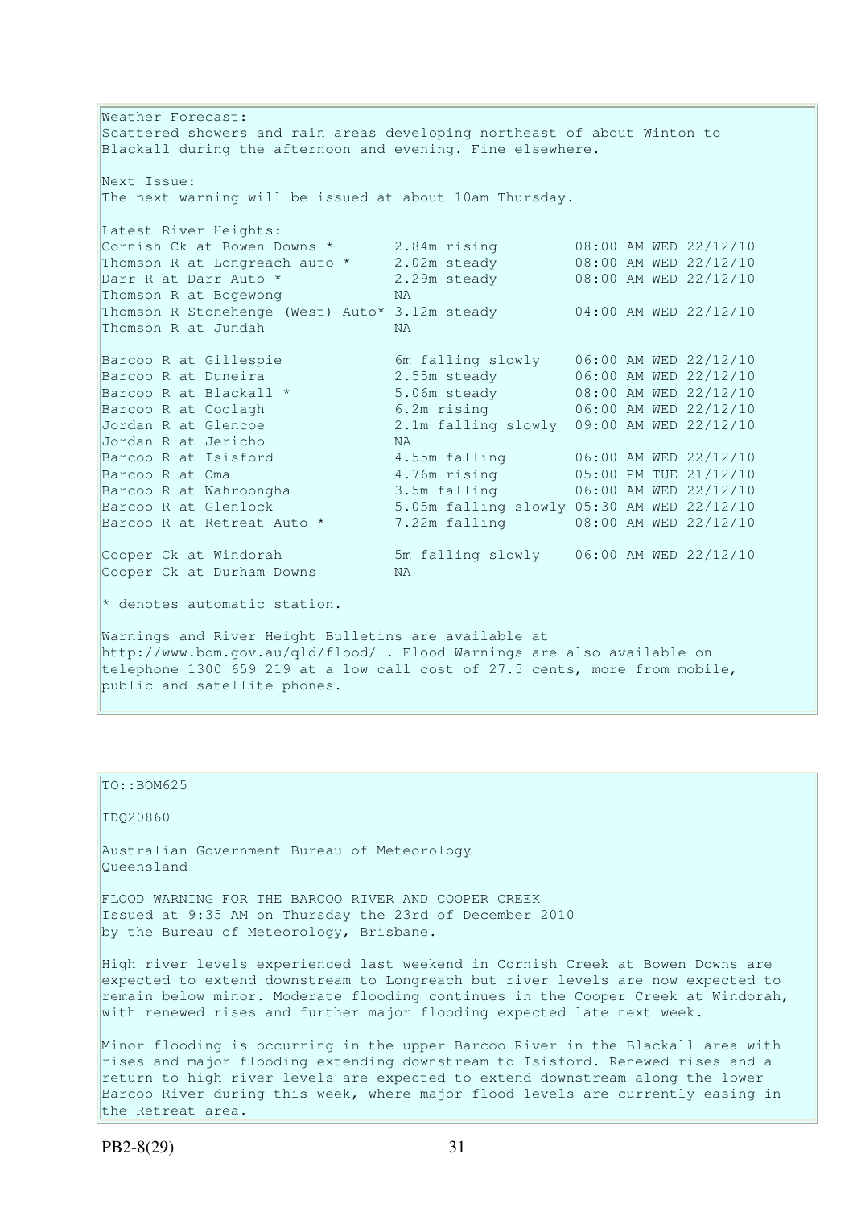Weather Forecast:
Scattered showers and rain areas developing northeast of about Winton to Blackall during the afternoon and evening. Fine elsewhere.

Next Issue:
The next warning will be issued at about 10am Thursday.

Latest River Heights:

| Station | Height | Time |
|---|---|---|
| Cornish Ck at Bowen Downs * | 2.84m rising | 08:00 AM WED 22/12/10 |
| Thomson R at Longreach auto * | 2.02m steady | 08:00 AM WED 22/12/10 |
| Darr R at Darr Auto * | 2.29m steady | 08:00 AM WED 22/12/10 |
| Thomson R at Bogewong | NA | |
| Thomson R Stonehenge (West) Auto* | 3.12m steady | 04:00 AM WED 22/12/10 |
| Thomson R at Jundah | NA | |
| Barcoo R at Gillespie | 6m falling slowly | 06:00 AM WED 22/12/10 |
| Barcoo R at Duneira | 2.55m steady | 06:00 AM WED 22/12/10 |
| Barcoo R at Blackall * | 5.06m steady | 08:00 AM WED 22/12/10 |
| Barcoo R at Coolagh | 6.2m rising | 06:00 AM WED 22/12/10 |
| Jordan R at Glencoe | 2.1m falling slowly | 09:00 AM WED 22/12/10 |
| Jordan R at Jericho | NA | |
| Barcoo R at Isisford | 4.55m falling | 06:00 AM WED 22/12/10 |
| Barcoo R at Oma | 4.76m rising | 05:00 PM TUE 21/12/10 |
| Barcoo R at Wahroongha | 3.5m falling | 06:00 AM WED 22/12/10 |
| Barcoo R at Glenlock | 5.05m falling slowly | 05:30 AM WED 22/12/10 |
| Barcoo R at Retreat Auto * | 7.22m falling | 08:00 AM WED 22/12/10 |
| Cooper Ck at Windorah | 5m falling slowly | 06:00 AM WED 22/12/10 |
| Cooper Ck at Durham Downs | NA | |

* denotes automatic station.

Warnings and River Height Bulletins are available at http://www.bom.gov.au/qld/flood/ . Flood Warnings are also available on telephone 1300 659 219 at a low call cost of 27.5 cents, more from mobile, public and satellite phones.

---

TO::BOM625

IDQ20860

Australian Government Bureau of Meteorology
Queensland

FLOOD WARNING FOR THE BARCOO RIVER AND COOPER CREEK
Issued at 9:35 AM on Thursday the 23rd of December 2010
by the Bureau of Meteorology, Brisbane.

High river levels experienced last weekend in Cornish Creek at Bowen Downs are expected to extend downstream to Longreach but river levels are now expected to remain below minor. Moderate flooding continues in the Cooper Creek at Windorah, with renewed rises and further major flooding expected late next week.

Minor flooding is occurring in the upper Barcoo River in the Blackall area with rises and major flooding extending downstream to Isisford. Renewed rises and a return to high river levels are expected to extend downstream along the lower Barcoo River during this week, where major flood levels are currently easing in the Retreat area.

PB2-8(29)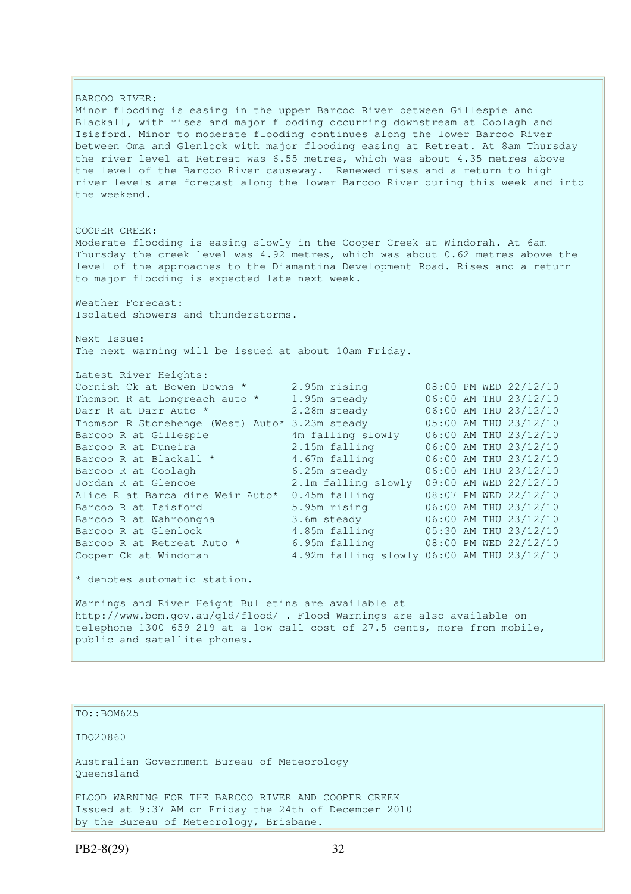BARCOO RIVER:
Minor flooding is easing in the upper Barcoo River between Gillespie and Blackall, with rises and major flooding occurring downstream at Coolagh and Isisford. Minor to moderate flooding continues along the lower Barcoo River between Oma and Glenlock with major flooding easing at Retreat. At 8am Thursday the river level at Retreat was 6.55 metres, which was about 4.35 metres above the level of the Barcoo River causeway. Renewed rises and a return to high river levels are forecast along the lower Barcoo River during this week and into the weekend.

COOPER CREEK:
Moderate flooding is easing slowly in the Cooper Creek at Windorah. At 6am Thursday the creek level was 4.92 metres, which was about 0.62 metres above the level of the approaches to the Diamantina Development Road. Rises and a return to major flooding is expected late next week.

Weather Forecast:
Isolated showers and thunderstorms.

Next Issue:
The next warning will be issued at about 10am Friday.

Latest River Heights:

| Station | Height | Time |
|---|---|---|
| Cornish Ck at Bowen Downs * | 2.95m rising | 08:00 PM WED 22/12/10 |
| Thomson R at Longreach auto * | 1.95m steady | 06:00 AM THU 23/12/10 |
| Darr R at Darr Auto * | 2.28m steady | 06:00 AM THU 23/12/10 |
| Thomson R Stonehenge (West) Auto* | 3.23m steady | 05:00 AM THU 23/12/10 |
| Barcoo R at Gillespie | 4m falling slowly | 06:00 AM THU 23/12/10 |
| Barcoo R at Duneira | 2.15m falling | 06:00 AM THU 23/12/10 |
| Barcoo R at Blackall * | 4.67m falling | 06:00 AM THU 23/12/10 |
| Barcoo R at Coolagh | 6.25m steady | 06:00 AM THU 23/12/10 |
| Jordan R at Glencoe | 2.1m falling slowly | 09:00 AM WED 22/12/10 |
| Alice R at Barcaldine Weir Auto* | 0.45m falling | 08:07 PM WED 22/12/10 |
| Barcoo R at Isisford | 5.95m rising | 06:00 AM THU 23/12/10 |
| Barcoo R at Wahroongha | 3.6m steady | 06:00 AM THU 23/12/10 |
| Barcoo R at Glenlock | 4.85m falling | 05:30 AM THU 23/12/10 |
| Barcoo R at Retreat Auto * | 6.95m falling | 08:00 PM WED 22/12/10 |
| Cooper Ck at Windorah | 4.92m falling slowly | 06:00 AM THU 23/12/10 |

* denotes automatic station.

Warnings and River Height Bulletins are available at http://www.bom.gov.au/qld/flood/ . Flood Warnings are also available on telephone 1300 659 219 at a low call cost of 27.5 cents, more from mobile, public and satellite phones.

TO::BOM625

IDQ20860

Australian Government Bureau of Meteorology
Queensland

FLOOD WARNING FOR THE BARCOO RIVER AND COOPER CREEK
Issued at 9:37 AM on Friday the 24th of December 2010
by the Bureau of Meteorology, Brisbane.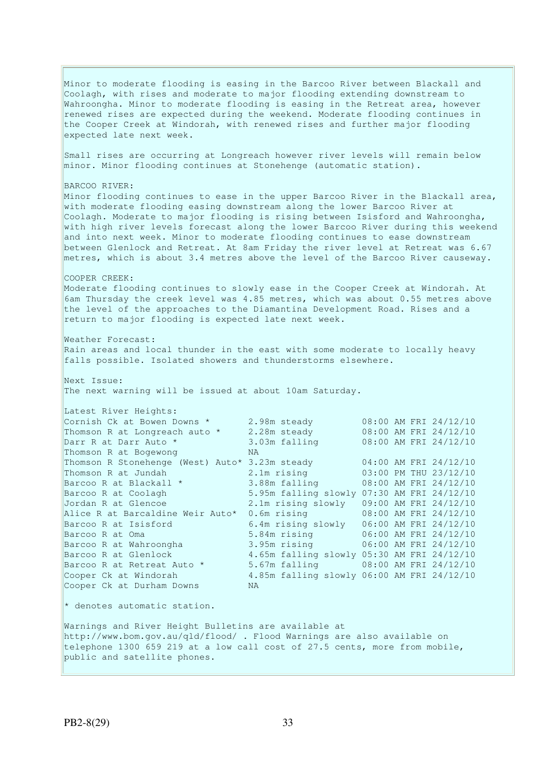Minor to moderate flooding is easing in the Barcoo River between Blackall and Coolagh, with rises and moderate to major flooding extending downstream to Wahroongha. Minor to moderate flooding is easing in the Retreat area, however renewed rises are expected during the weekend. Moderate flooding continues in the Cooper Creek at Windorah, with renewed rises and further major flooding expected late next week.

Small rises are occurring at Longreach however river levels will remain below minor. Minor flooding continues at Stonehenge (automatic station).

BARCOO RIVER:
Minor flooding continues to ease in the upper Barcoo River in the Blackall area, with moderate flooding easing downstream along the lower Barcoo River at Coolagh. Moderate to major flooding is rising between Isisford and Wahroongha, with high river levels forecast along the lower Barcoo River during this weekend and into next week. Minor to moderate flooding continues to ease downstream between Glenlock and Retreat. At 8am Friday the river level at Retreat was 6.67 metres, which is about 3.4 metres above the level of the Barcoo River causeway.

COOPER CREEK:
Moderate flooding continues to slowly ease in the Cooper Creek at Windorah. At 6am Thursday the creek level was 4.85 metres, which was about 0.55 metres above the level of the approaches to the Diamantina Development Road. Rises and a return to major flooding is expected late next week.

Weather Forecast:
Rain areas and local thunder in the east with some moderate to locally heavy falls possible. Isolated showers and thunderstorms elsewhere.

Next Issue:
The next warning will be issued at about 10am Saturday.

Latest River Heights:

| Station | Height | Time |
|---|---|---|
| Cornish Ck at Bowen Downs * | 2.98m steady | 08:00 AM FRI 24/12/10 |
| Thomson R at Longreach auto * | 2.28m steady | 08:00 AM FRI 24/12/10 |
| Darr R at Darr Auto * | 3.03m falling | 08:00 AM FRI 24/12/10 |
| Thomson R at Bogewong | NA | |
| Thomson R Stonehenge (West) Auto* | 3.23m steady | 04:00 AM FRI 24/12/10 |
| Thomson R at Jundah | 2.1m rising | 03:00 PM THU 23/12/10 |
| Barcoo R at Blackall * | 3.88m falling | 08:00 AM FRI 24/12/10 |
| Barcoo R at Coolagh | 5.95m falling slowly | 07:30 AM FRI 24/12/10 |
| Jordan R at Glencoe | 2.1m rising slowly | 09:00 AM FRI 24/12/10 |
| Alice R at Barcaldine Weir Auto* | 0.6m rising | 08:00 AM FRI 24/12/10 |
| Barcoo R at Isisford | 6.4m rising slowly | 06:00 AM FRI 24/12/10 |
| Barcoo R at Oma | 5.84m rising | 06:00 AM FRI 24/12/10 |
| Barcoo R at Wahroongha | 3.95m rising | 06:00 AM FRI 24/12/10 |
| Barcoo R at Glenlock | 4.65m falling slowly | 05:30 AM FRI 24/12/10 |
| Barcoo R at Retreat Auto * | 5.67m falling | 08:00 AM FRI 24/12/10 |
| Cooper Ck at Windorah | 4.85m falling slowly | 06:00 AM FRI 24/12/10 |
| Cooper Ck at Durham Downs | NA | |

* denotes automatic station.

Warnings and River Height Bulletins are available at http://www.bom.gov.au/qld/flood/ . Flood Warnings are also available on telephone 1300 659 219 at a low call cost of 27.5 cents, more from mobile, public and satellite phones.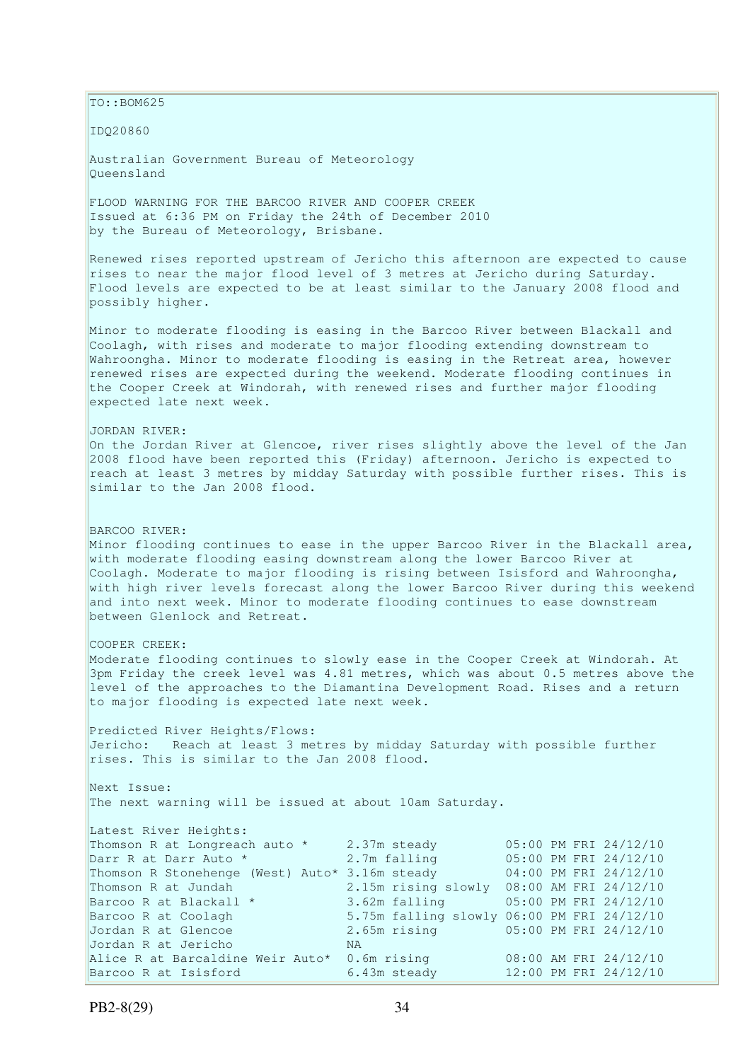TO::BOM625

IDQ20860

Australian Government Bureau of Meteorology
Queensland

FLOOD WARNING FOR THE BARCOO RIVER AND COOPER CREEK
Issued at 6:36 PM on Friday the 24th of December 2010
by the Bureau of Meteorology, Brisbane.

Renewed rises reported upstream of Jericho this afternoon are expected to cause rises to near the major flood level of 3 metres at Jericho during Saturday. Flood levels are expected to be at least similar to the January 2008 flood and possibly higher.

Minor to moderate flooding is easing in the Barcoo River between Blackall and Coolagh, with rises and moderate to major flooding extending downstream to Wahroongha. Minor to moderate flooding is easing in the Retreat area, however renewed rises are expected during the weekend. Moderate flooding continues in the Cooper Creek at Windorah, with renewed rises and further major flooding expected late next week.

JORDAN RIVER:
On the Jordan River at Glencoe, river rises slightly above the level of the Jan 2008 flood have been reported this (Friday) afternoon. Jericho is expected to reach at least 3 metres by midday Saturday with possible further rises. This is similar to the Jan 2008 flood.

BARCOO RIVER:
Minor flooding continues to ease in the upper Barcoo River in the Blackall area, with moderate flooding easing downstream along the lower Barcoo River at Coolagh. Moderate to major flooding is rising between Isisford and Wahroongha, with high river levels forecast along the lower Barcoo River during this weekend and into next week. Minor to moderate flooding continues to ease downstream between Glenlock and Retreat.

COOPER CREEK:
Moderate flooding continues to slowly ease in the Cooper Creek at Windorah. At 3pm Friday the creek level was 4.81 metres, which was about 0.5 metres above the level of the approaches to the Diamantina Development Road. Rises and a return to major flooding is expected late next week.

Predicted River Heights/Flows:
Jericho: Reach at least 3 metres by midday Saturday with possible further rises. This is similar to the Jan 2008 flood.

Next Issue:
The next warning will be issued at about 10am Saturday.

Latest River Heights:

| | | |
|---|---|---|
| Thomson R at Longreach auto * | 2.37m steady | 05:00 PM FRI 24/12/10 |
| Darr R at Darr Auto * | 2.7m falling | 05:00 PM FRI 24/12/10 |
| Thomson R Stonehenge (West) Auto* | 3.16m steady | 04:00 PM FRI 24/12/10 |
| Thomson R at Jundah | 2.15m rising slowly | 08:00 AM FRI 24/12/10 |
| Barcoo R at Blackall * | 3.62m falling | 05:00 PM FRI 24/12/10 |
| Barcoo R at Coolagh | 5.75m falling slowly | 06:00 PM FRI 24/12/10 |
| Jordan R at Glencoe | 2.65m rising | 05:00 PM FRI 24/12/10 |
| Jordan R at Jericho | NA | |
| Alice R at Barcaldine Weir Auto* | 0.6m rising | 08:00 AM FRI 24/12/10 |
| Barcoo R at Isisford | 6.43m steady | 12:00 PM FRI 24/12/10 |

PB2-8(29)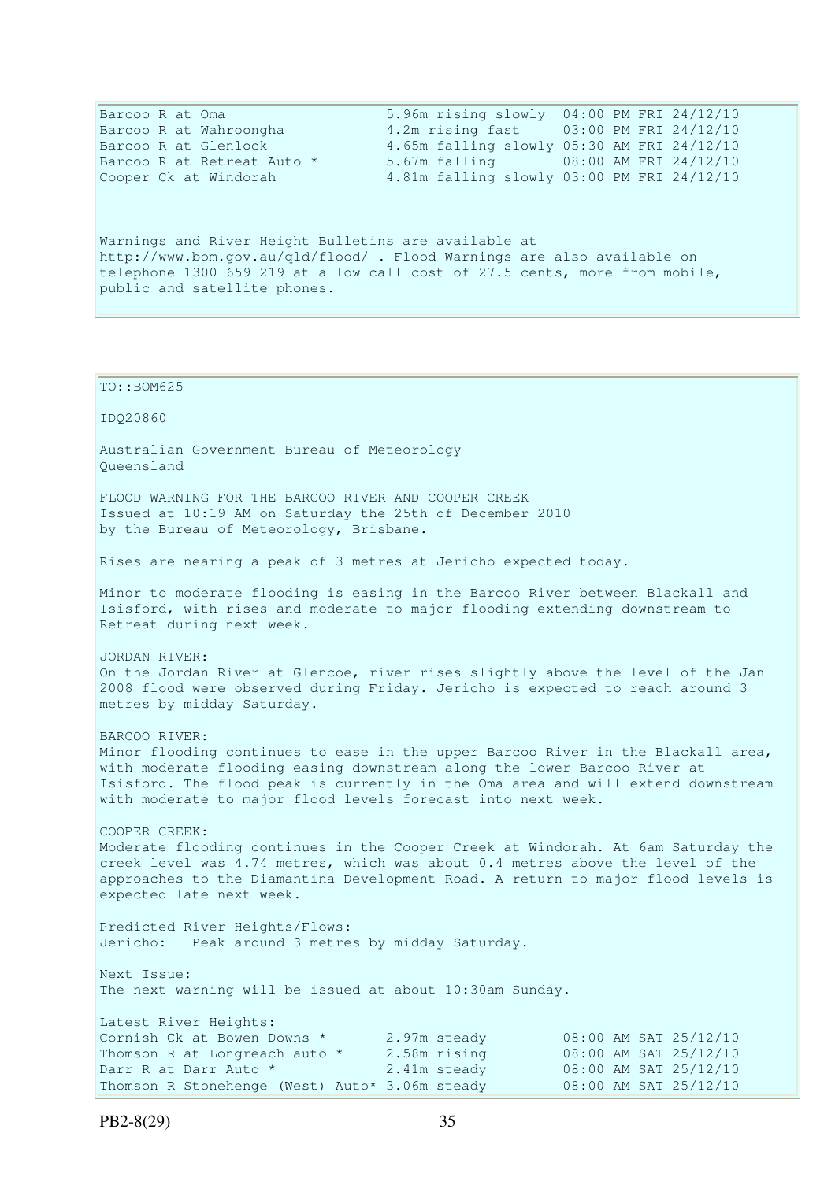```
Barcoo R at Oma                  5.96m rising slowly  04:00 PM FRI 24/12/10
Barcoo R at Wahroongha           4.2m rising fast     03:00 PM FRI 24/12/10
Barcoo R at Glenlock             4.65m falling slowly 05:30 AM FRI 24/12/10
Barcoo R at Retreat Auto *       5.67m falling        08:00 AM FRI 24/12/10
Cooper Ck at Windorah            4.81m falling slowly 03:00 PM FRI 24/12/10
```

Warnings and River Height Bulletins are available at http://www.bom.gov.au/qld/flood/ . Flood Warnings are also available on telephone 1300 659 219 at a low call cost of 27.5 cents, more from mobile, public and satellite phones.

---

TO::BOM625

IDQ20860

Australian Government Bureau of Meteorology
Queensland

FLOOD WARNING FOR THE BARCOO RIVER AND COOPER CREEK
Issued at 10:19 AM on Saturday the 25th of December 2010
by the Bureau of Meteorology, Brisbane.

Rises are nearing a peak of 3 metres at Jericho expected today.

Minor to moderate flooding is easing in the Barcoo River between Blackall and Isisford, with rises and moderate to major flooding extending downstream to Retreat during next week.

JORDAN RIVER:
On the Jordan River at Glencoe, river rises slightly above the level of the Jan 2008 flood were observed during Friday. Jericho is expected to reach around 3 metres by midday Saturday.

BARCOO RIVER:
Minor flooding continues to ease in the upper Barcoo River in the Blackall area, with moderate flooding easing downstream along the lower Barcoo River at Isisford. The flood peak is currently in the Oma area and will extend downstream with moderate to major flood levels forecast into next week.

COOPER CREEK:
Moderate flooding continues in the Cooper Creek at Windorah. At 6am Saturday the creek level was 4.74 metres, which was about 0.4 metres above the level of the approaches to the Diamantina Development Road. A return to major flood levels is expected late next week.

Predicted River Heights/Flows:
Jericho:   Peak around 3 metres by midday Saturday.

Next Issue:
The next warning will be issued at about 10:30am Sunday.

Latest River Heights:

```
Cornish Ck at Bowen Downs *       2.97m steady         08:00 AM SAT 25/12/10
Thomson R at Longreach auto *     2.58m rising         08:00 AM SAT 25/12/10
Darr R at Darr Auto *             2.41m steady         08:00 AM SAT 25/12/10
Thomson R Stonehenge (West) Auto* 3.06m steady         08:00 AM SAT 25/12/10
```

PB2-8(29)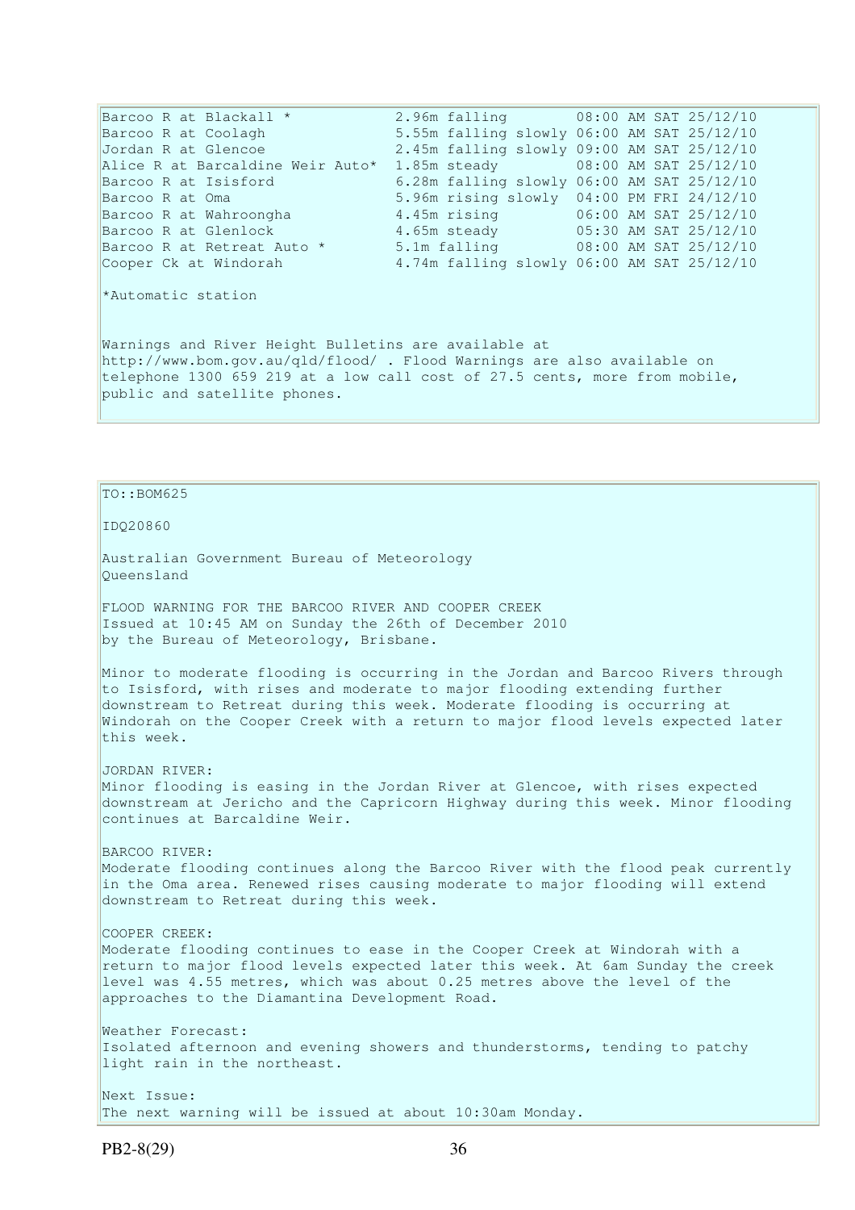| Station | Height | Tendency | Time |
|---|---|---|---|
| Barcoo R at Blackall * | 2.96m | falling | 08:00 AM SAT 25/12/10 |
| Barcoo R at Coolagh | 5.55m | falling slowly | 06:00 AM SAT 25/12/10 |
| Jordan R at Glencoe | 2.45m | falling slowly | 09:00 AM SAT 25/12/10 |
| Alice R at Barcaldine Weir Auto* | 1.85m | steady | 08:00 AM SAT 25/12/10 |
| Barcoo R at Isisford | 6.28m | falling slowly | 06:00 AM SAT 25/12/10 |
| Barcoo R at Oma | 5.96m | rising slowly | 04:00 PM FRI 24/12/10 |
| Barcoo R at Wahroongha | 4.45m | rising | 06:00 AM SAT 25/12/10 |
| Barcoo R at Glenlock | 4.65m | steady | 05:30 AM SAT 25/12/10 |
| Barcoo R at Retreat Auto * | 5.1m | falling | 08:00 AM SAT 25/12/10 |
| Cooper Ck at Windorah | 4.74m | falling slowly | 06:00 AM SAT 25/12/10 |

*Automatic station

Warnings and River Height Bulletins are available at http://www.bom.gov.au/qld/flood/ . Flood Warnings are also available on telephone 1300 659 219 at a low call cost of 27.5 cents, more from mobile, public and satellite phones.

---

TO::BOM625

IDQ20860

Australian Government Bureau of Meteorology
Queensland

FLOOD WARNING FOR THE BARCOO RIVER AND COOPER CREEK
Issued at 10:45 AM on Sunday the 26th of December 2010
by the Bureau of Meteorology, Brisbane.

Minor to moderate flooding is occurring in the Jordan and Barcoo Rivers through to Isisford, with rises and moderate to major flooding extending further downstream to Retreat during this week. Moderate flooding is occurring at Windorah on the Cooper Creek with a return to major flood levels expected later this week.

JORDAN RIVER:
Minor flooding is easing in the Jordan River at Glencoe, with rises expected downstream at Jericho and the Capricorn Highway during this week. Minor flooding continues at Barcaldine Weir.

BARCOO RIVER:
Moderate flooding continues along the Barcoo River with the flood peak currently in the Oma area. Renewed rises causing moderate to major flooding will extend downstream to Retreat during this week.

COOPER CREEK:
Moderate flooding continues to ease in the Cooper Creek at Windorah with a return to major flood levels expected later this week. At 6am Sunday the creek level was 4.55 metres, which was about 0.25 metres above the level of the approaches to the Diamantina Development Road.

Weather Forecast:
Isolated afternoon and evening showers and thunderstorms, tending to patchy light rain in the northeast.

Next Issue:
The next warning will be issued at about 10:30am Monday.

PB2-8(29)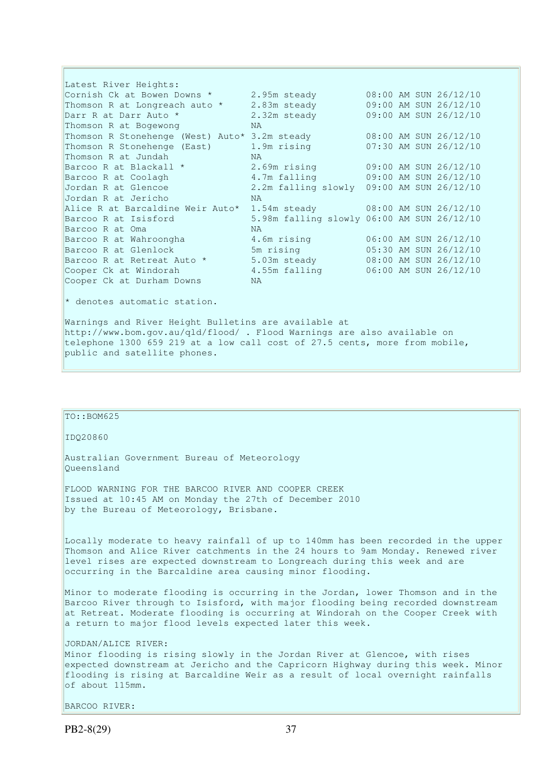Latest River Heights:

| Station | Height | Time |
|---|---|---|
| Cornish Ck at Bowen Downs * | 2.95m steady | 08:00 AM SUN 26/12/10 |
| Thomson R at Longreach auto * | 2.83m steady | 09:00 AM SUN 26/12/10 |
| Darr R at Darr Auto * | 2.32m steady | 09:00 AM SUN 26/12/10 |
| Thomson R at Bogewong | NA | |
| Thomson R Stonehenge (West) Auto* | 3.2m steady | 08:00 AM SUN 26/12/10 |
| Thomson R Stonehenge (East) | 1.9m rising | 07:30 AM SUN 26/12/10 |
| Thomson R at Jundah | NA | |
| Barcoo R at Blackall * | 2.69m rising | 09:00 AM SUN 26/12/10 |
| Barcoo R at Coolagh | 4.7m falling | 09:00 AM SUN 26/12/10 |
| Jordan R at Glencoe | 2.2m falling slowly | 09:00 AM SUN 26/12/10 |
| Jordan R at Jericho | NA | |
| Alice R at Barcaldine Weir Auto* | 1.54m steady | 08:00 AM SUN 26/12/10 |
| Barcoo R at Isisford | 5.98m falling slowly | 06:00 AM SUN 26/12/10 |
| Barcoo R at Oma | NA | |
| Barcoo R at Wahroongha | 4.6m rising | 06:00 AM SUN 26/12/10 |
| Barcoo R at Glenlock | 5m rising | 05:30 AM SUN 26/12/10 |
| Barcoo R at Retreat Auto * | 5.03m steady | 08:00 AM SUN 26/12/10 |
| Cooper Ck at Windorah | 4.55m falling | 06:00 AM SUN 26/12/10 |
| Cooper Ck at Durham Downs | NA | |

* denotes automatic station.

Warnings and River Height Bulletins are available at http://www.bom.gov.au/qld/flood/ . Flood Warnings are also available on telephone 1300 659 219 at a low call cost of 27.5 cents, more from mobile, public and satellite phones.

TO::BOM625

IDQ20860

Australian Government Bureau of Meteorology
Queensland

FLOOD WARNING FOR THE BARCOO RIVER AND COOPER CREEK
Issued at 10:45 AM on Monday the 27th of December 2010
by the Bureau of Meteorology, Brisbane.

Locally moderate to heavy rainfall of up to 140mm has been recorded in the upper Thomson and Alice River catchments in the 24 hours to 9am Monday. Renewed river level rises are expected downstream to Longreach during this week and are occurring in the Barcaldine area causing minor flooding.

Minor to moderate flooding is occurring in the Jordan, lower Thomson and in the Barcoo River through to Isisford, with major flooding being recorded downstream at Retreat. Moderate flooding is occurring at Windorah on the Cooper Creek with a return to major flood levels expected later this week.

JORDAN/ALICE RIVER:
Minor flooding is rising slowly in the Jordan River at Glencoe, with rises expected downstream at Jericho and the Capricorn Highway during this week. Minor flooding is rising at Barcaldine Weir as a result of local overnight rainfalls of about 115mm.

BARCOO RIVER: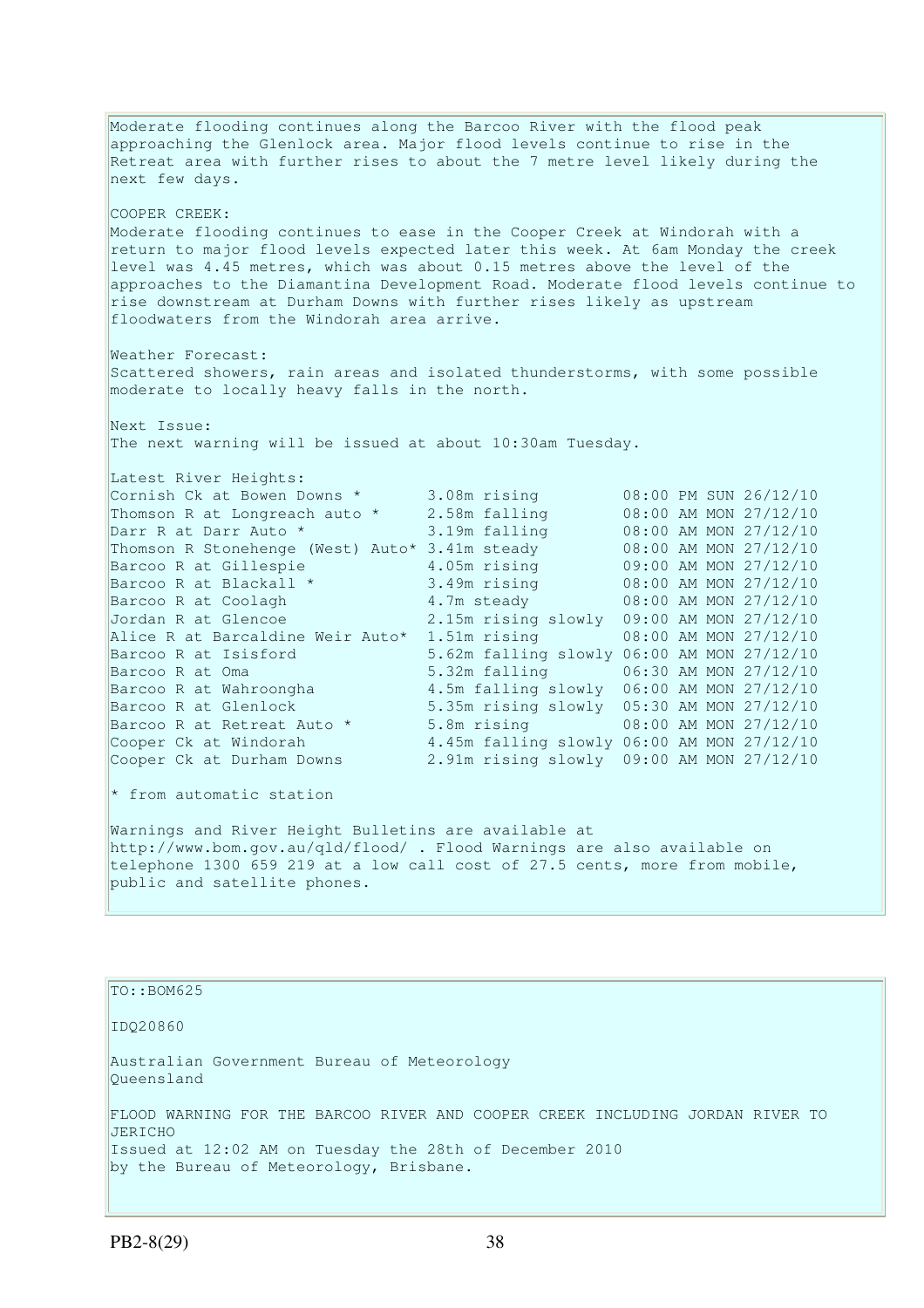Moderate flooding continues along the Barcoo River with the flood peak approaching the Glenlock area. Major flood levels continue to rise in the Retreat area with further rises to about the 7 metre level likely during the next few days.

COOPER CREEK:
Moderate flooding continues to ease in the Cooper Creek at Windorah with a return to major flood levels expected later this week. At 6am Monday the creek level was 4.45 metres, which was about 0.15 metres above the level of the approaches to the Diamantina Development Road. Moderate flood levels continue to rise downstream at Durham Downs with further rises likely as upstream floodwaters from the Windorah area arrive.

Weather Forecast:
Scattered showers, rain areas and isolated thunderstorms, with some possible moderate to locally heavy falls in the north.

Next Issue:
The next warning will be issued at about 10:30am Tuesday.

Latest River Heights:

| Location | Height | Time |
|---|---|---|
| Cornish Ck at Bowen Downs * | 3.08m rising | 08:00 PM SUN 26/12/10 |
| Thomson R at Longreach auto * | 2.58m falling | 08:00 AM MON 27/12/10 |
| Darr R at Darr Auto * | 3.19m falling | 08:00 AM MON 27/12/10 |
| Thomson R Stonehenge (West) Auto* | 3.41m steady | 08:00 AM MON 27/12/10 |
| Barcoo R at Gillespie | 4.05m rising | 09:00 AM MON 27/12/10 |
| Barcoo R at Blackall * | 3.49m rising | 08:00 AM MON 27/12/10 |
| Barcoo R at Coolagh | 4.7m steady | 08:00 AM MON 27/12/10 |
| Jordan R at Glencoe | 2.15m rising slowly | 09:00 AM MON 27/12/10 |
| Alice R at Barcaldine Weir Auto* | 1.51m rising | 08:00 AM MON 27/12/10 |
| Barcoo R at Isisford | 5.62m falling slowly | 06:00 AM MON 27/12/10 |
| Barcoo R at Oma | 5.32m falling | 06:30 AM MON 27/12/10 |
| Barcoo R at Wahroongha | 4.5m falling slowly | 06:00 AM MON 27/12/10 |
| Barcoo R at Glenlock | 5.35m rising slowly | 05:30 AM MON 27/12/10 |
| Barcoo R at Retreat Auto * | 5.8m rising | 08:00 AM MON 27/12/10 |
| Cooper Ck at Windorah | 4.45m falling slowly | 06:00 AM MON 27/12/10 |
| Cooper Ck at Durham Downs | 2.91m rising slowly | 09:00 AM MON 27/12/10 |

* from automatic station

Warnings and River Height Bulletins are available at http://www.bom.gov.au/qld/flood/ . Flood Warnings are also available on telephone 1300 659 219 at a low call cost of 27.5 cents, more from mobile, public and satellite phones.

---

TO::BOM625

IDQ20860

Australian Government Bureau of Meteorology
Queensland

FLOOD WARNING FOR THE BARCOO RIVER AND COOPER CREEK INCLUDING JORDAN RIVER TO JERICHO
Issued at 12:02 AM on Tuesday the 28th of December 2010
by the Bureau of Meteorology, Brisbane.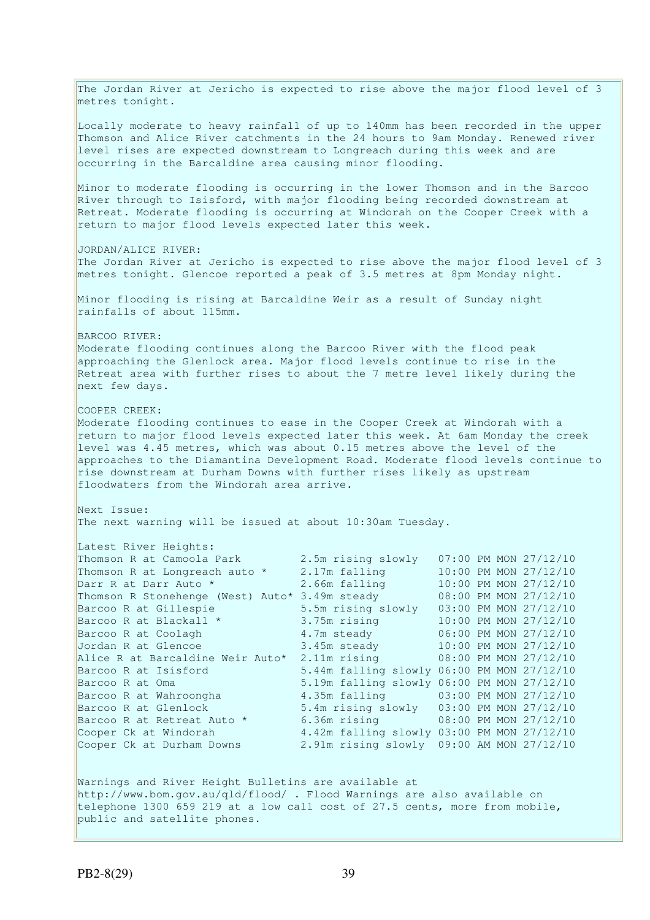The Jordan River at Jericho is expected to rise above the major flood level of 3 metres tonight.

Locally moderate to heavy rainfall of up to 140mm has been recorded in the upper Thomson and Alice River catchments in the 24 hours to 9am Monday. Renewed river level rises are expected downstream to Longreach during this week and are occurring in the Barcaldine area causing minor flooding.

Minor to moderate flooding is occurring in the lower Thomson and in the Barcoo River through to Isisford, with major flooding being recorded downstream at Retreat. Moderate flooding is occurring at Windorah on the Cooper Creek with a return to major flood levels expected later this week.

JORDAN/ALICE RIVER:
The Jordan River at Jericho is expected to rise above the major flood level of 3 metres tonight. Glencoe reported a peak of 3.5 metres at 8pm Monday night.

Minor flooding is rising at Barcaldine Weir as a result of Sunday night rainfalls of about 115mm.

BARCOO RIVER:
Moderate flooding continues along the Barcoo River with the flood peak approaching the Glenlock area. Major flood levels continue to rise in the Retreat area with further rises to about the 7 metre level likely during the next few days.

COOPER CREEK:
Moderate flooding continues to ease in the Cooper Creek at Windorah with a return to major flood levels expected later this week. At 6am Monday the creek level was 4.45 metres, which was about 0.15 metres above the level of the approaches to the Diamantina Development Road. Moderate flood levels continue to rise downstream at Durham Downs with further rises likely as upstream floodwaters from the Windorah area arrive.

Next Issue:
The next warning will be issued at about 10:30am Tuesday.

Latest River Heights:

| Location | Height | Time |
|---|---|---|
| Thomson R at Camoola Park | 2.5m rising slowly | 07:00 PM MON 27/12/10 |
| Thomson R at Longreach auto * | 2.17m falling | 10:00 PM MON 27/12/10 |
| Darr R at Darr Auto * | 2.66m falling | 10:00 PM MON 27/12/10 |
| Thomson R Stonehenge (West) Auto* | 3.49m steady | 08:00 PM MON 27/12/10 |
| Barcoo R at Gillespie | 5.5m rising slowly | 03:00 PM MON 27/12/10 |
| Barcoo R at Blackall * | 3.75m rising | 10:00 PM MON 27/12/10 |
| Barcoo R at Coolagh | 4.7m steady | 06:00 PM MON 27/12/10 |
| Jordan R at Glencoe | 3.45m steady | 10:00 PM MON 27/12/10 |
| Alice R at Barcaldine Weir Auto* | 2.11m rising | 08:00 PM MON 27/12/10 |
| Barcoo R at Isisford | 5.44m falling slowly | 06:00 PM MON 27/12/10 |
| Barcoo R at Oma | 5.19m falling slowly | 06:00 PM MON 27/12/10 |
| Barcoo R at Wahroongha | 4.35m falling | 03:00 PM MON 27/12/10 |
| Barcoo R at Glenlock | 5.4m rising slowly | 03:00 PM MON 27/12/10 |
| Barcoo R at Retreat Auto * | 6.36m rising | 08:00 PM MON 27/12/10 |
| Cooper Ck at Windorah | 4.42m falling slowly | 03:00 PM MON 27/12/10 |
| Cooper Ck at Durham Downs | 2.91m rising slowly | 09:00 AM MON 27/12/10 |

Warnings and River Height Bulletins are available at http://www.bom.gov.au/qld/flood/ . Flood Warnings are also available on telephone 1300 659 219 at a low call cost of 27.5 cents, more from mobile, public and satellite phones.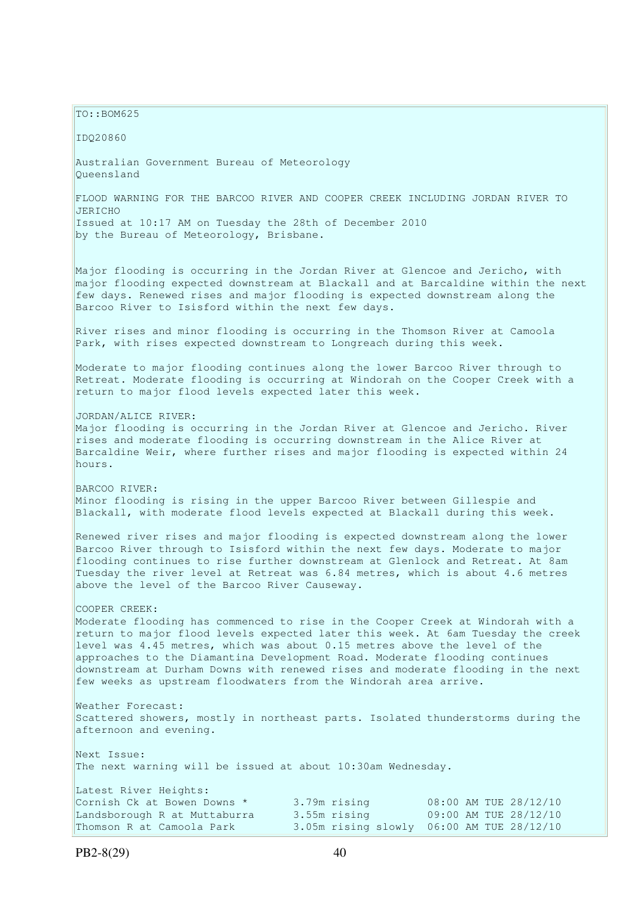TO::BOM625

IDQ20860

Australian Government Bureau of Meteorology
Queensland

FLOOD WARNING FOR THE BARCOO RIVER AND COOPER CREEK INCLUDING JORDAN RIVER TO JERICHO
Issued at 10:17 AM on Tuesday the 28th of December 2010
by the Bureau of Meteorology, Brisbane.

Major flooding is occurring in the Jordan River at Glencoe and Jericho, with major flooding expected downstream at Blackall and at Barcaldine within the next few days. Renewed rises and major flooding is expected downstream along the Barcoo River to Isisford within the next few days.

River rises and minor flooding is occurring in the Thomson River at Camoola Park, with rises expected downstream to Longreach during this week.

Moderate to major flooding continues along the lower Barcoo River through to Retreat. Moderate flooding is occurring at Windorah on the Cooper Creek with a return to major flood levels expected later this week.

JORDAN/ALICE RIVER:
Major flooding is occurring in the Jordan River at Glencoe and Jericho. River rises and moderate flooding is occurring downstream in the Alice River at Barcaldine Weir, where further rises and major flooding is expected within 24 hours.

BARCOO RIVER:
Minor flooding is rising in the upper Barcoo River between Gillespie and Blackall, with moderate flood levels expected at Blackall during this week.

Renewed river rises and major flooding is expected downstream along the lower Barcoo River through to Isisford within the next few days. Moderate to major flooding continues to rise further downstream at Glenlock and Retreat. At 8am Tuesday the river level at Retreat was 6.84 metres, which is about 4.6 metres above the level of the Barcoo River Causeway.

COOPER CREEK:
Moderate flooding has commenced to rise in the Cooper Creek at Windorah with a return to major flood levels expected later this week. At 6am Tuesday the creek level was 4.45 metres, which was about 0.15 metres above the level of the approaches to the Diamantina Development Road. Moderate flooding continues downstream at Durham Downs with renewed rises and moderate flooding in the next few weeks as upstream floodwaters from the Windorah area arrive.

Weather Forecast:
Scattered showers, mostly in northeast parts. Isolated thunderstorms during the afternoon and evening.

Next Issue:
The next warning will be issued at about 10:30am Wednesday.

Latest River Heights:

| | | |
|---|---|---|
| Cornish Ck at Bowen Downs * | 3.79m rising | 08:00 AM TUE 28/12/10 |
| Landsborough R at Muttaburra | 3.55m rising | 09:00 AM TUE 28/12/10 |
| Thomson R at Camoola Park | 3.05m rising slowly | 06:00 AM TUE 28/12/10 |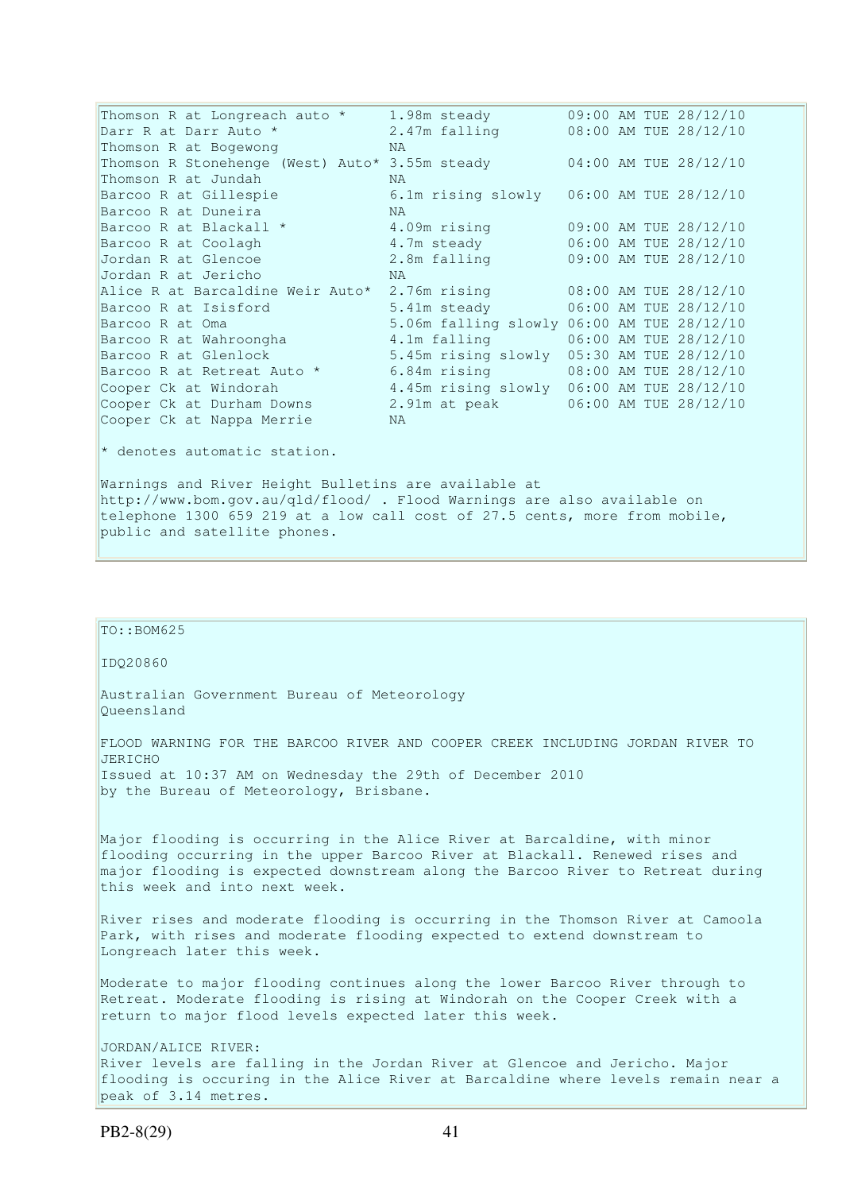| | | |
|---|---|---|
| Thomson R at Longreach auto * | 1.98m steady | 09:00 AM TUE 28/12/10 |
| Darr R at Darr Auto * | 2.47m falling | 08:00 AM TUE 28/12/10 |
| Thomson R at Bogewong | NA | |
| Thomson R Stonehenge (West) Auto* | 3.55m steady | 04:00 AM TUE 28/12/10 |
| Thomson R at Jundah | NA | |
| Barcoo R at Gillespie | 6.1m rising slowly | 06:00 AM TUE 28/12/10 |
| Barcoo R at Duneira | NA | |
| Barcoo R at Blackall * | 4.09m rising | 09:00 AM TUE 28/12/10 |
| Barcoo R at Coolagh | 4.7m steady | 06:00 AM TUE 28/12/10 |
| Jordan R at Glencoe | 2.8m falling | 09:00 AM TUE 28/12/10 |
| Jordan R at Jericho | NA | |
| Alice R at Barcaldine Weir Auto* | 2.76m rising | 08:00 AM TUE 28/12/10 |
| Barcoo R at Isisford | 5.41m steady | 06:00 AM TUE 28/12/10 |
| Barcoo R at Oma | 5.06m falling slowly | 06:00 AM TUE 28/12/10 |
| Barcoo R at Wahroongha | 4.1m falling | 06:00 AM TUE 28/12/10 |
| Barcoo R at Glenlock | 5.45m rising slowly | 05:30 AM TUE 28/12/10 |
| Barcoo R at Retreat Auto * | 6.84m rising | 08:00 AM TUE 28/12/10 |
| Cooper Ck at Windorah | 4.45m rising slowly | 06:00 AM TUE 28/12/10 |
| Cooper Ck at Durham Downs | 2.91m at peak | 06:00 AM TUE 28/12/10 |
| Cooper Ck at Nappa Merrie | NA | |

* denotes automatic station.

Warnings and River Height Bulletins are available at http://www.bom.gov.au/qld/flood/ . Flood Warnings are also available on telephone 1300 659 219 at a low call cost of 27.5 cents, more from mobile, public and satellite phones.

TO::BOM625

IDQ20860

Australian Government Bureau of Meteorology
Queensland

FLOOD WARNING FOR THE BARCOO RIVER AND COOPER CREEK INCLUDING JORDAN RIVER TO JERICHO
Issued at 10:37 AM on Wednesday the 29th of December 2010
by the Bureau of Meteorology, Brisbane.

Major flooding is occurring in the Alice River at Barcaldine, with minor flooding occurring in the upper Barcoo River at Blackall. Renewed rises and major flooding is expected downstream along the Barcoo River to Retreat during this week and into next week.

River rises and moderate flooding is occurring in the Thomson River at Camoola Park, with rises and moderate flooding expected to extend downstream to Longreach later this week.

Moderate to major flooding continues along the lower Barcoo River through to Retreat. Moderate flooding is rising at Windorah on the Cooper Creek with a return to major flood levels expected later this week.

JORDAN/ALICE RIVER:
River levels are falling in the Jordan River at Glencoe and Jericho. Major flooding is occuring in the Alice River at Barcaldine where levels remain near a peak of 3.14 metres.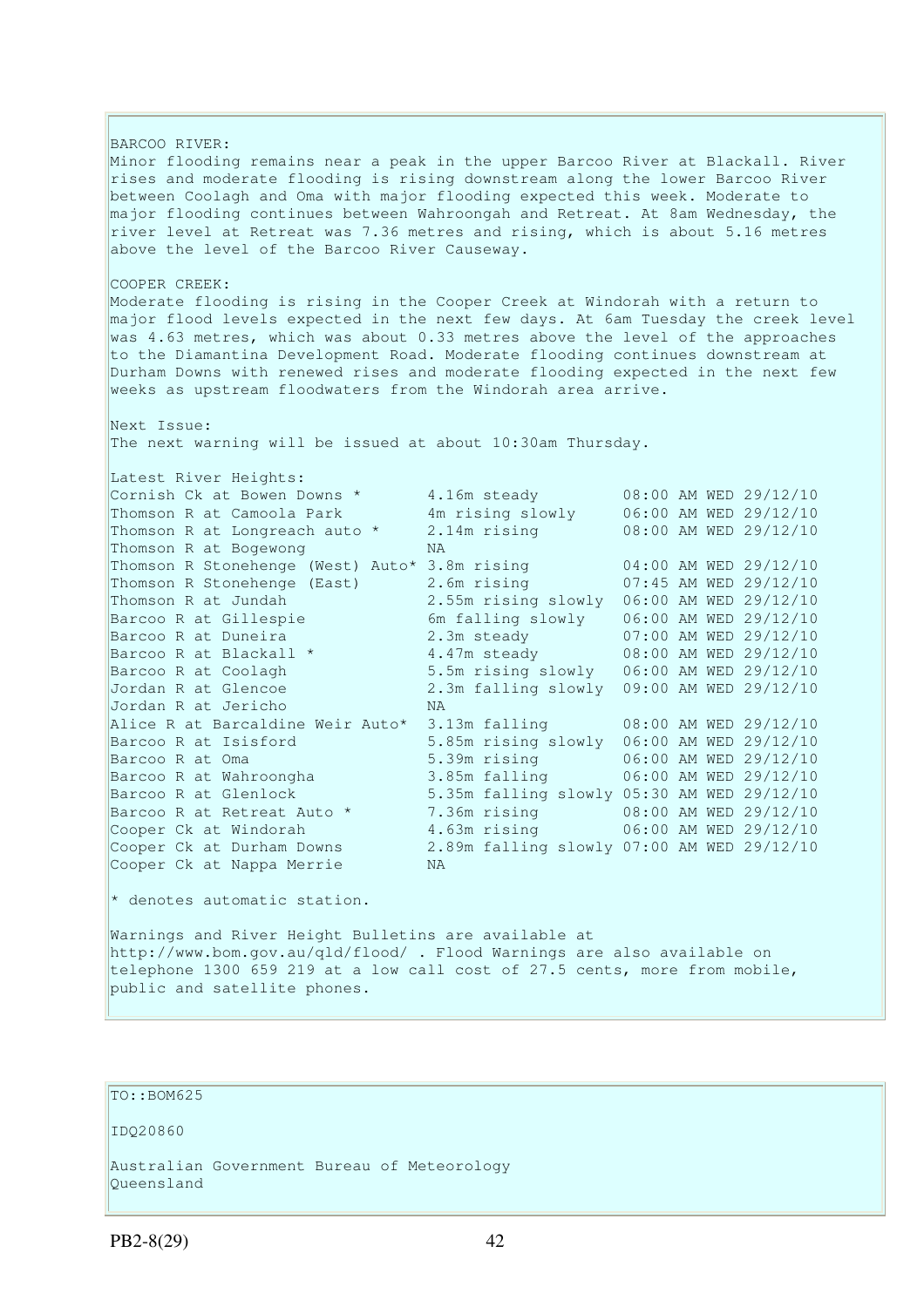BARCOO RIVER:
Minor flooding remains near a peak in the upper Barcoo River at Blackall. River rises and moderate flooding is rising downstream along the lower Barcoo River between Coolagh and Oma with major flooding expected this week. Moderate to major flooding continues between Wahroongah and Retreat. At 8am Wednesday, the river level at Retreat was 7.36 metres and rising, which is about 5.16 metres above the level of the Barcoo River Causeway.

COOPER CREEK:
Moderate flooding is rising in the Cooper Creek at Windorah with a return to major flood levels expected in the next few days. At 6am Tuesday the creek level was 4.63 metres, which was about 0.33 metres above the level of the approaches to the Diamantina Development Road. Moderate flooding continues downstream at Durham Downs with renewed rises and moderate flooding expected in the next few weeks as upstream floodwaters from the Windorah area arrive.

Next Issue:
The next warning will be issued at about 10:30am Thursday.

Latest River Heights:

| Station | Height | Time |
|---|---|---|
| Cornish Ck at Bowen Downs * | 4.16m steady | 08:00 AM WED 29/12/10 |
| Thomson R at Camoola Park | 4m rising slowly | 06:00 AM WED 29/12/10 |
| Thomson R at Longreach auto * | 2.14m rising | 08:00 AM WED 29/12/10 |
| Thomson R at Bogewong | NA | |
| Thomson R Stonehenge (West) Auto* | 3.8m rising | 04:00 AM WED 29/12/10 |
| Thomson R Stonehenge (East) | 2.6m rising | 07:45 AM WED 29/12/10 |
| Thomson R at Jundah | 2.55m rising slowly | 06:00 AM WED 29/12/10 |
| Barcoo R at Gillespie | 6m falling slowly | 06:00 AM WED 29/12/10 |
| Barcoo R at Duneira | 2.3m steady | 07:00 AM WED 29/12/10 |
| Barcoo R at Blackall * | 4.47m steady | 08:00 AM WED 29/12/10 |
| Barcoo R at Coolagh | 5.5m rising slowly | 06:00 AM WED 29/12/10 |
| Jordan R at Glencoe | 2.3m falling slowly | 09:00 AM WED 29/12/10 |
| Jordan R at Jericho | NA | |
| Alice R at Barcaldine Weir Auto* | 3.13m falling | 08:00 AM WED 29/12/10 |
| Barcoo R at Isisford | 5.85m rising slowly | 06:00 AM WED 29/12/10 |
| Barcoo R at Oma | 5.39m rising | 06:00 AM WED 29/12/10 |
| Barcoo R at Wahroongha | 3.85m falling | 06:00 AM WED 29/12/10 |
| Barcoo R at Glenlock | 5.35m falling slowly | 05:30 AM WED 29/12/10 |
| Barcoo R at Retreat Auto * | 7.36m rising | 08:00 AM WED 29/12/10 |
| Cooper Ck at Windorah | 4.63m rising | 06:00 AM WED 29/12/10 |
| Cooper Ck at Durham Downs | 2.89m falling slowly | 07:00 AM WED 29/12/10 |
| Cooper Ck at Nappa Merrie | NA | |

* denotes automatic station.

Warnings and River Height Bulletins are available at http://www.bom.gov.au/qld/flood/ . Flood Warnings are also available on telephone 1300 659 219 at a low call cost of 27.5 cents, more from mobile, public and satellite phones.

TO::BOM625

IDQ20860

Australian Government Bureau of Meteorology
Queensland

PB2-8(29)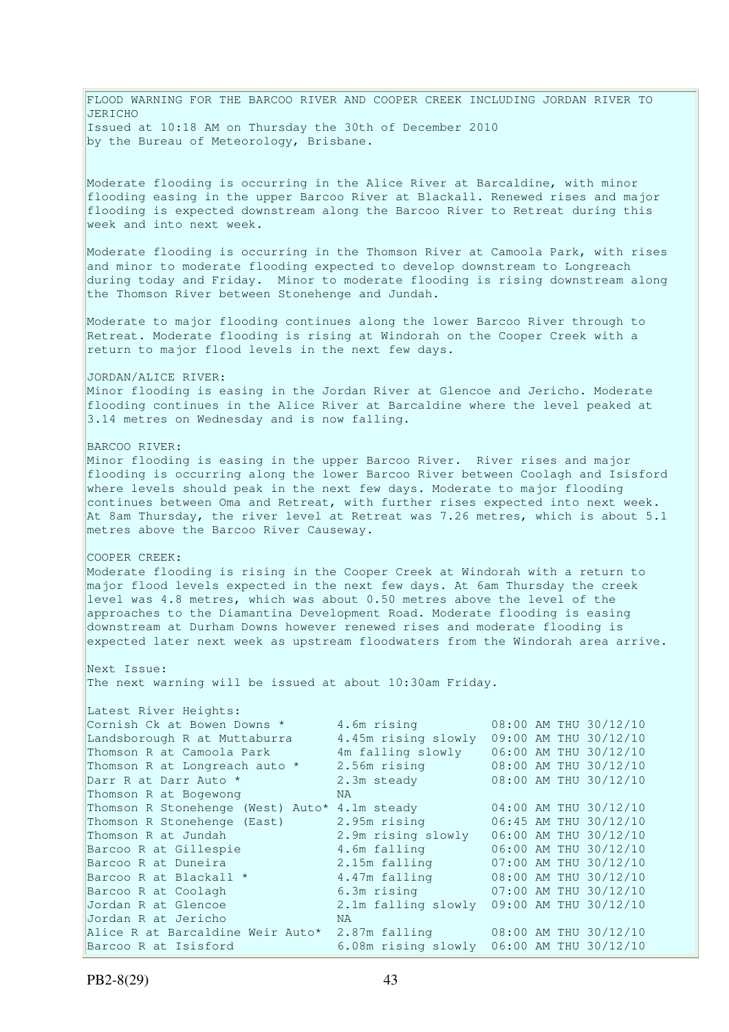FLOOD WARNING FOR THE BARCOO RIVER AND COOPER CREEK INCLUDING JORDAN RIVER TO JERICHO
Issued at 10:18 AM on Thursday the 30th of December 2010
by the Bureau of Meteorology, Brisbane.

Moderate flooding is occurring in the Alice River at Barcaldine, with minor flooding easing in the upper Barcoo River at Blackall. Renewed rises and major flooding is expected downstream along the Barcoo River to Retreat during this week and into next week.

Moderate flooding is occurring in the Thomson River at Camoola Park, with rises and minor to moderate flooding expected to develop downstream to Longreach during today and Friday. Minor to moderate flooding is rising downstream along the Thomson River between Stonehenge and Jundah.

Moderate to major flooding continues along the lower Barcoo River through to Retreat. Moderate flooding is rising at Windorah on the Cooper Creek with a return to major flood levels in the next few days.

JORDAN/ALICE RIVER:
Minor flooding is easing in the Jordan River at Glencoe and Jericho. Moderate flooding continues in the Alice River at Barcaldine where the level peaked at 3.14 metres on Wednesday and is now falling.

BARCOO RIVER:
Minor flooding is easing in the upper Barcoo River. River rises and major flooding is occurring along the lower Barcoo River between Coolagh and Isisford where levels should peak in the next few days. Moderate to major flooding continues between Oma and Retreat, with further rises expected into next week. At 8am Thursday, the river level at Retreat was 7.26 metres, which is about 5.1 metres above the Barcoo River Causeway.

COOPER CREEK:
Moderate flooding is rising in the Cooper Creek at Windorah with a return to major flood levels expected in the next few days. At 6am Thursday the creek level was 4.8 metres, which was about 0.50 metres above the level of the approaches to the Diamantina Development Road. Moderate flooding is easing downstream at Durham Downs however renewed rises and moderate flooding is expected later next week as upstream floodwaters from the Windorah area arrive.

Next Issue:
The next warning will be issued at about 10:30am Friday.

Latest River Heights:

| Station | Height | Time |
|---|---|---|
| Cornish Ck at Bowen Downs * | 4.6m rising | 08:00 AM THU 30/12/10 |
| Landsborough R at Muttaburra | 4.45m rising slowly | 09:00 AM THU 30/12/10 |
| Thomson R at Camoola Park | 4m falling slowly | 06:00 AM THU 30/12/10 |
| Thomson R at Longreach auto * | 2.56m rising | 08:00 AM THU 30/12/10 |
| Darr R at Darr Auto * | 2.3m steady | 08:00 AM THU 30/12/10 |
| Thomson R at Bogewong | NA | |
| Thomson R Stonehenge (West) Auto* | 4.1m steady | 04:00 AM THU 30/12/10 |
| Thomson R Stonehenge (East) | 2.95m rising | 06:45 AM THU 30/12/10 |
| Thomson R at Jundah | 2.9m rising slowly | 06:00 AM THU 30/12/10 |
| Barcoo R at Gillespie | 4.6m falling | 06:00 AM THU 30/12/10 |
| Barcoo R at Duneira | 2.15m falling | 07:00 AM THU 30/12/10 |
| Barcoo R at Blackall * | 4.47m falling | 08:00 AM THU 30/12/10 |
| Barcoo R at Coolagh | 6.3m rising | 07:00 AM THU 30/12/10 |
| Jordan R at Glencoe | 2.1m falling slowly | 09:00 AM THU 30/12/10 |
| Jordan R at Jericho | NA | |
| Alice R at Barcaldine Weir Auto* | 2.87m falling | 08:00 AM THU 30/12/10 |
| Barcoo R at Isisford | 6.08m rising slowly | 06:00 AM THU 30/12/10 |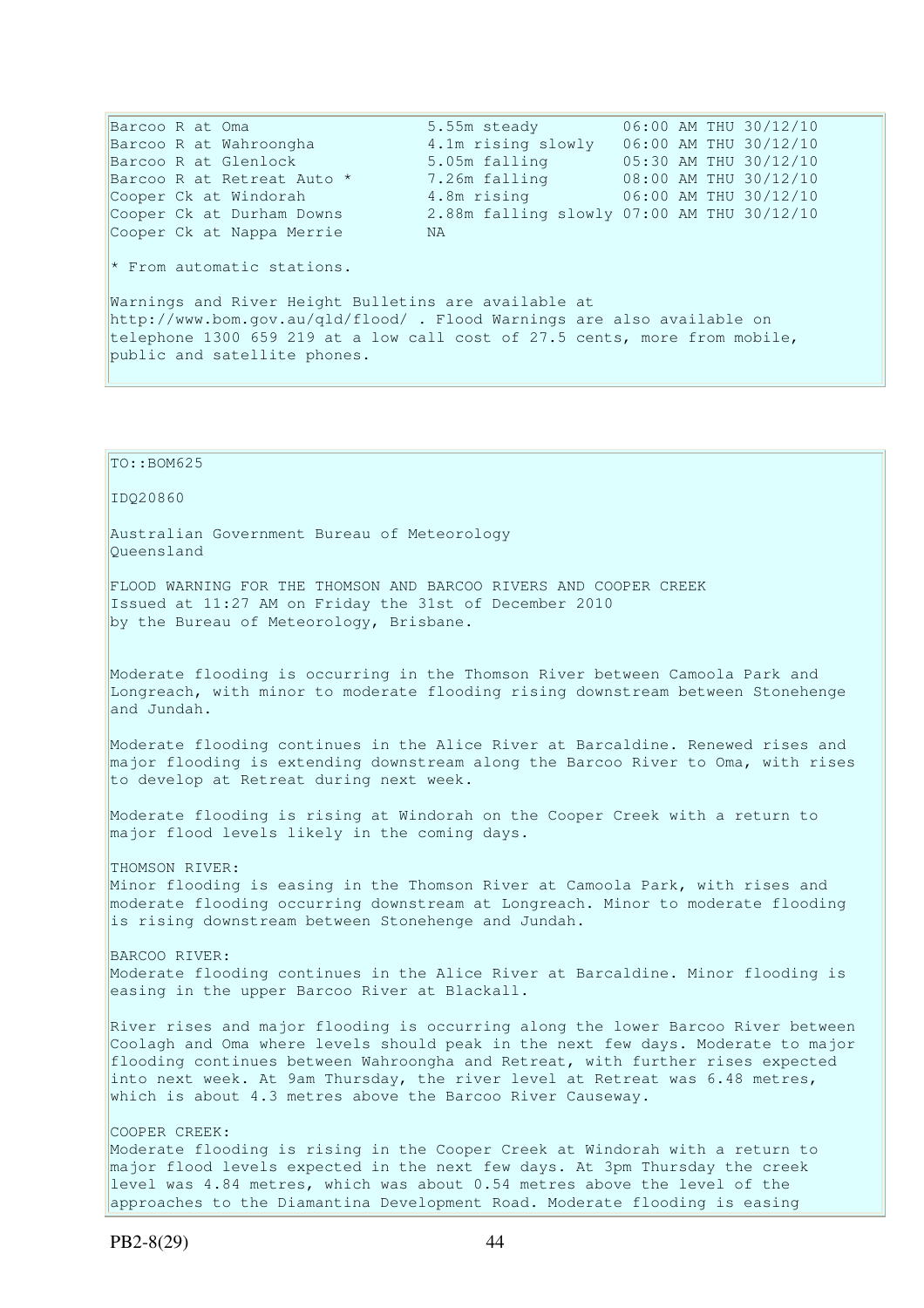| | | |
|---|---|---|
| Barcoo R at Oma | 5.55m steady | 06:00 AM THU 30/12/10 |
| Barcoo R at Wahroongha | 4.1m rising slowly | 06:00 AM THU 30/12/10 |
| Barcoo R at Glenlock | 5.05m falling | 05:30 AM THU 30/12/10 |
| Barcoo R at Retreat Auto * | 7.26m falling | 08:00 AM THU 30/12/10 |
| Cooper Ck at Windorah | 4.8m rising | 06:00 AM THU 30/12/10 |
| Cooper Ck at Durham Downs | 2.88m falling slowly | 07:00 AM THU 30/12/10 |
| Cooper Ck at Nappa Merrie | NA | |

* From automatic stations.

Warnings and River Height Bulletins are available at http://www.bom.gov.au/qld/flood/ . Flood Warnings are also available on telephone 1300 659 219 at a low call cost of 27.5 cents, more from mobile, public and satellite phones.

TO::BOM625

IDQ20860

Australian Government Bureau of Meteorology
Queensland

FLOOD WARNING FOR THE THOMSON AND BARCOO RIVERS AND COOPER CREEK
Issued at 11:27 AM on Friday the 31st of December 2010
by the Bureau of Meteorology, Brisbane.

Moderate flooding is occurring in the Thomson River between Camoola Park and Longreach, with minor to moderate flooding rising downstream between Stonehenge and Jundah.

Moderate flooding continues in the Alice River at Barcaldine. Renewed rises and major flooding is extending downstream along the Barcoo River to Oma, with rises to develop at Retreat during next week.

Moderate flooding is rising at Windorah on the Cooper Creek with a return to major flood levels likely in the coming days.

THOMSON RIVER:
Minor flooding is easing in the Thomson River at Camoola Park, with rises and moderate flooding occurring downstream at Longreach. Minor to moderate flooding is rising downstream between Stonehenge and Jundah.

BARCOO RIVER:
Moderate flooding continues in the Alice River at Barcaldine. Minor flooding is easing in the upper Barcoo River at Blackall.

River rises and major flooding is occurring along the lower Barcoo River between Coolagh and Oma where levels should peak in the next few days. Moderate to major flooding continues between Wahroongha and Retreat, with further rises expected into next week. At 9am Thursday, the river level at Retreat was 6.48 metres, which is about 4.3 metres above the Barcoo River Causeway.

COOPER CREEK:
Moderate flooding is rising in the Cooper Creek at Windorah with a return to major flood levels expected in the next few days. At 3pm Thursday the creek level was 4.84 metres, which was about 0.54 metres above the level of the approaches to the Diamantina Development Road. Moderate flooding is easing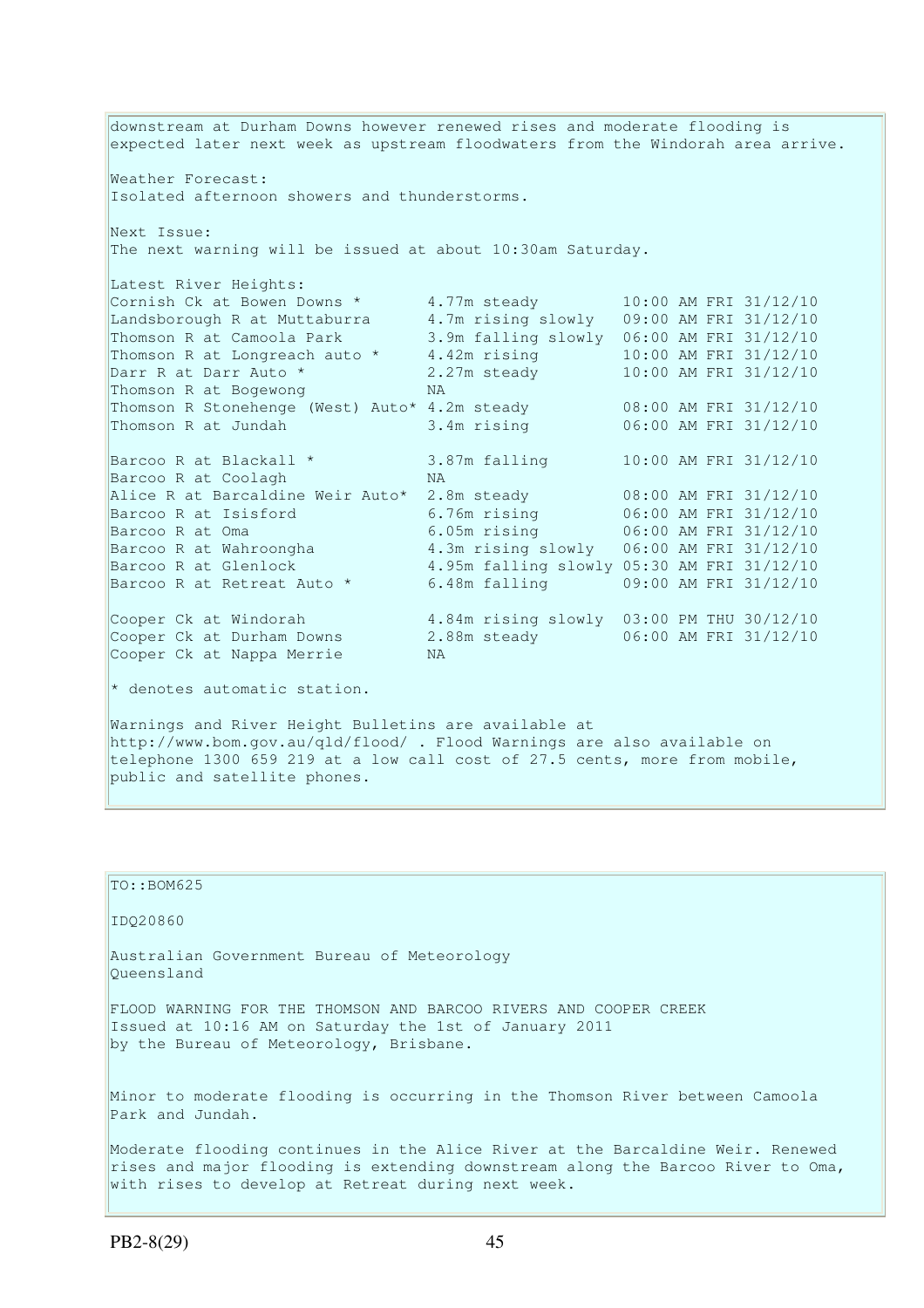downstream at Durham Downs however renewed rises and moderate flooding is expected later next week as upstream floodwaters from the Windorah area arrive.

Weather Forecast:
Isolated afternoon showers and thunderstorms.

Next Issue:
The next warning will be issued at about 10:30am Saturday.

Latest River Heights:

| Station | Height | Time |
|---|---|---|
| Cornish Ck at Bowen Downs * | 4.77m steady | 10:00 AM FRI 31/12/10 |
| Landsborough R at Muttaburra | 4.7m rising slowly | 09:00 AM FRI 31/12/10 |
| Thomson R at Camoola Park | 3.9m falling slowly | 06:00 AM FRI 31/12/10 |
| Thomson R at Longreach auto * | 4.42m rising | 10:00 AM FRI 31/12/10 |
| Darr R at Darr Auto * | 2.27m steady | 10:00 AM FRI 31/12/10 |
| Thomson R at Bogewong | NA | |
| Thomson R Stonehenge (West) Auto* | 4.2m steady | 08:00 AM FRI 31/12/10 |
| Thomson R at Jundah | 3.4m rising | 06:00 AM FRI 31/12/10 |
| Barcoo R at Blackall * | 3.87m falling | 10:00 AM FRI 31/12/10 |
| Barcoo R at Coolagh | NA | |
| Alice R at Barcaldine Weir Auto* | 2.8m steady | 08:00 AM FRI 31/12/10 |
| Barcoo R at Isisford | 6.76m rising | 06:00 AM FRI 31/12/10 |
| Barcoo R at Oma | 6.05m rising | 06:00 AM FRI 31/12/10 |
| Barcoo R at Wahroongha | 4.3m rising slowly | 06:00 AM FRI 31/12/10 |
| Barcoo R at Glenlock | 4.95m falling slowly | 05:30 AM FRI 31/12/10 |
| Barcoo R at Retreat Auto * | 6.48m falling | 09:00 AM FRI 31/12/10 |
| Cooper Ck at Windorah | 4.84m rising slowly | 03:00 PM THU 30/12/10 |
| Cooper Ck at Durham Downs | 2.88m steady | 06:00 AM FRI 31/12/10 |
| Cooper Ck at Nappa Merrie | NA | |

* denotes automatic station.

Warnings and River Height Bulletins are available at http://www.bom.gov.au/qld/flood/ . Flood Warnings are also available on telephone 1300 659 219 at a low call cost of 27.5 cents, more from mobile, public and satellite phones.

TO::BOM625

IDQ20860

Australian Government Bureau of Meteorology
Queensland

FLOOD WARNING FOR THE THOMSON AND BARCOO RIVERS AND COOPER CREEK
Issued at 10:16 AM on Saturday the 1st of January 2011
by the Bureau of Meteorology, Brisbane.

Minor to moderate flooding is occurring in the Thomson River between Camoola Park and Jundah.

Moderate flooding continues in the Alice River at the Barcaldine Weir. Renewed rises and major flooding is extending downstream along the Barcoo River to Oma, with rises to develop at Retreat during next week.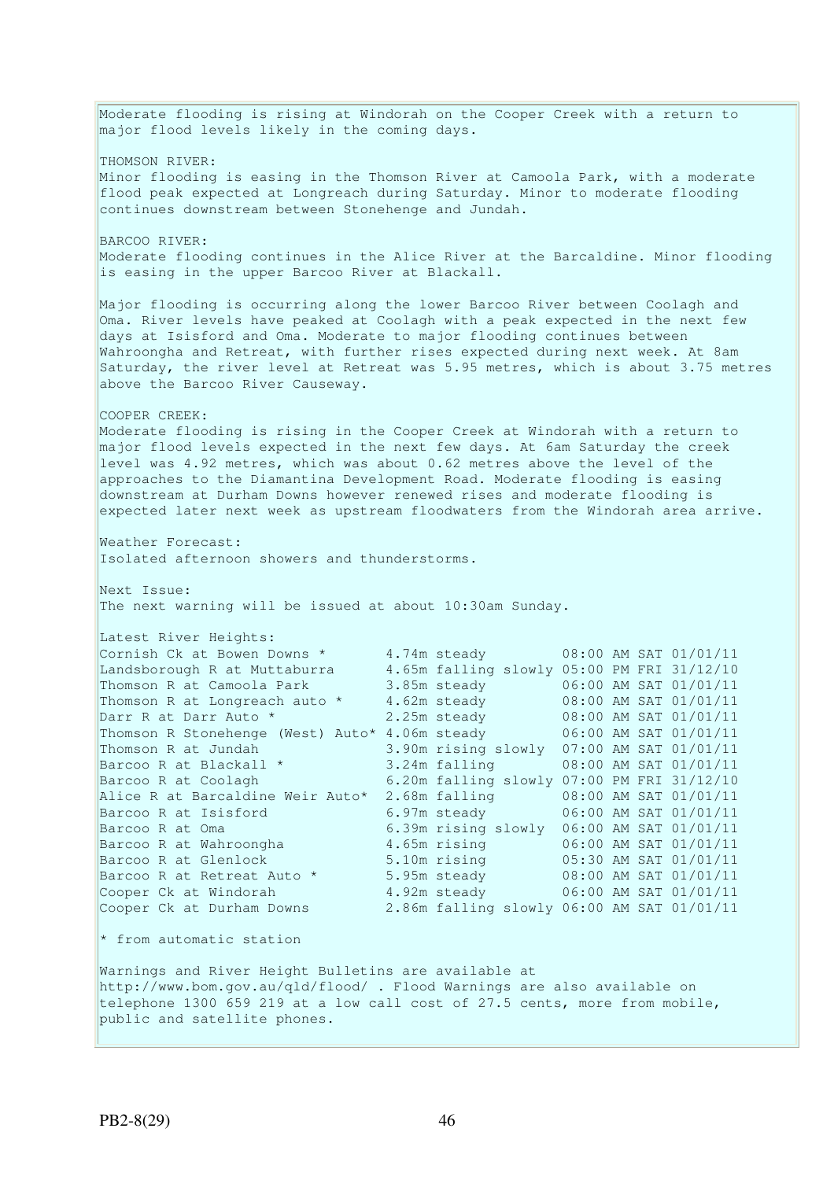Moderate flooding is rising at Windorah on the Cooper Creek with a return to major flood levels likely in the coming days.

THOMSON RIVER:
Minor flooding is easing in the Thomson River at Camoola Park, with a moderate flood peak expected at Longreach during Saturday. Minor to moderate flooding continues downstream between Stonehenge and Jundah.

BARCOO RIVER:
Moderate flooding continues in the Alice River at the Barcaldine. Minor flooding is easing in the upper Barcoo River at Blackall.

Major flooding is occurring along the lower Barcoo River between Coolagh and Oma. River levels have peaked at Coolagh with a peak expected in the next few days at Isisford and Oma. Moderate to major flooding continues between Wahroongha and Retreat, with further rises expected during next week. At 8am Saturday, the river level at Retreat was 5.95 metres, which is about 3.75 metres above the Barcoo River Causeway.

COOPER CREEK:
Moderate flooding is rising in the Cooper Creek at Windorah with a return to major flood levels expected in the next few days. At 6am Saturday the creek level was 4.92 metres, which was about 0.62 metres above the level of the approaches to the Diamantina Development Road. Moderate flooding is easing downstream at Durham Downs however renewed rises and moderate flooding is expected later next week as upstream floodwaters from the Windorah area arrive.

Weather Forecast:
Isolated afternoon showers and thunderstorms.

Next Issue:
The next warning will be issued at about 10:30am Sunday.

Latest River Heights:

| Location | Height | Trend | Time |
|---|---|---|---|
| Cornish Ck at Bowen Downs * | 4.74m | steady | 08:00 AM SAT 01/01/11 |
| Landsborough R at Muttaburra | 4.65m | falling slowly | 05:00 PM FRI 31/12/10 |
| Thomson R at Camoola Park | 3.85m | steady | 06:00 AM SAT 01/01/11 |
| Thomson R at Longreach auto * | 4.62m | steady | 08:00 AM SAT 01/01/11 |
| Darr R at Darr Auto * | 2.25m | steady | 08:00 AM SAT 01/01/11 |
| Thomson R Stonehenge (West) Auto* | 4.06m | steady | 06:00 AM SAT 01/01/11 |
| Thomson R at Jundah | 3.90m | rising slowly | 07:00 AM SAT 01/01/11 |
| Barcoo R at Blackall * | 3.24m | falling | 08:00 AM SAT 01/01/11 |
| Barcoo R at Coolagh | 6.20m | falling slowly | 07:00 PM FRI 31/12/10 |
| Alice R at Barcaldine Weir Auto* | 2.68m | falling | 08:00 AM SAT 01/01/11 |
| Barcoo R at Isisford | 6.97m | steady | 06:00 AM SAT 01/01/11 |
| Barcoo R at Oma | 6.39m | rising slowly | 06:00 AM SAT 01/01/11 |
| Barcoo R at Wahroongha | 4.65m | rising | 06:00 AM SAT 01/01/11 |
| Barcoo R at Glenlock | 5.10m | rising | 05:30 AM SAT 01/01/11 |
| Barcoo R at Retreat Auto * | 5.95m | steady | 08:00 AM SAT 01/01/11 |
| Cooper Ck at Windorah | 4.92m | steady | 06:00 AM SAT 01/01/11 |
| Cooper Ck at Durham Downs | 2.86m | falling slowly | 06:00 AM SAT 01/01/11 |

* from automatic station

Warnings and River Height Bulletins are available at http://www.bom.gov.au/qld/flood/ . Flood Warnings are also available on telephone 1300 659 219 at a low call cost of 27.5 cents, more from mobile, public and satellite phones.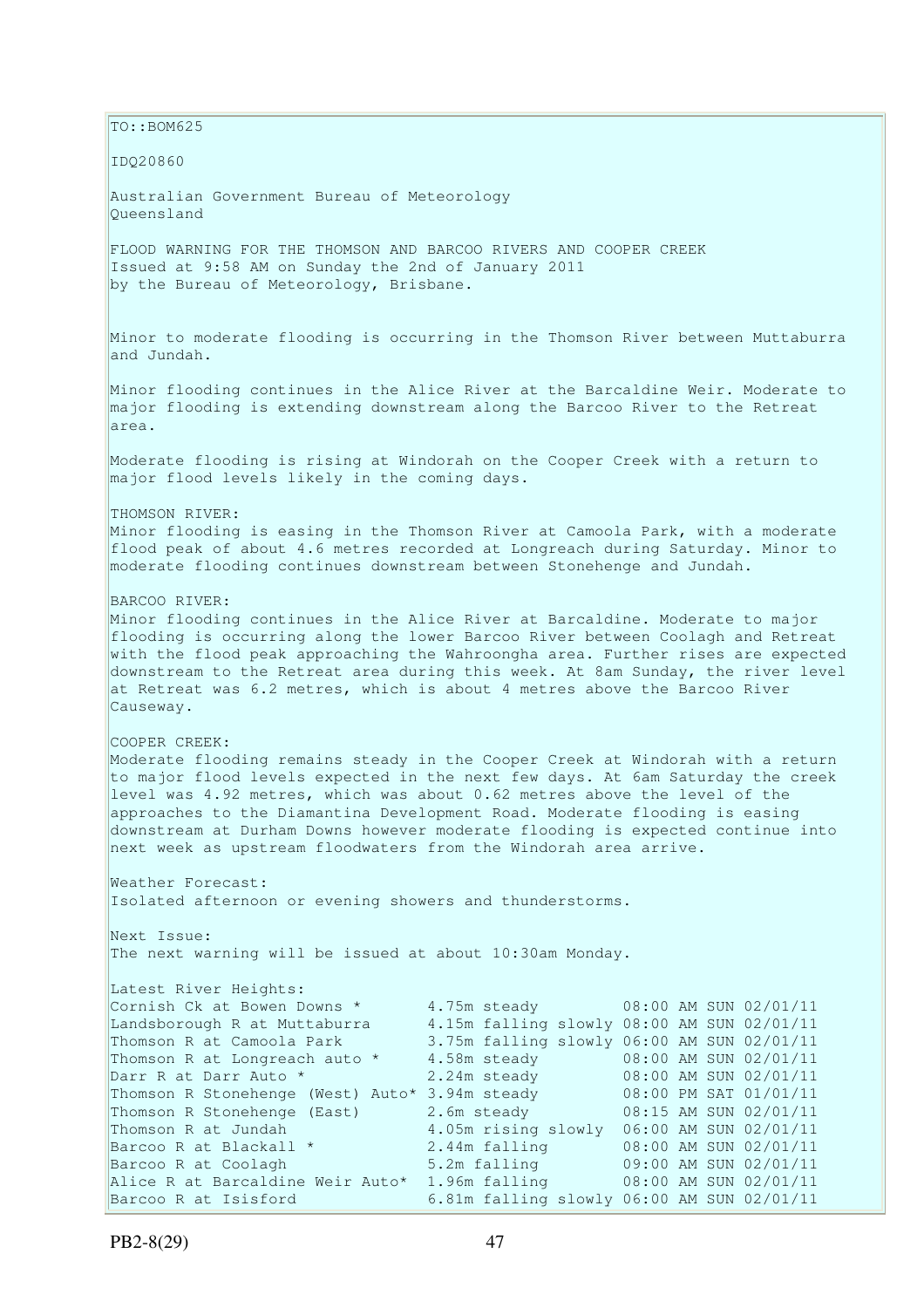TO::BOM625

IDQ20860

Australian Government Bureau of Meteorology
Queensland

FLOOD WARNING FOR THE THOMSON AND BARCOO RIVERS AND COOPER CREEK
Issued at 9:58 AM on Sunday the 2nd of January 2011
by the Bureau of Meteorology, Brisbane.

Minor to moderate flooding is occurring in the Thomson River between Muttaburra and Jundah.

Minor flooding continues in the Alice River at the Barcaldine Weir. Moderate to major flooding is extending downstream along the Barcoo River to the Retreat area.

Moderate flooding is rising at Windorah on the Cooper Creek with a return to major flood levels likely in the coming days.

THOMSON RIVER:
Minor flooding is easing in the Thomson River at Camoola Park, with a moderate flood peak of about 4.6 metres recorded at Longreach during Saturday. Minor to moderate flooding continues downstream between Stonehenge and Jundah.

BARCOO RIVER:
Minor flooding continues in the Alice River at Barcaldine. Moderate to major flooding is occurring along the lower Barcoo River between Coolagh and Retreat with the flood peak approaching the Wahroongha area. Further rises are expected downstream to the Retreat area during this week. At 8am Sunday, the river level at Retreat was 6.2 metres, which is about 4 metres above the Barcoo River Causeway.

COOPER CREEK:
Moderate flooding remains steady in the Cooper Creek at Windorah with a return to major flood levels expected in the next few days. At 6am Saturday the creek level was 4.92 metres, which was about 0.62 metres above the level of the approaches to the Diamantina Development Road. Moderate flooding is easing downstream at Durham Downs however moderate flooding is expected continue into next week as upstream floodwaters from the Windorah area arrive.

Weather Forecast:
Isolated afternoon or evening showers and thunderstorms.

Next Issue:
The next warning will be issued at about 10:30am Monday.

Latest River Heights:

| | | |
|---|---|---|
| Cornish Ck at Bowen Downs * | 4.75m steady | 08:00 AM SUN 02/01/11 |
| Landsborough R at Muttaburra | 4.15m falling slowly | 08:00 AM SUN 02/01/11 |
| Thomson R at Camoola Park | 3.75m falling slowly | 06:00 AM SUN 02/01/11 |
| Thomson R at Longreach auto * | 4.58m steady | 08:00 AM SUN 02/01/11 |
| Darr R at Darr Auto * | 2.24m steady | 08:00 AM SUN 02/01/11 |
| Thomson R Stonehenge (West) Auto* | 3.94m steady | 08:00 PM SAT 01/01/11 |
| Thomson R Stonehenge (East) | 2.6m steady | 08:15 AM SUN 02/01/11 |
| Thomson R at Jundah | 4.05m rising slowly | 06:00 AM SUN 02/01/11 |
| Barcoo R at Blackall * | 2.44m falling | 08:00 AM SUN 02/01/11 |
| Barcoo R at Coolagh | 5.2m falling | 09:00 AM SUN 02/01/11 |
| Alice R at Barcaldine Weir Auto* | 1.96m falling | 08:00 AM SUN 02/01/11 |
| Barcoo R at Isisford | 6.81m falling slowly | 06:00 AM SUN 02/01/11 |

PB2-8(29)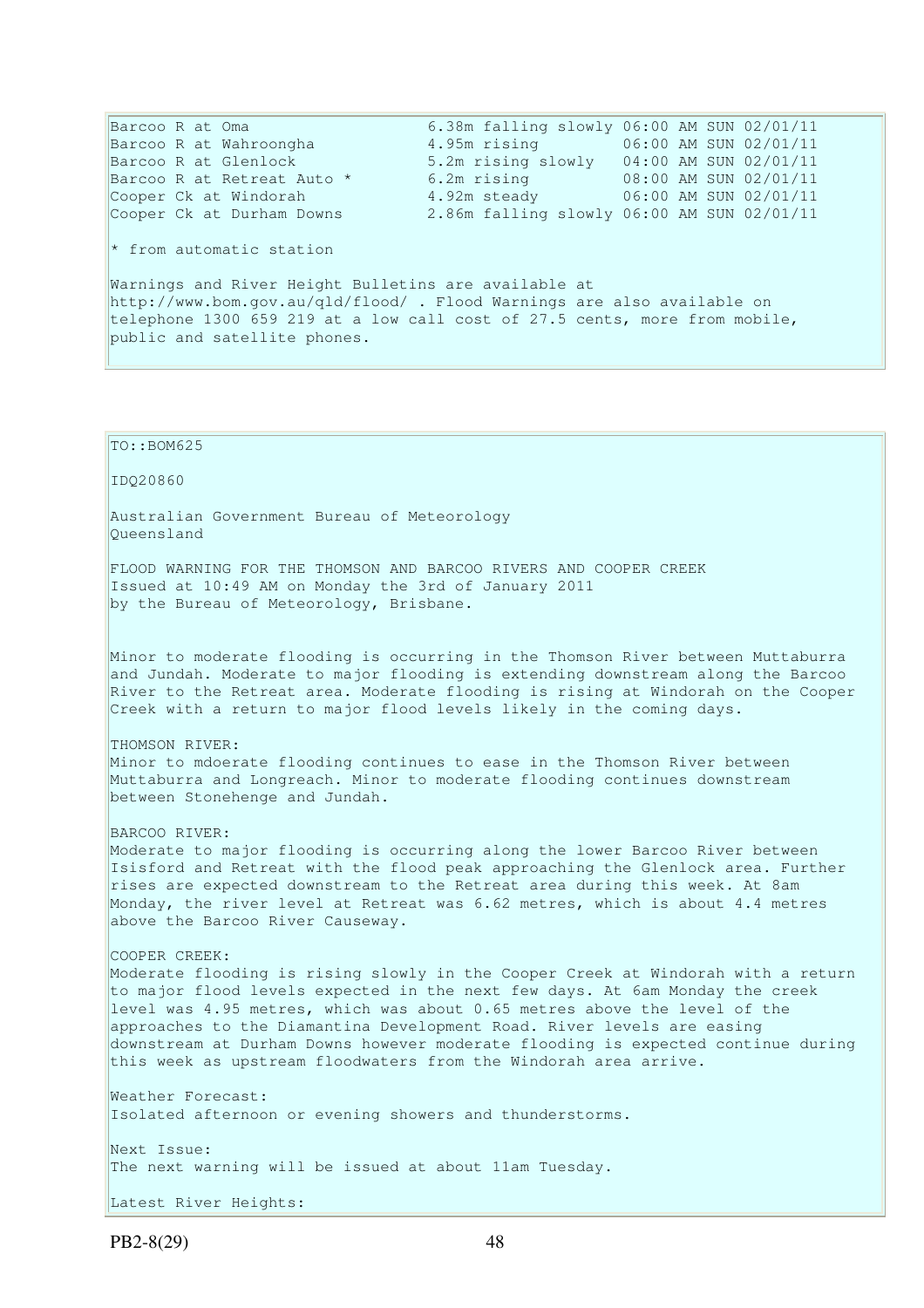```
Barcoo R at Oma                 6.38m falling slowly 06:00 AM SUN 02/01/11
Barcoo R at Wahroongha          4.95m rising         06:00 AM SUN 02/01/11
Barcoo R at Glenlock            5.2m rising slowly   04:00 AM SUN 02/01/11
Barcoo R at Retreat Auto *      6.2m rising          08:00 AM SUN 02/01/11
Cooper Ck at Windorah           4.92m steady         06:00 AM SUN 02/01/11
Cooper Ck at Durham Downs       2.86m falling slowly 06:00 AM SUN 02/01/11
```

\* from automatic station

Warnings and River Height Bulletins are available at http://www.bom.gov.au/qld/flood/ . Flood Warnings are also available on telephone 1300 659 219 at a low call cost of 27.5 cents, more from mobile, public and satellite phones.

---

TO::BOM625

IDQ20860

Australian Government Bureau of Meteorology
Queensland

FLOOD WARNING FOR THE THOMSON AND BARCOO RIVERS AND COOPER CREEK
Issued at 10:49 AM on Monday the 3rd of January 2011
by the Bureau of Meteorology, Brisbane.

Minor to moderate flooding is occurring in the Thomson River between Muttaburra and Jundah. Moderate to major flooding is extending downstream along the Barcoo River to the Retreat area. Moderate flooding is rising at Windorah on the Cooper Creek with a return to major flood levels likely in the coming days.

THOMSON RIVER:
Minor to mdoerate flooding continues to ease in the Thomson River between Muttaburra and Longreach. Minor to moderate flooding continues downstream between Stonehenge and Jundah.

BARCOO RIVER:
Moderate to major flooding is occurring along the lower Barcoo River between Isisford and Retreat with the flood peak approaching the Glenlock area. Further rises are expected downstream to the Retreat area during this week. At 8am Monday, the river level at Retreat was 6.62 metres, which is about 4.4 metres above the Barcoo River Causeway.

COOPER CREEK:
Moderate flooding is rising slowly in the Cooper Creek at Windorah with a return to major flood levels expected in the next few days. At 6am Monday the creek level was 4.95 metres, which was about 0.65 metres above the level of the approaches to the Diamantina Development Road. River levels are easing downstream at Durham Downs however moderate flooding is expected continue during this week as upstream floodwaters from the Windorah area arrive.

Weather Forecast:
Isolated afternoon or evening showers and thunderstorms.

Next Issue:
The next warning will be issued at about 11am Tuesday.

Latest River Heights: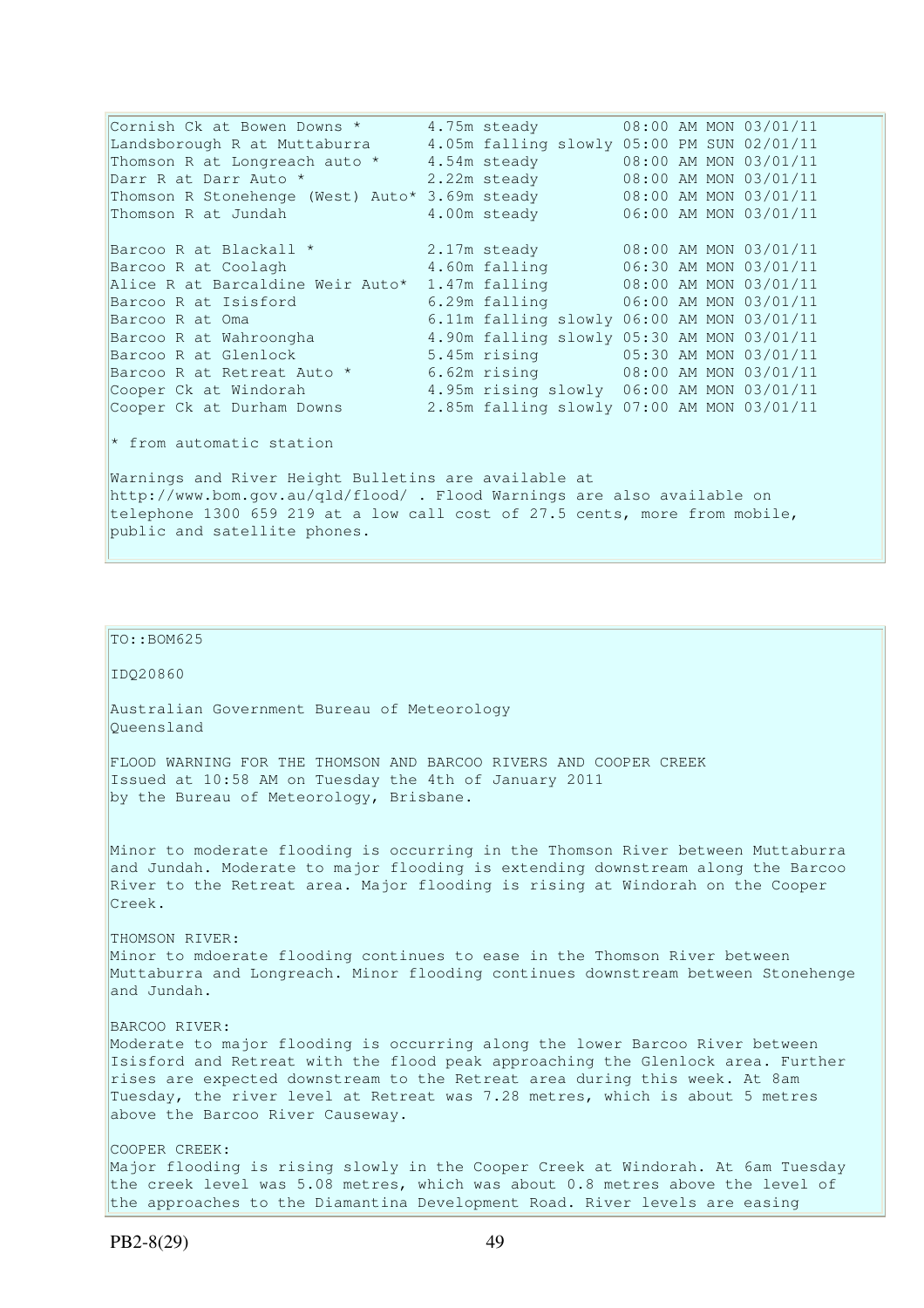```
Cornish Ck at Bowen Downs *       4.75m steady         08:00 AM MON 03/01/11
Landsborough R at Muttaburra      4.05m falling slowly 05:00 PM SUN 02/01/11
Thomson R at Longreach auto *     4.54m steady         08:00 AM MON 03/01/11
Darr R at Darr Auto *             2.22m steady         08:00 AM MON 03/01/11
Thomson R Stonehenge (West) Auto* 3.69m steady         08:00 AM MON 03/01/11
Thomson R at Jundah               4.00m steady         06:00 AM MON 03/01/11

Barcoo R at Blackall *            2.17m steady         08:00 AM MON 03/01/11
Barcoo R at Coolagh               4.60m falling        06:30 AM MON 03/01/11
Alice R at Barcaldine Weir Auto*  1.47m falling        08:00 AM MON 03/01/11
Barcoo R at Isisford              6.29m falling        06:00 AM MON 03/01/11
Barcoo R at Oma                   6.11m falling slowly 06:00 AM MON 03/01/11
Barcoo R at Wahroongha            4.90m falling slowly 05:30 AM MON 03/01/11
Barcoo R at Glenlock              5.45m rising         05:30 AM MON 03/01/11
Barcoo R at Retreat Auto *        6.62m rising         08:00 AM MON 03/01/11
Cooper Ck at Windorah             4.95m rising slowly  06:00 AM MON 03/01/11
Cooper Ck at Durham Downs         2.85m falling slowly 07:00 AM MON 03/01/11
```

* from automatic station

Warnings and River Height Bulletins are available at http://www.bom.gov.au/qld/flood/ . Flood Warnings are also available on telephone 1300 659 219 at a low call cost of 27.5 cents, more from mobile, public and satellite phones.

TO::BOM625

IDQ20860

Australian Government Bureau of Meteorology
Queensland

FLOOD WARNING FOR THE THOMSON AND BARCOO RIVERS AND COOPER CREEK
Issued at 10:58 AM on Tuesday the 4th of January 2011
by the Bureau of Meteorology, Brisbane.

Minor to moderate flooding is occurring in the Thomson River between Muttaburra and Jundah. Moderate to major flooding is extending downstream along the Barcoo River to the Retreat area. Major flooding is rising at Windorah on the Cooper Creek.

THOMSON RIVER:
Minor to mdoerate flooding continues to ease in the Thomson River between Muttaburra and Longreach. Minor flooding continues downstream between Stonehenge and Jundah.

BARCOO RIVER:
Moderate to major flooding is occurring along the lower Barcoo River between Isisford and Retreat with the flood peak approaching the Glenlock area. Further rises are expected downstream to the Retreat area during this week. At 8am Tuesday, the river level at Retreat was 7.28 metres, which is about 5 metres above the Barcoo River Causeway.

COOPER CREEK:
Major flooding is rising slowly in the Cooper Creek at Windorah. At 6am Tuesday the creek level was 5.08 metres, which was about 0.8 metres above the level of the approaches to the Diamantina Development Road. River levels are easing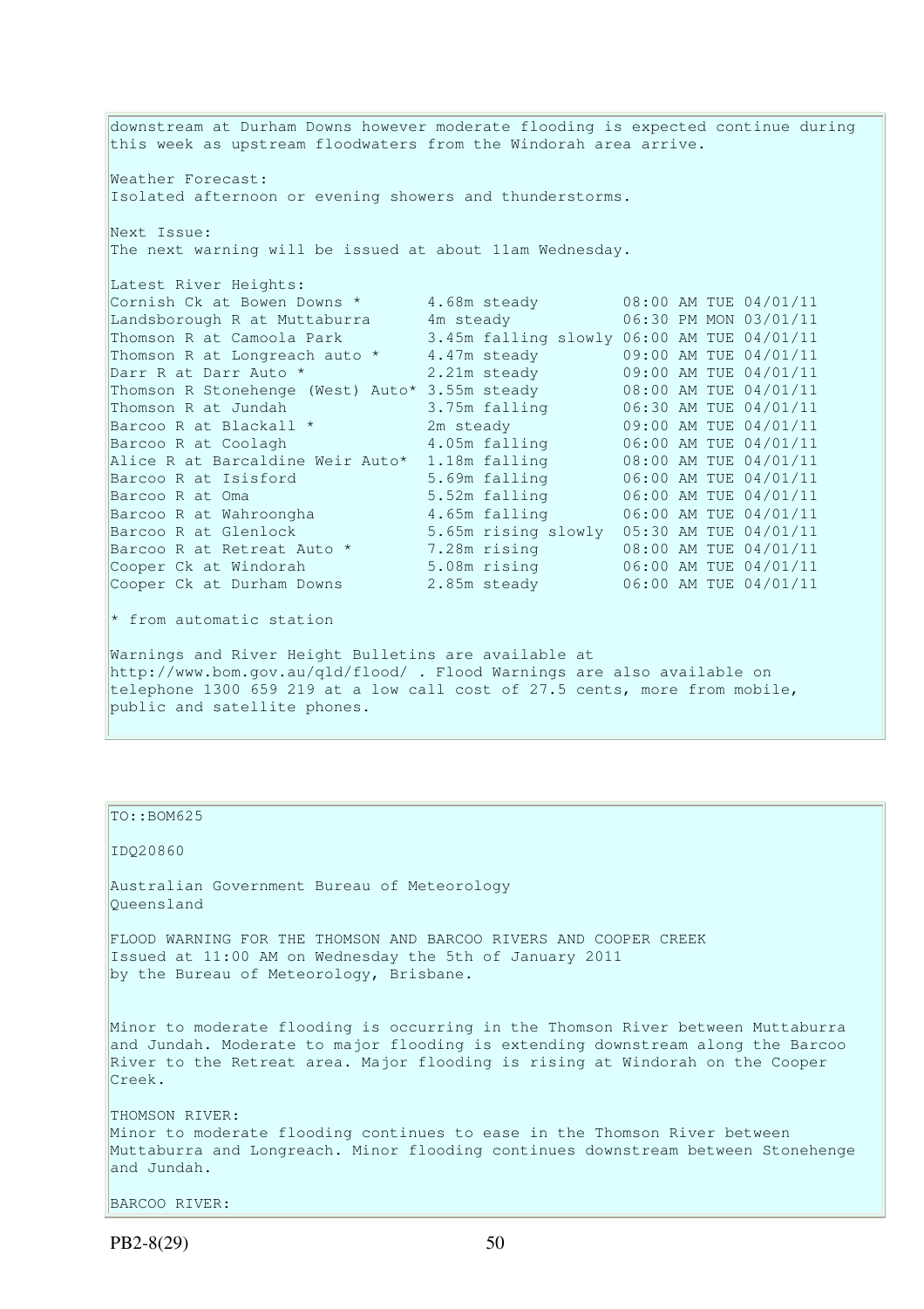downstream at Durham Downs however moderate flooding is expected continue during this week as upstream floodwaters from the Windorah area arrive.

Weather Forecast:
Isolated afternoon or evening showers and thunderstorms.

Next Issue:
The next warning will be issued at about 11am Wednesday.

Latest River Heights:

| Location | Height | Time |
|---|---|---|
| Cornish Ck at Bowen Downs * | 4.68m steady | 08:00 AM TUE 04/01/11 |
| Landsborough R at Muttaburra | 4m steady | 06:30 PM MON 03/01/11 |
| Thomson R at Camoola Park | 3.45m falling slowly | 06:00 AM TUE 04/01/11 |
| Thomson R at Longreach auto * | 4.47m steady | 09:00 AM TUE 04/01/11 |
| Darr R at Darr Auto * | 2.21m steady | 09:00 AM TUE 04/01/11 |
| Thomson R Stonehenge (West) Auto* | 3.55m steady | 08:00 AM TUE 04/01/11 |
| Thomson R at Jundah | 3.75m falling | 06:30 AM TUE 04/01/11 |
| Barcoo R at Blackall * | 2m steady | 09:00 AM TUE 04/01/11 |
| Barcoo R at Coolagh | 4.05m falling | 06:00 AM TUE 04/01/11 |
| Alice R at Barcaldine Weir Auto* | 1.18m falling | 08:00 AM TUE 04/01/11 |
| Barcoo R at Isisford | 5.69m falling | 06:00 AM TUE 04/01/11 |
| Barcoo R at Oma | 5.52m falling | 06:00 AM TUE 04/01/11 |
| Barcoo R at Wahroongha | 4.65m falling | 06:00 AM TUE 04/01/11 |
| Barcoo R at Glenlock | 5.65m rising slowly | 05:30 AM TUE 04/01/11 |
| Barcoo R at Retreat Auto * | 7.28m rising | 08:00 AM TUE 04/01/11 |
| Cooper Ck at Windorah | 5.08m rising | 06:00 AM TUE 04/01/11 |
| Cooper Ck at Durham Downs | 2.85m steady | 06:00 AM TUE 04/01/11 |

* from automatic station

Warnings and River Height Bulletins are available at http://www.bom.gov.au/qld/flood/ . Flood Warnings are also available on telephone 1300 659 219 at a low call cost of 27.5 cents, more from mobile, public and satellite phones.

---

TO::BOM625

IDQ20860

Australian Government Bureau of Meteorology
Queensland

FLOOD WARNING FOR THE THOMSON AND BARCOO RIVERS AND COOPER CREEK
Issued at 11:00 AM on Wednesday the 5th of January 2011
by the Bureau of Meteorology, Brisbane.

Minor to moderate flooding is occurring in the Thomson River between Muttaburra and Jundah. Moderate to major flooding is extending downstream along the Barcoo River to the Retreat area. Major flooding is rising at Windorah on the Cooper Creek.

THOMSON RIVER:
Minor to moderate flooding continues to ease in the Thomson River between Muttaburra and Longreach. Minor flooding continues downstream between Stonehenge and Jundah.

BARCOO RIVER: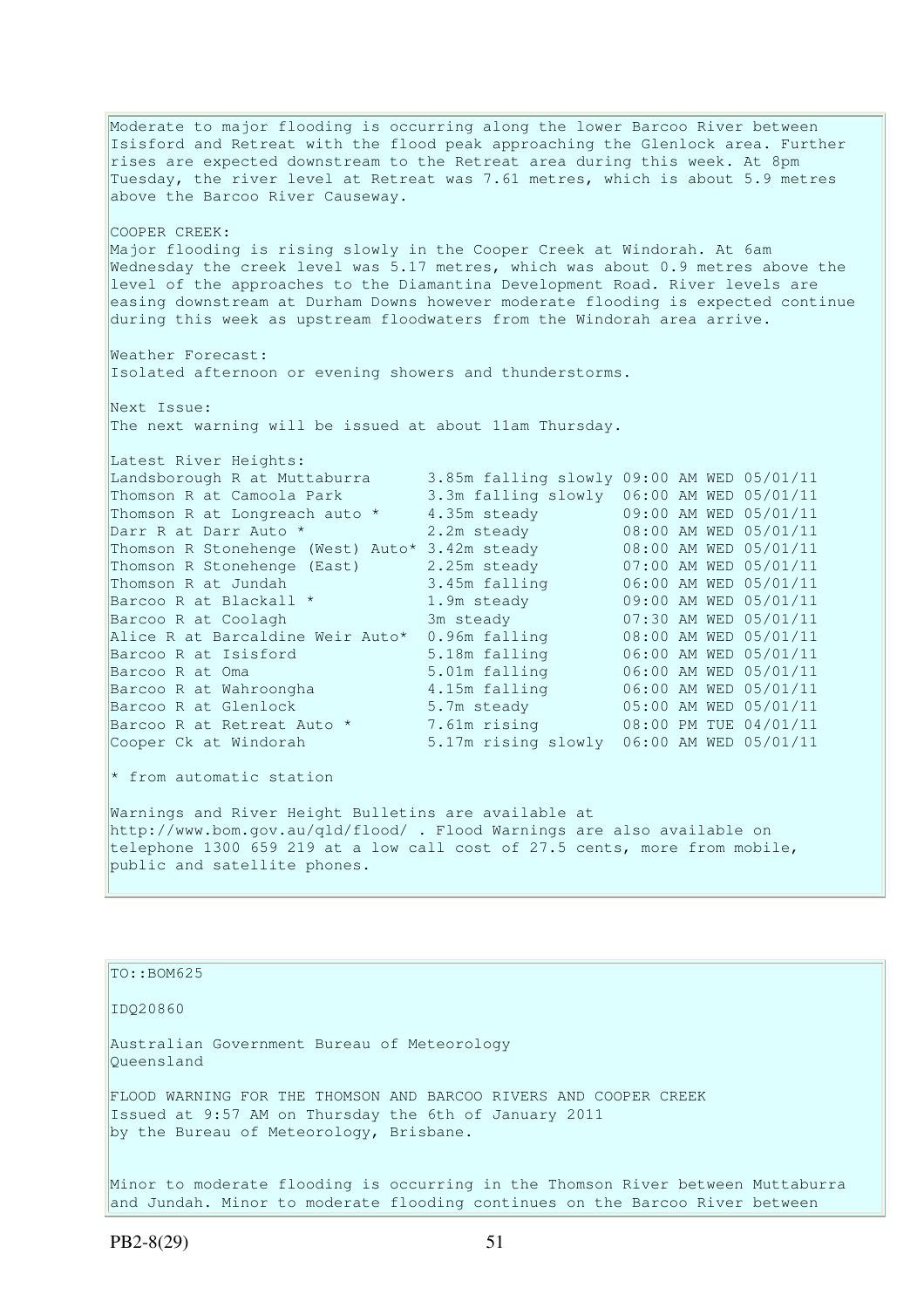Moderate to major flooding is occurring along the lower Barcoo River between Isisford and Retreat with the flood peak approaching the Glenlock area. Further rises are expected downstream to the Retreat area during this week. At 8pm Tuesday, the river level at Retreat was 7.61 metres, which is about 5.9 metres above the Barcoo River Causeway.

COOPER CREEK:
Major flooding is rising slowly in the Cooper Creek at Windorah. At 6am Wednesday the creek level was 5.17 metres, which was about 0.9 metres above the level of the approaches to the Diamantina Development Road. River levels are easing downstream at Durham Downs however moderate flooding is expected continue during this week as upstream floodwaters from the Windorah area arrive.

Weather Forecast:
Isolated afternoon or evening showers and thunderstorms.

Next Issue:
The next warning will be issued at about 11am Thursday.

Latest River Heights:

| Location | Height | Time |
|---|---|---|
| Landsborough R at Muttaburra | 3.85m falling slowly | 09:00 AM WED 05/01/11 |
| Thomson R at Camoola Park | 3.3m falling slowly | 06:00 AM WED 05/01/11 |
| Thomson R at Longreach auto * | 4.35m steady | 09:00 AM WED 05/01/11 |
| Darr R at Darr Auto * | 2.2m steady | 08:00 AM WED 05/01/11 |
| Thomson R Stonehenge (West) Auto* | 3.42m steady | 08:00 AM WED 05/01/11 |
| Thomson R Stonehenge (East) | 2.25m steady | 07:00 AM WED 05/01/11 |
| Thomson R at Jundah | 3.45m falling | 06:00 AM WED 05/01/11 |
| Barcoo R at Blackall * | 1.9m steady | 09:00 AM WED 05/01/11 |
| Barcoo R at Coolagh | 3m steady | 07:30 AM WED 05/01/11 |
| Alice R at Barcaldine Weir Auto* | 0.96m falling | 08:00 AM WED 05/01/11 |
| Barcoo R at Isisford | 5.18m falling | 06:00 AM WED 05/01/11 |
| Barcoo R at Oma | 5.01m falling | 06:00 AM WED 05/01/11 |
| Barcoo R at Wahroongha | 4.15m falling | 06:00 AM WED 05/01/11 |
| Barcoo R at Glenlock | 5.7m steady | 05:00 AM WED 05/01/11 |
| Barcoo R at Retreat Auto * | 7.61m rising | 08:00 PM TUE 04/01/11 |
| Cooper Ck at Windorah | 5.17m rising slowly | 06:00 AM WED 05/01/11 |

* from automatic station

Warnings and River Height Bulletins are available at http://www.bom.gov.au/qld/flood/ . Flood Warnings are also available on telephone 1300 659 219 at a low call cost of 27.5 cents, more from mobile, public and satellite phones.

---

TO::BOM625

IDQ20860

Australian Government Bureau of Meteorology
Queensland

FLOOD WARNING FOR THE THOMSON AND BARCOO RIVERS AND COOPER CREEK
Issued at 9:57 AM on Thursday the 6th of January 2011
by the Bureau of Meteorology, Brisbane.

Minor to moderate flooding is occurring in the Thomson River between Muttaburra and Jundah. Minor to moderate flooding continues on the Barcoo River between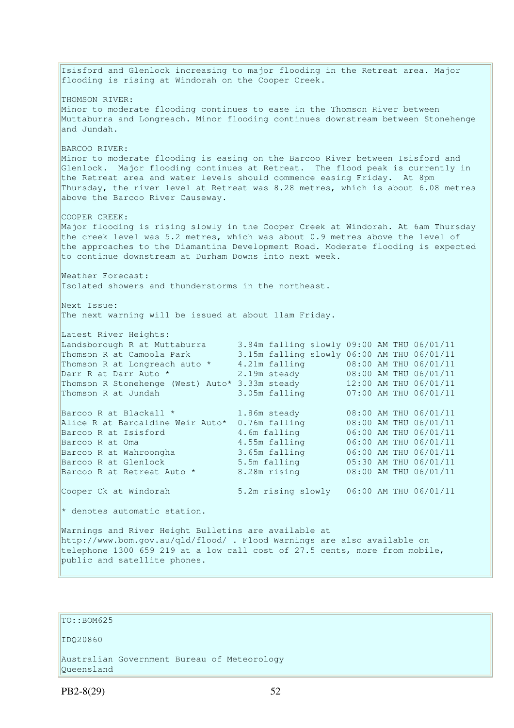Isisford and Glenlock increasing to major flooding in the Retreat area. Major flooding is rising at Windorah on the Cooper Creek.

THOMSON RIVER:
Minor to moderate flooding continues to ease in the Thomson River between Muttaburra and Longreach. Minor flooding continues downstream between Stonehenge and Jundah.

BARCOO RIVER:
Minor to moderate flooding is easing on the Barcoo River between Isisford and Glenlock. Major flooding continues at Retreat. The flood peak is currently in the Retreat area and water levels should commence easing Friday. At 8pm Thursday, the river level at Retreat was 8.28 metres, which is about 6.08 metres above the Barcoo River Causeway.

COOPER CREEK:
Major flooding is rising slowly in the Cooper Creek at Windorah. At 6am Thursday the creek level was 5.2 metres, which was about 0.9 metres above the level of the approaches to the Diamantina Development Road. Moderate flooding is expected to continue downstream at Durham Downs into next week.

Weather Forecast:
Isolated showers and thunderstorms in the northeast.

Next Issue:
The next warning will be issued at about 11am Friday.

Latest River Heights:

| Station | Height | Trend | Time |
|---|---|---|---|
| Landsborough R at Muttaburra | 3.84m | falling slowly | 09:00 AM THU 06/01/11 |
| Thomson R at Camoola Park | 3.15m | falling slowly | 06:00 AM THU 06/01/11 |
| Thomson R at Longreach auto * | 4.21m | falling | 08:00 AM THU 06/01/11 |
| Darr R at Darr Auto * | 2.19m | steady | 08:00 AM THU 06/01/11 |
| Thomson R Stonehenge (West) Auto* | 3.33m | steady | 12:00 AM THU 06/01/11 |
| Thomson R at Jundah | 3.05m | falling | 07:00 AM THU 06/01/11 |
| Barcoo R at Blackall * | 1.86m | steady | 08:00 AM THU 06/01/11 |
| Alice R at Barcaldine Weir Auto* | 0.76m | falling | 08:00 AM THU 06/01/11 |
| Barcoo R at Isisford | 4.6m | falling | 06:00 AM THU 06/01/11 |
| Barcoo R at Oma | 4.55m | falling | 06:00 AM THU 06/01/11 |
| Barcoo R at Wahroongha | 3.65m | falling | 06:00 AM THU 06/01/11 |
| Barcoo R at Glenlock | 5.5m | falling | 05:30 AM THU 06/01/11 |
| Barcoo R at Retreat Auto * | 8.28m | rising | 08:00 AM THU 06/01/11 |
| Cooper Ck at Windorah | 5.2m | rising slowly | 06:00 AM THU 06/01/11 |

* denotes automatic station.

Warnings and River Height Bulletins are available at http://www.bom.gov.au/qld/flood/ . Flood Warnings are also available on telephone 1300 659 219 at a low call cost of 27.5 cents, more from mobile, public and satellite phones.

TO::BOM625

IDQ20860

Australian Government Bureau of Meteorology
Queensland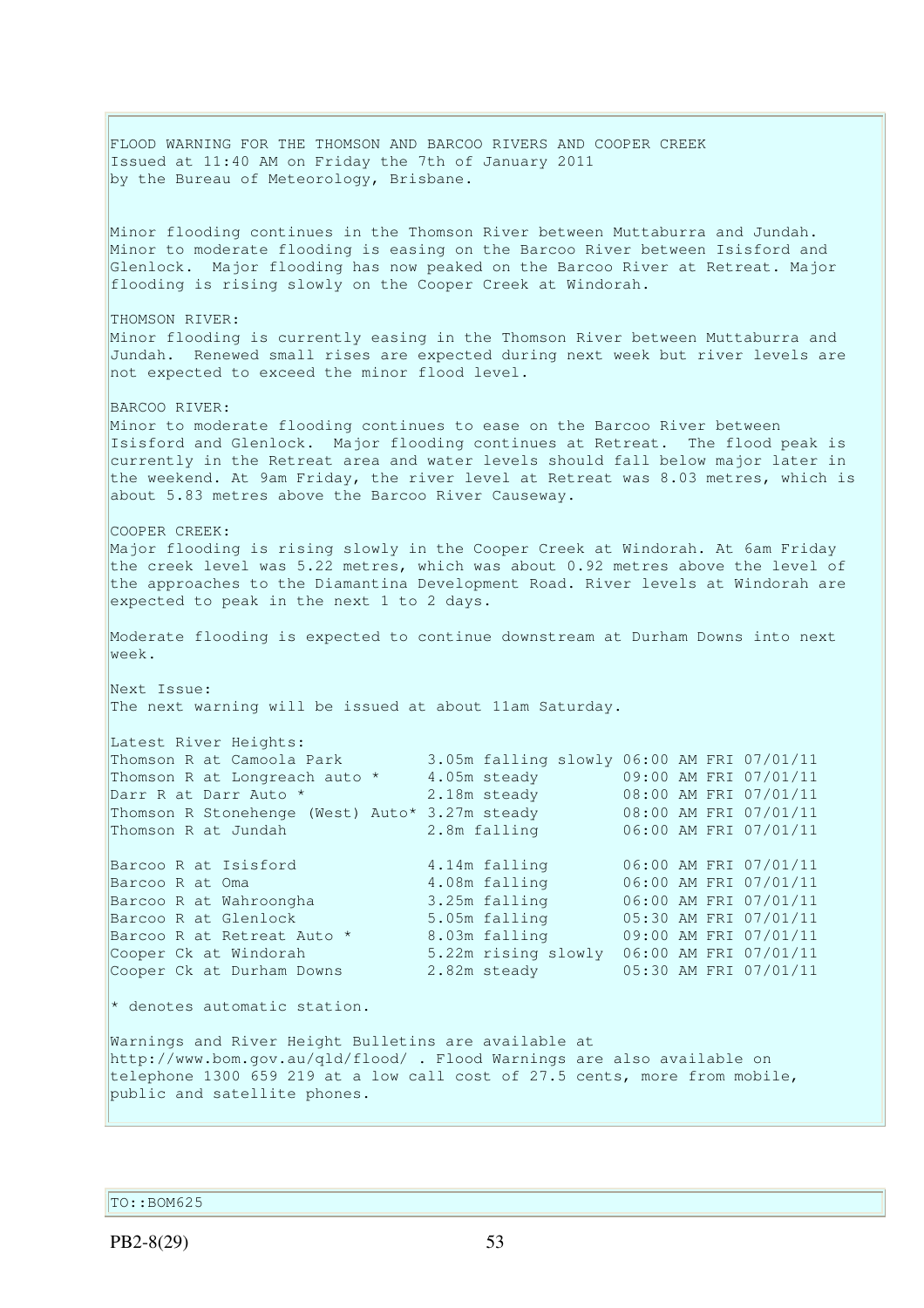FLOOD WARNING FOR THE THOMSON AND BARCOO RIVERS AND COOPER CREEK
Issued at 11:40 AM on Friday the 7th of January 2011
by the Bureau of Meteorology, Brisbane.

Minor flooding continues in the Thomson River between Muttaburra and Jundah. Minor to moderate flooding is easing on the Barcoo River between Isisford and Glenlock. Major flooding has now peaked on the Barcoo River at Retreat. Major flooding is rising slowly on the Cooper Creek at Windorah.

THOMSON RIVER:
Minor flooding is currently easing in the Thomson River between Muttaburra and Jundah. Renewed small rises are expected during next week but river levels are not expected to exceed the minor flood level.

BARCOO RIVER:
Minor to moderate flooding continues to ease on the Barcoo River between Isisford and Glenlock. Major flooding continues at Retreat. The flood peak is currently in the Retreat area and water levels should fall below major later in the weekend. At 9am Friday, the river level at Retreat was 8.03 metres, which is about 5.83 metres above the Barcoo River Causeway.

COOPER CREEK:
Major flooding is rising slowly in the Cooper Creek at Windorah. At 6am Friday the creek level was 5.22 metres, which was about 0.92 metres above the level of the approaches to the Diamantina Development Road. River levels at Windorah are expected to peak in the next 1 to 2 days.

Moderate flooding is expected to continue downstream at Durham Downs into next week.

Next Issue:
The next warning will be issued at about 11am Saturday.

Latest River Heights:

| Station | Height | Trend | Time |
|---|---|---|---|
| Thomson R at Camoola Park | 3.05m | falling slowly | 06:00 AM FRI 07/01/11 |
| Thomson R at Longreach auto * | 4.05m | steady | 09:00 AM FRI 07/01/11 |
| Darr R at Darr Auto * | 2.18m | steady | 08:00 AM FRI 07/01/11 |
| Thomson R Stonehenge (West) Auto* | 3.27m | steady | 08:00 AM FRI 07/01/11 |
| Thomson R at Jundah | 2.8m | falling | 06:00 AM FRI 07/01/11 |
| Barcoo R at Isisford | 4.14m | falling | 06:00 AM FRI 07/01/11 |
| Barcoo R at Oma | 4.08m | falling | 06:00 AM FRI 07/01/11 |
| Barcoo R at Wahroongha | 3.25m | falling | 06:00 AM FRI 07/01/11 |
| Barcoo R at Glenlock | 5.05m | falling | 05:30 AM FRI 07/01/11 |
| Barcoo R at Retreat Auto * | 8.03m | falling | 09:00 AM FRI 07/01/11 |
| Cooper Ck at Windorah | 5.22m | rising slowly | 06:00 AM FRI 07/01/11 |
| Cooper Ck at Durham Downs | 2.82m | steady | 05:30 AM FRI 07/01/11 |

* denotes automatic station.

Warnings and River Height Bulletins are available at http://www.bom.gov.au/qld/flood/ . Flood Warnings are also available on telephone 1300 659 219 at a low call cost of 27.5 cents, more from mobile, public and satellite phones.

TO::BOM625

PB2-8(29)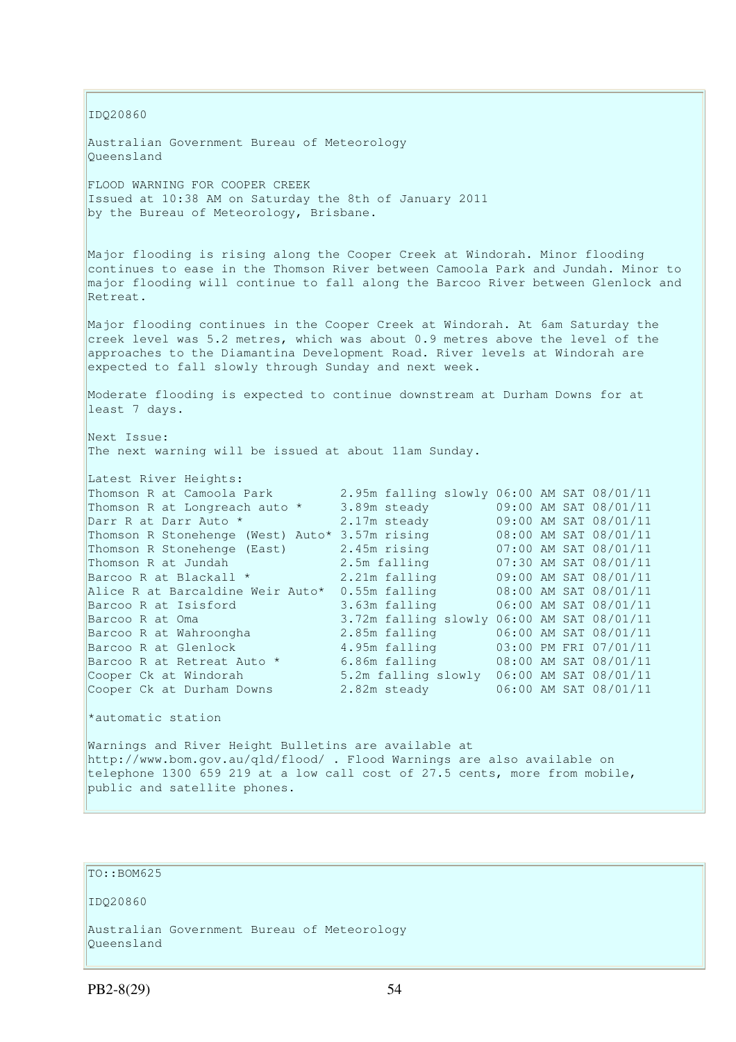IDQ20860

Australian Government Bureau of Meteorology
Queensland

FLOOD WARNING FOR COOPER CREEK
Issued at 10:38 AM on Saturday the 8th of January 2011
by the Bureau of Meteorology, Brisbane.

Major flooding is rising along the Cooper Creek at Windorah. Minor flooding continues to ease in the Thomson River between Camoola Park and Jundah. Minor to major flooding will continue to fall along the Barcoo River between Glenlock and Retreat.

Major flooding continues in the Cooper Creek at Windorah. At 6am Saturday the creek level was 5.2 metres, which was about 0.9 metres above the level of the approaches to the Diamantina Development Road. River levels at Windorah are expected to fall slowly through Sunday and next week.

Moderate flooding is expected to continue downstream at Durham Downs for at least 7 days.

Next Issue:
The next warning will be issued at about 11am Sunday.

Latest River Heights:

```
Thomson R at Camoola Park         2.95m falling slowly 06:00 AM SAT 08/01/11
Thomson R at Longreach auto *     3.89m steady         09:00 AM SAT 08/01/11
Darr R at Darr Auto *             2.17m steady         09:00 AM SAT 08/01/11
Thomson R Stonehenge (West) Auto* 3.57m rising         08:00 AM SAT 08/01/11
Thomson R Stonehenge (East)       2.45m rising         07:00 AM SAT 08/01/11
Thomson R at Jundah               2.5m falling         07:30 AM SAT 08/01/11
Barcoo R at Blackall *            2.21m falling        09:00 AM SAT 08/01/11
Alice R at Barcaldine Weir Auto*  0.55m falling        08:00 AM SAT 08/01/11
Barcoo R at Isisford              3.63m falling        06:00 AM SAT 08/01/11
Barcoo R at Oma                   3.72m falling slowly 06:00 AM SAT 08/01/11
Barcoo R at Wahroongha            2.85m falling        06:00 AM SAT 08/01/11
Barcoo R at Glenlock              4.95m falling        03:00 PM FRI 07/01/11
Barcoo R at Retreat Auto *        6.86m falling        08:00 AM SAT 08/01/11
Cooper Ck at Windorah             5.2m falling slowly  06:00 AM SAT 08/01/11
Cooper Ck at Durham Downs         2.82m steady         06:00 AM SAT 08/01/11
```

*automatic station

Warnings and River Height Bulletins are available at http://www.bom.gov.au/qld/flood/ . Flood Warnings are also available on telephone 1300 659 219 at a low call cost of 27.5 cents, more from mobile, public and satellite phones.

TO::BOM625

IDQ20860

Australian Government Bureau of Meteorology
Queensland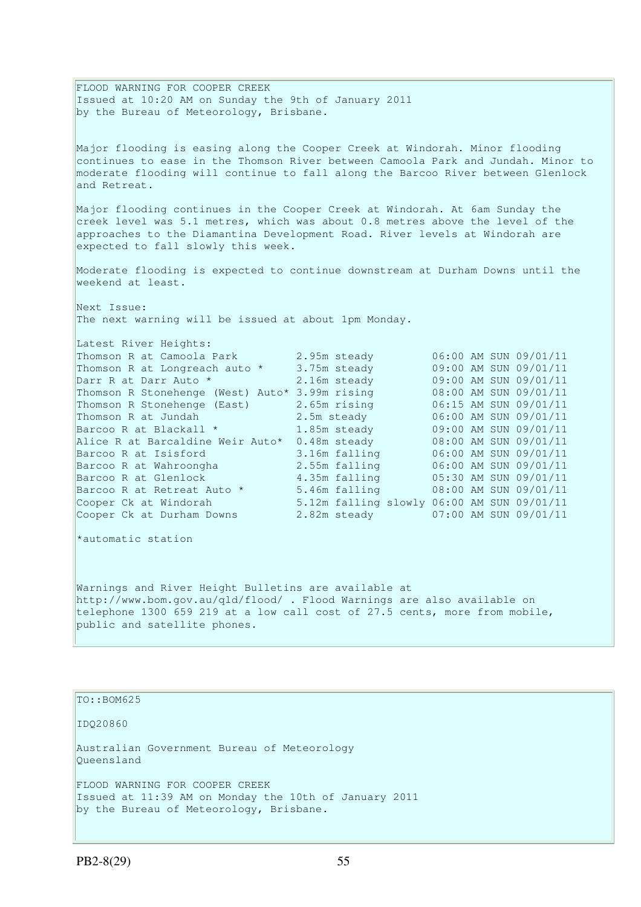FLOOD WARNING FOR COOPER CREEK
Issued at 10:20 AM on Sunday the 9th of January 2011
by the Bureau of Meteorology, Brisbane.

Major flooding is easing along the Cooper Creek at Windorah. Minor flooding continues to ease in the Thomson River between Camoola Park and Jundah. Minor to moderate flooding will continue to fall along the Barcoo River between Glenlock and Retreat.

Major flooding continues in the Cooper Creek at Windorah. At 6am Sunday the creek level was 5.1 metres, which was about 0.8 metres above the level of the approaches to the Diamantina Development Road. River levels at Windorah are expected to fall slowly this week.

Moderate flooding is expected to continue downstream at Durham Downs until the weekend at least.

Next Issue:
The next warning will be issued at about 1pm Monday.

Latest River Heights:

| Location | Height | Time |
|---|---|---|
| Thomson R at Camoola Park | 2.95m steady | 06:00 AM SUN 09/01/11 |
| Thomson R at Longreach auto * | 3.75m steady | 09:00 AM SUN 09/01/11 |
| Darr R at Darr Auto * | 2.16m steady | 09:00 AM SUN 09/01/11 |
| Thomson R Stonehenge (West) Auto* | 3.99m rising | 08:00 AM SUN 09/01/11 |
| Thomson R Stonehenge (East) | 2.65m rising | 06:15 AM SUN 09/01/11 |
| Thomson R at Jundah | 2.5m steady | 06:00 AM SUN 09/01/11 |
| Barcoo R at Blackall * | 1.85m steady | 09:00 AM SUN 09/01/11 |
| Alice R at Barcaldine Weir Auto* | 0.48m steady | 08:00 AM SUN 09/01/11 |
| Barcoo R at Isisford | 3.16m falling | 06:00 AM SUN 09/01/11 |
| Barcoo R at Wahroongha | 2.55m falling | 06:00 AM SUN 09/01/11 |
| Barcoo R at Glenlock | 4.35m falling | 05:30 AM SUN 09/01/11 |
| Barcoo R at Retreat Auto * | 5.46m falling | 08:00 AM SUN 09/01/11 |
| Cooper Ck at Windorah | 5.12m falling slowly | 06:00 AM SUN 09/01/11 |
| Cooper Ck at Durham Downs | 2.82m steady | 07:00 AM SUN 09/01/11 |

*automatic station

Warnings and River Height Bulletins are available at http://www.bom.gov.au/qld/flood/ . Flood Warnings are also available on telephone 1300 659 219 at a low call cost of 27.5 cents, more from mobile, public and satellite phones.

TO::BOM625

IDQ20860

Australian Government Bureau of Meteorology
Queensland

FLOOD WARNING FOR COOPER CREEK
Issued at 11:39 AM on Monday the 10th of January 2011
by the Bureau of Meteorology, Brisbane.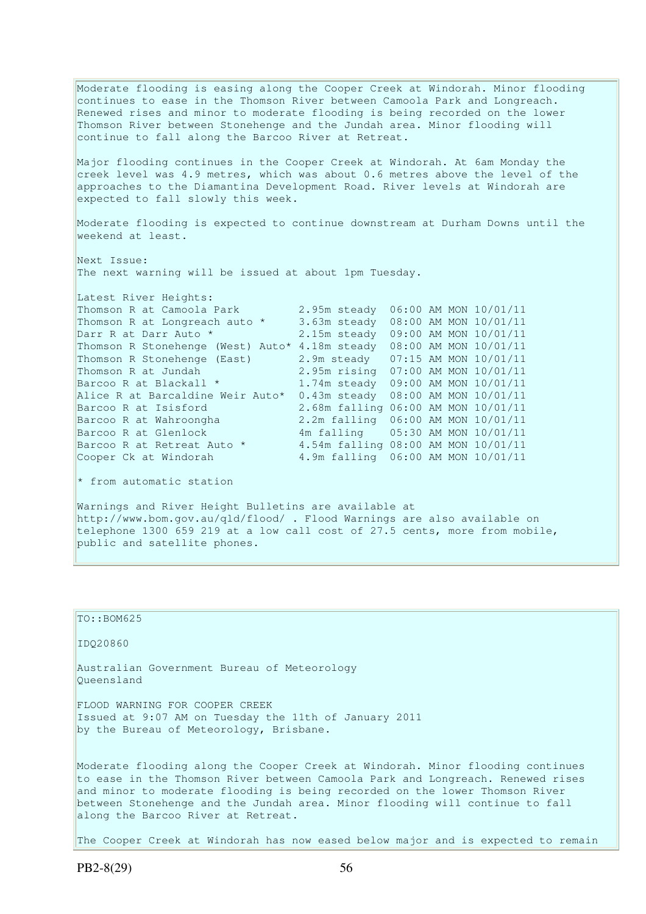Moderate flooding is easing along the Cooper Creek at Windorah. Minor flooding continues to ease in the Thomson River between Camoola Park and Longreach. Renewed rises and minor to moderate flooding is being recorded on the lower Thomson River between Stonehenge and the Jundah area. Minor flooding will continue to fall along the Barcoo River at Retreat.

Major flooding continues in the Cooper Creek at Windorah. At 6am Monday the creek level was 4.9 metres, which was about 0.6 metres above the level of the approaches to the Diamantina Development Road. River levels at Windorah are expected to fall slowly this week.

Moderate flooding is expected to continue downstream at Durham Downs until the weekend at least.

Next Issue:
The next warning will be issued at about 1pm Tuesday.

Latest River Heights:

| Location | Height | Trend | Time |
|---|---|---|---|
| Thomson R at Camoola Park | 2.95m | steady | 06:00 AM MON 10/01/11 |
| Thomson R at Longreach auto * | 3.63m | steady | 08:00 AM MON 10/01/11 |
| Darr R at Darr Auto * | 2.15m | steady | 09:00 AM MON 10/01/11 |
| Thomson R Stonehenge (West) Auto* | 4.18m | steady | 08:00 AM MON 10/01/11 |
| Thomson R Stonehenge (East) | 2.9m | steady | 07:15 AM MON 10/01/11 |
| Thomson R at Jundah | 2.95m | rising | 07:00 AM MON 10/01/11 |
| Barcoo R at Blackall * | 1.74m | steady | 09:00 AM MON 10/01/11 |
| Alice R at Barcaldine Weir Auto* | 0.43m | steady | 08:00 AM MON 10/01/11 |
| Barcoo R at Isisford | 2.68m | falling | 06:00 AM MON 10/01/11 |
| Barcoo R at Wahroongha | 2.2m | falling | 06:00 AM MON 10/01/11 |
| Barcoo R at Glenlock | 4m | falling | 05:30 AM MON 10/01/11 |
| Barcoo R at Retreat Auto * | 4.54m | falling | 08:00 AM MON 10/01/11 |
| Cooper Ck at Windorah | 4.9m | falling | 06:00 AM MON 10/01/11 |

* from automatic station

Warnings and River Height Bulletins are available at http://www.bom.gov.au/qld/flood/ . Flood Warnings are also available on telephone 1300 659 219 at a low call cost of 27.5 cents, more from mobile, public and satellite phones.

TO::BOM625

IDQ20860

Australian Government Bureau of Meteorology
Queensland

FLOOD WARNING FOR COOPER CREEK
Issued at 9:07 AM on Tuesday the 11th of January 2011
by the Bureau of Meteorology, Brisbane.

Moderate flooding along the Cooper Creek at Windorah. Minor flooding continues to ease in the Thomson River between Camoola Park and Longreach. Renewed rises and minor to moderate flooding is being recorded on the lower Thomson River between Stonehenge and the Jundah area. Minor flooding will continue to fall along the Barcoo River at Retreat.

The Cooper Creek at Windorah has now eased below major and is expected to remain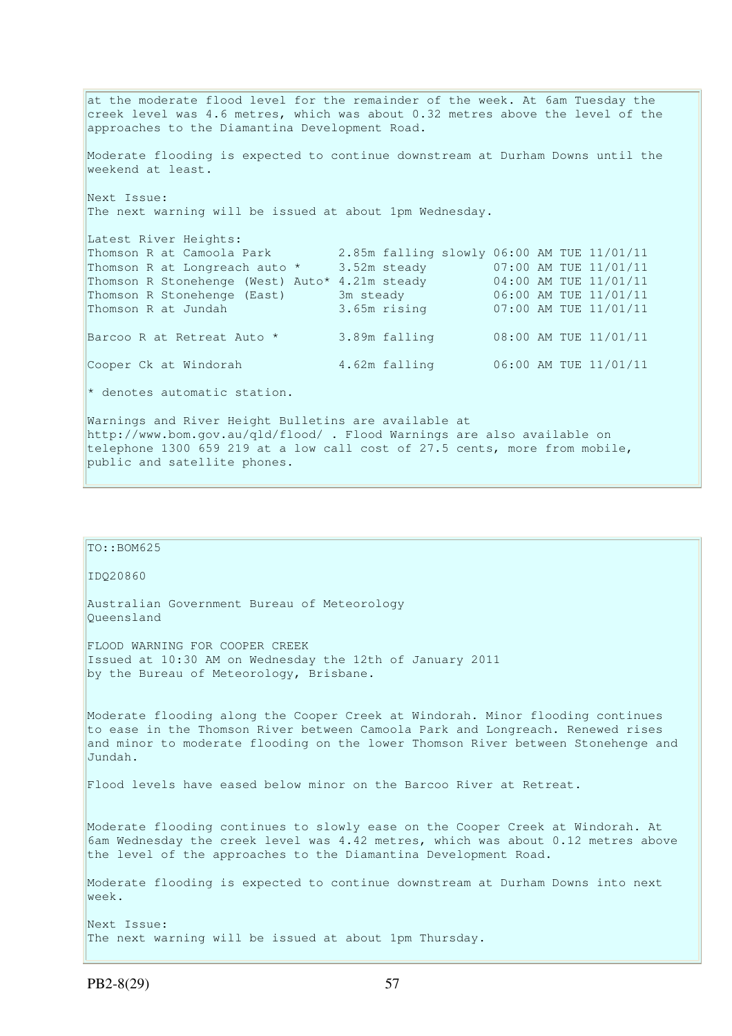at the moderate flood level for the remainder of the week. At 6am Tuesday the creek level was 4.6 metres, which was about 0.32 metres above the level of the approaches to the Diamantina Development Road.

Moderate flooding is expected to continue downstream at Durham Downs until the weekend at least.

Next Issue:
The next warning will be issued at about 1pm Wednesday.

Latest River Heights:

```
Thomson R at Camoola Park         2.85m falling slowly 06:00 AM TUE 11/01/11
Thomson R at Longreach auto *     3.52m steady         07:00 AM TUE 11/01/11
Thomson R Stonehenge (West) Auto* 4.21m steady         04:00 AM TUE 11/01/11
Thomson R Stonehenge (East)       3m steady            06:00 AM TUE 11/01/11
Thomson R at Jundah               3.65m rising         07:00 AM TUE 11/01/11

Barcoo R at Retreat Auto *        3.89m falling        08:00 AM TUE 11/01/11

Cooper Ck at Windorah             4.62m falling        06:00 AM TUE 11/01/11
```

* denotes automatic station.

Warnings and River Height Bulletins are available at http://www.bom.gov.au/qld/flood/ . Flood Warnings are also available on telephone 1300 659 219 at a low call cost of 27.5 cents, more from mobile, public and satellite phones.

TO::BOM625

IDQ20860

Australian Government Bureau of Meteorology
Queensland

FLOOD WARNING FOR COOPER CREEK
Issued at 10:30 AM on Wednesday the 12th of January 2011
by the Bureau of Meteorology, Brisbane.

Moderate flooding along the Cooper Creek at Windorah. Minor flooding continues to ease in the Thomson River between Camoola Park and Longreach. Renewed rises and minor to moderate flooding on the lower Thomson River between Stonehenge and Jundah.

Flood levels have eased below minor on the Barcoo River at Retreat.

Moderate flooding continues to slowly ease on the Cooper Creek at Windorah. At 6am Wednesday the creek level was 4.42 metres, which was about 0.12 metres above the level of the approaches to the Diamantina Development Road.

Moderate flooding is expected to continue downstream at Durham Downs into next week.

Next Issue:
The next warning will be issued at about 1pm Thursday.

PB2-8(29)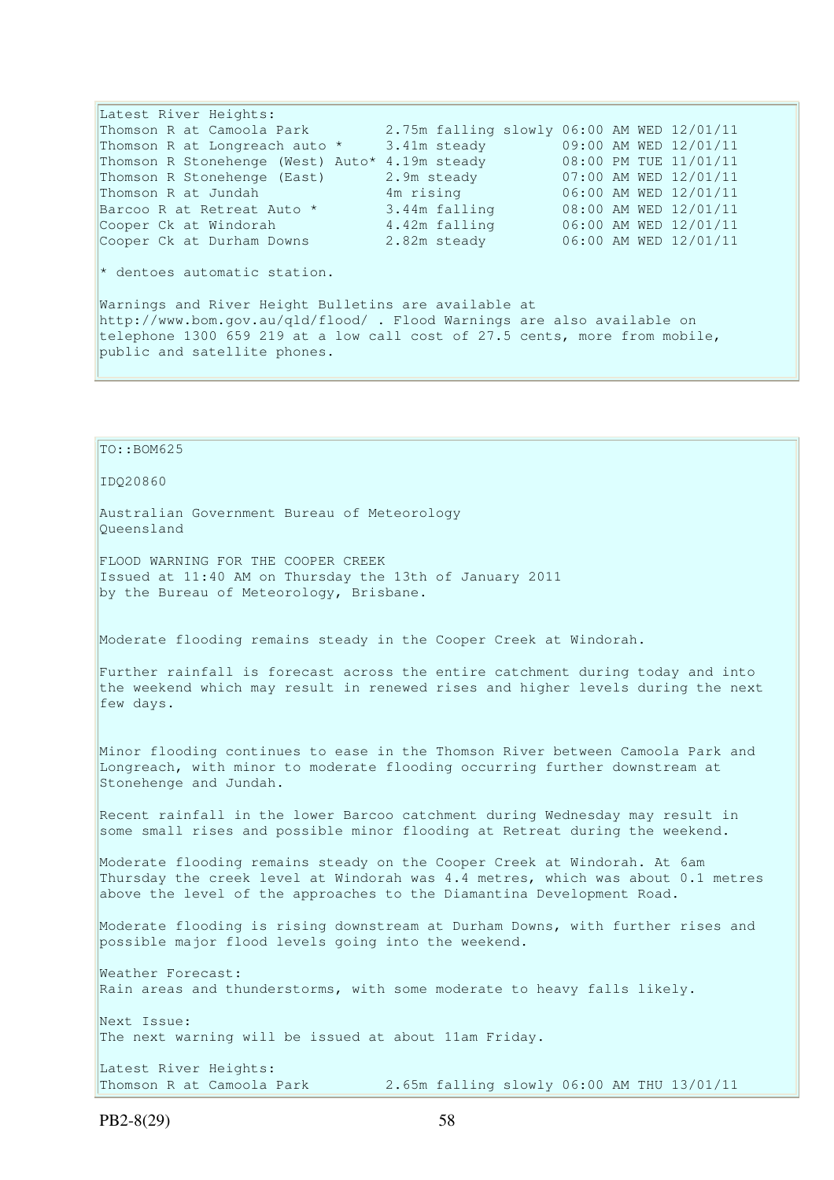Latest River Heights:

| | | |
|---|---|---|
| Thomson R at Camoola Park | 2.75m falling slowly | 06:00 AM WED 12/01/11 |
| Thomson R at Longreach auto * | 3.41m steady | 09:00 AM WED 12/01/11 |
| Thomson R Stonehenge (West) Auto* | 4.19m steady | 08:00 PM TUE 11/01/11 |
| Thomson R Stonehenge (East) | 2.9m steady | 07:00 AM WED 12/01/11 |
| Thomson R at Jundah | 4m rising | 06:00 AM WED 12/01/11 |
| Barcoo R at Retreat Auto * | 3.44m falling | 08:00 AM WED 12/01/11 |
| Cooper Ck at Windorah | 4.42m falling | 06:00 AM WED 12/01/11 |
| Cooper Ck at Durham Downs | 2.82m steady | 06:00 AM WED 12/01/11 |

* dentoes automatic station.

Warnings and River Height Bulletins are available at http://www.bom.gov.au/qld/flood/ . Flood Warnings are also available on telephone 1300 659 219 at a low call cost of 27.5 cents, more from mobile, public and satellite phones.

TO::BOM625

IDQ20860

Australian Government Bureau of Meteorology
Queensland

FLOOD WARNING FOR THE COOPER CREEK
Issued at 11:40 AM on Thursday the 13th of January 2011
by the Bureau of Meteorology, Brisbane.

Moderate flooding remains steady in the Cooper Creek at Windorah.

Further rainfall is forecast across the entire catchment during today and into the weekend which may result in renewed rises and higher levels during the next few days.

Minor flooding continues to ease in the Thomson River between Camoola Park and Longreach, with minor to moderate flooding occurring further downstream at Stonehenge and Jundah.

Recent rainfall in the lower Barcoo catchment during Wednesday may result in some small rises and possible minor flooding at Retreat during the weekend.

Moderate flooding remains steady on the Cooper Creek at Windorah. At 6am Thursday the creek level at Windorah was 4.4 metres, which was about 0.1 metres above the level of the approaches to the Diamantina Development Road.

Moderate flooding is rising downstream at Durham Downs, with further rises and possible major flood levels going into the weekend.

Weather Forecast:
Rain areas and thunderstorms, with some moderate to heavy falls likely.

Next Issue:
The next warning will be issued at about 11am Friday.

Latest River Heights:

| | | |
|---|---|---|
| Thomson R at Camoola Park | 2.65m falling slowly | 06:00 AM THU 13/01/11 |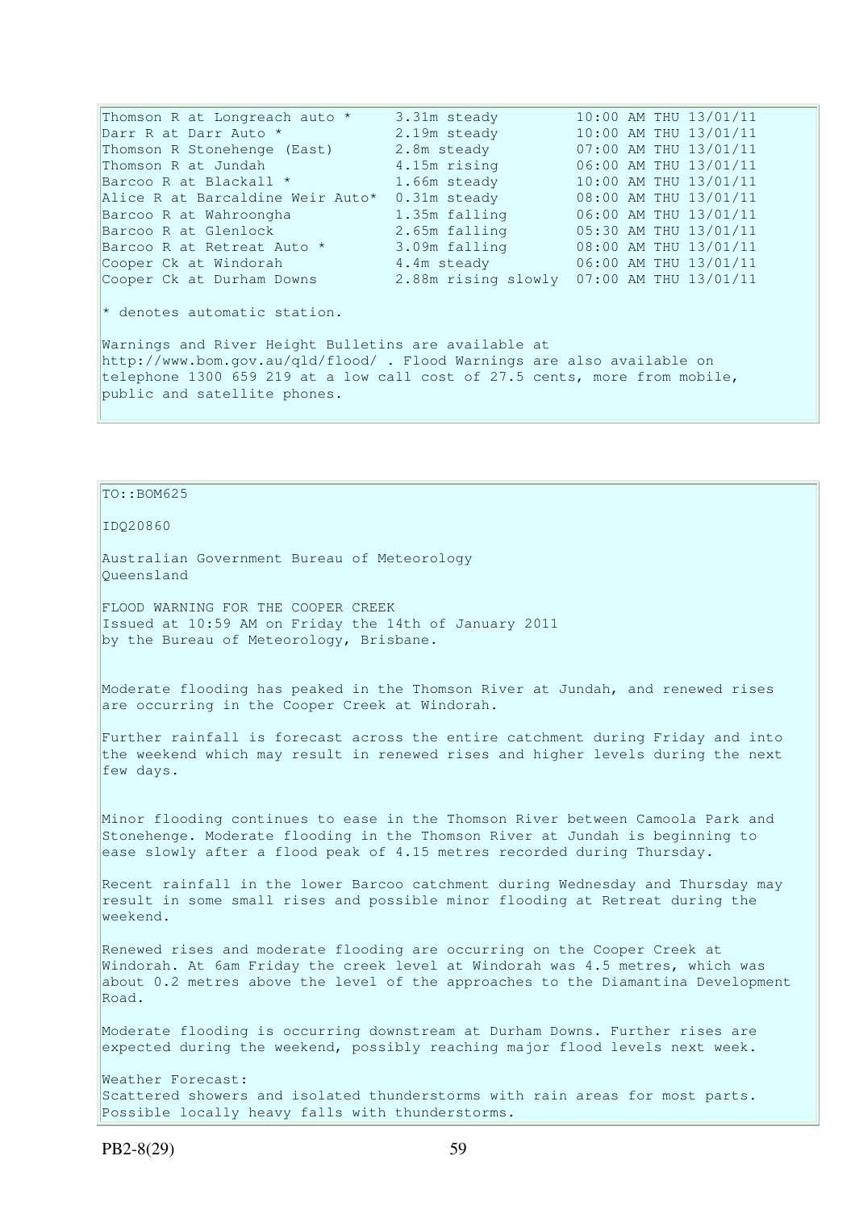| | | |
|---|---|---|
| Thomson R at Longreach auto * | 3.31m steady | 10:00 AM THU 13/01/11 |
| Darr R at Darr Auto * | 2.19m steady | 10:00 AM THU 13/01/11 |
| Thomson R Stonehenge (East) | 2.8m steady | 07:00 AM THU 13/01/11 |
| Thomson R at Jundah | 4.15m rising | 06:00 AM THU 13/01/11 |
| Barcoo R at Blackall * | 1.66m steady | 10:00 AM THU 13/01/11 |
| Alice R at Barcaldine Weir Auto* | 0.31m steady | 08:00 AM THU 13/01/11 |
| Barcoo R at Wahroongha | 1.35m falling | 06:00 AM THU 13/01/11 |
| Barcoo R at Glenlock | 2.65m falling | 05:30 AM THU 13/01/11 |
| Barcoo R at Retreat Auto * | 3.09m falling | 08:00 AM THU 13/01/11 |
| Cooper Ck at Windorah | 4.4m steady | 06:00 AM THU 13/01/11 |
| Cooper Ck at Durham Downs | 2.88m rising slowly | 07:00 AM THU 13/01/11 |

* denotes automatic station.

Warnings and River Height Bulletins are available at http://www.bom.gov.au/qld/flood/ . Flood Warnings are also available on telephone 1300 659 219 at a low call cost of 27.5 cents, more from mobile, public and satellite phones.

TO::BOM625

IDQ20860

Australian Government Bureau of Meteorology
Queensland

FLOOD WARNING FOR THE COOPER CREEK
Issued at 10:59 AM on Friday the 14th of January 2011
by the Bureau of Meteorology, Brisbane.

Moderate flooding has peaked in the Thomson River at Jundah, and renewed rises are occurring in the Cooper Creek at Windorah.

Further rainfall is forecast across the entire catchment during Friday and into the weekend which may result in renewed rises and higher levels during the next few days.

Minor flooding continues to ease in the Thomson River between Camoola Park and Stonehenge. Moderate flooding in the Thomson River at Jundah is beginning to ease slowly after a flood peak of 4.15 metres recorded during Thursday.

Recent rainfall in the lower Barcoo catchment during Wednesday and Thursday may result in some small rises and possible minor flooding at Retreat during the weekend.

Renewed rises and moderate flooding are occurring on the Cooper Creek at Windorah. At 6am Friday the creek level at Windorah was 4.5 metres, which was about 0.2 metres above the level of the approaches to the Diamantina Development Road.

Moderate flooding is occurring downstream at Durham Downs. Further rises are expected during the weekend, possibly reaching major flood levels next week.

Weather Forecast:
Scattered showers and isolated thunderstorms with rain areas for most parts. Possible locally heavy falls with thunderstorms.

PB2-8(29)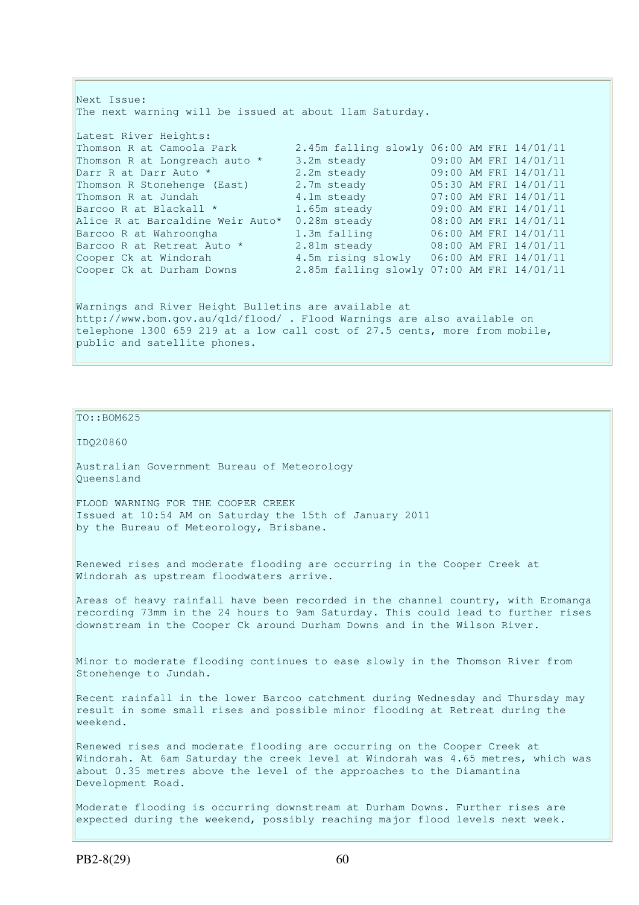Next Issue:
The next warning will be issued at about 11am Saturday.

Latest River Heights:

| Location | Height | Time |
|---|---|---|
| Thomson R at Camoola Park | 2.45m falling slowly | 06:00 AM FRI 14/01/11 |
| Thomson R at Longreach auto * | 3.2m steady | 09:00 AM FRI 14/01/11 |
| Darr R at Darr Auto * | 2.2m steady | 09:00 AM FRI 14/01/11 |
| Thomson R Stonehenge (East) | 2.7m steady | 05:30 AM FRI 14/01/11 |
| Thomson R at Jundah | 4.1m steady | 07:00 AM FRI 14/01/11 |
| Barcoo R at Blackall * | 1.65m steady | 09:00 AM FRI 14/01/11 |
| Alice R at Barcaldine Weir Auto* | 0.28m steady | 08:00 AM FRI 14/01/11 |
| Barcoo R at Wahroongha | 1.3m falling | 06:00 AM FRI 14/01/11 |
| Barcoo R at Retreat Auto * | 2.81m steady | 08:00 AM FRI 14/01/11 |
| Cooper Ck at Windorah | 4.5m rising slowly | 06:00 AM FRI 14/01/11 |
| Cooper Ck at Durham Downs | 2.85m falling slowly | 07:00 AM FRI 14/01/11 |

Warnings and River Height Bulletins are available at http://www.bom.gov.au/qld/flood/ . Flood Warnings are also available on telephone 1300 659 219 at a low call cost of 27.5 cents, more from mobile, public and satellite phones.

TO::BOM625

IDQ20860

Australian Government Bureau of Meteorology
Queensland

FLOOD WARNING FOR THE COOPER CREEK
Issued at 10:54 AM on Saturday the 15th of January 2011
by the Bureau of Meteorology, Brisbane.

Renewed rises and moderate flooding are occurring in the Cooper Creek at Windorah as upstream floodwaters arrive.

Areas of heavy rainfall have been recorded in the channel country, with Eromanga recording 73mm in the 24 hours to 9am Saturday. This could lead to further rises downstream in the Cooper Ck around Durham Downs and in the Wilson River.

Minor to moderate flooding continues to ease slowly in the Thomson River from Stonehenge to Jundah.

Recent rainfall in the lower Barcoo catchment during Wednesday and Thursday may result in some small rises and possible minor flooding at Retreat during the weekend.

Renewed rises and moderate flooding are occurring on the Cooper Creek at Windorah. At 6am Saturday the creek level at Windorah was 4.65 metres, which was about 0.35 metres above the level of the approaches to the Diamantina Development Road.

Moderate flooding is occurring downstream at Durham Downs. Further rises are expected during the weekend, possibly reaching major flood levels next week.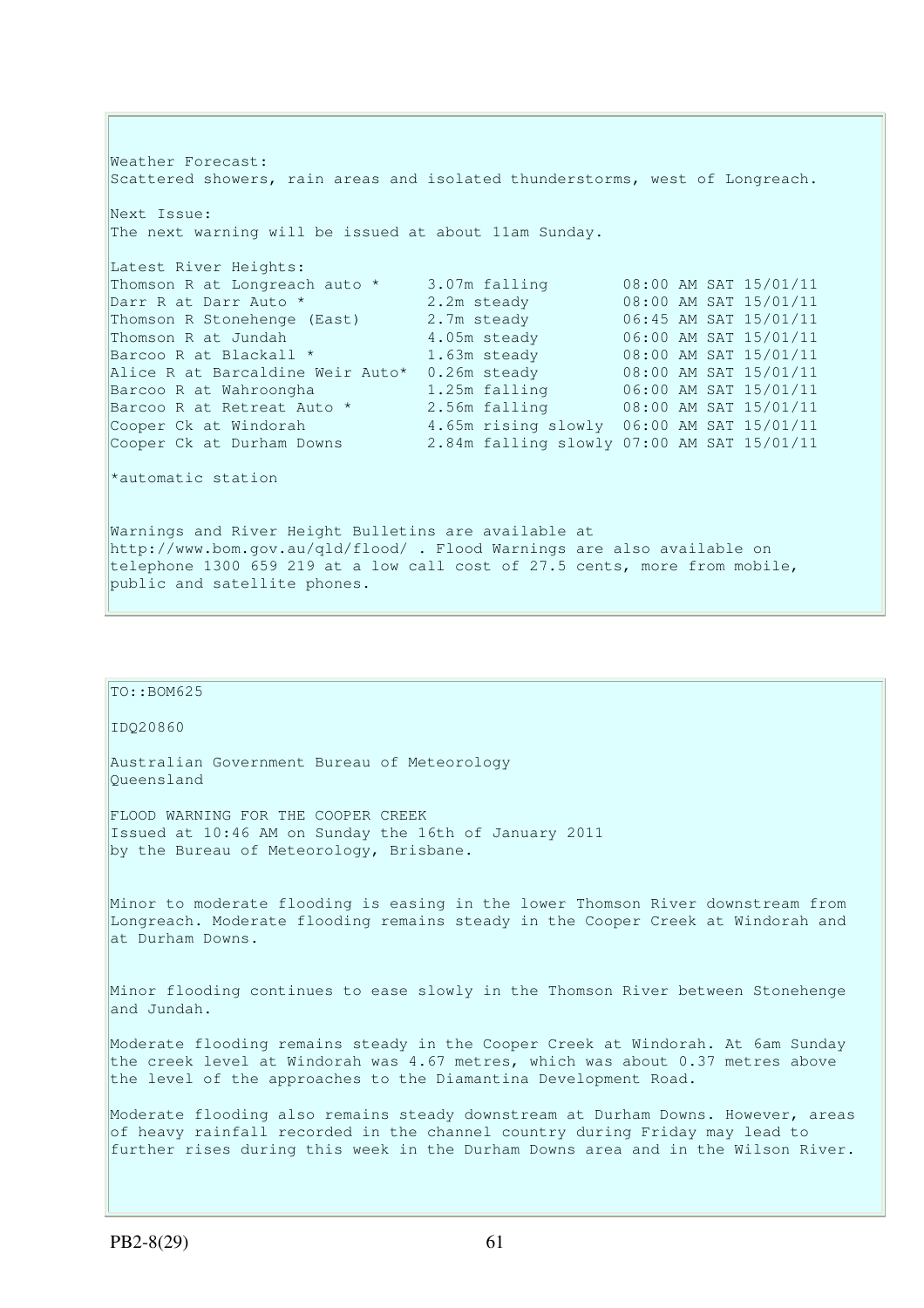Weather Forecast:
Scattered showers, rain areas and isolated thunderstorms, west of Longreach.

Next Issue:
The next warning will be issued at about 11am Sunday.

Latest River Heights:

| | | |
|---|---|---|
| Thomson R at Longreach auto * | 3.07m falling | 08:00 AM SAT 15/01/11 |
| Darr R at Darr Auto * | 2.2m steady | 08:00 AM SAT 15/01/11 |
| Thomson R Stonehenge (East) | 2.7m steady | 06:45 AM SAT 15/01/11 |
| Thomson R at Jundah | 4.05m steady | 06:00 AM SAT 15/01/11 |
| Barcoo R at Blackall * | 1.63m steady | 08:00 AM SAT 15/01/11 |
| Alice R at Barcaldine Weir Auto* | 0.26m steady | 08:00 AM SAT 15/01/11 |
| Barcoo R at Wahroongha | 1.25m falling | 06:00 AM SAT 15/01/11 |
| Barcoo R at Retreat Auto * | 2.56m falling | 08:00 AM SAT 15/01/11 |
| Cooper Ck at Windorah | 4.65m rising slowly | 06:00 AM SAT 15/01/11 |
| Cooper Ck at Durham Downs | 2.84m falling slowly | 07:00 AM SAT 15/01/11 |

*automatic station

Warnings and River Height Bulletins are available at http://www.bom.gov.au/qld/flood/ . Flood Warnings are also available on telephone 1300 659 219 at a low call cost of 27.5 cents, more from mobile, public and satellite phones.

---

TO::BOM625

IDQ20860

Australian Government Bureau of Meteorology
Queensland

FLOOD WARNING FOR THE COOPER CREEK
Issued at 10:46 AM on Sunday the 16th of January 2011
by the Bureau of Meteorology, Brisbane.

Minor to moderate flooding is easing in the lower Thomson River downstream from Longreach. Moderate flooding remains steady in the Cooper Creek at Windorah and at Durham Downs.

Minor flooding continues to ease slowly in the Thomson River between Stonehenge and Jundah.

Moderate flooding remains steady in the Cooper Creek at Windorah. At 6am Sunday the creek level at Windorah was 4.67 metres, which was about 0.37 metres above the level of the approaches to the Diamantina Development Road.

Moderate flooding also remains steady downstream at Durham Downs. However, areas of heavy rainfall recorded in the channel country during Friday may lead to further rises during this week in the Durham Downs area and in the Wilson River.

PB2-8(29)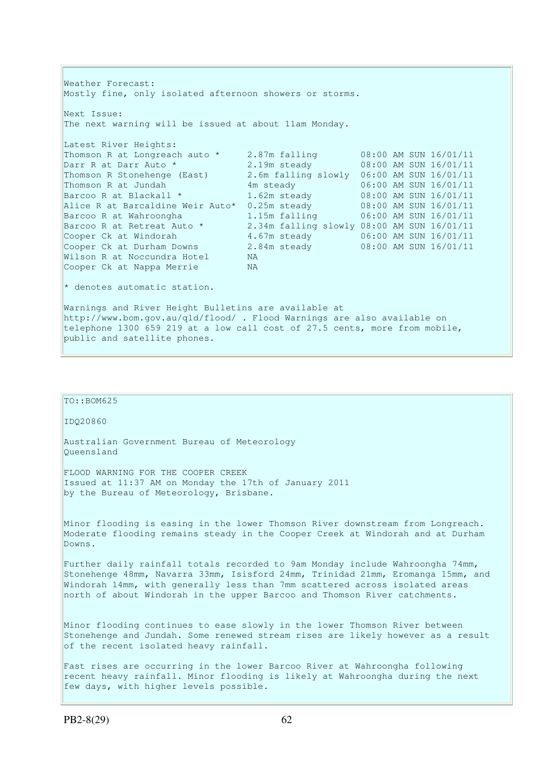Weather Forecast:
Mostly fine, only isolated afternoon showers or storms.

Next Issue:
The next warning will be issued at about 11am Monday.

Latest River Heights:

| Location | Height | Time |
|---|---|---|
| Thomson R at Longreach auto * | 2.87m falling | 08:00 AM SUN 16/01/11 |
| Darr R at Darr Auto * | 2.19m steady | 08:00 AM SUN 16/01/11 |
| Thomson R Stonehenge (East) | 2.6m falling slowly | 06:00 AM SUN 16/01/11 |
| Thomson R at Jundah | 4m steady | 06:00 AM SUN 16/01/11 |
| Barcoo R at Blackall * | 1.62m steady | 08:00 AM SUN 16/01/11 |
| Alice R at Barcaldine Weir Auto* | 0.25m steady | 08:00 AM SUN 16/01/11 |
| Barcoo R at Wahroongha | 1.15m falling | 06:00 AM SUN 16/01/11 |
| Barcoo R at Retreat Auto * | 2.34m falling slowly | 08:00 AM SUN 16/01/11 |
| Cooper Ck at Windorah | 4.67m steady | 06:00 AM SUN 16/01/11 |
| Cooper Ck at Durham Downs | 2.84m steady | 08:00 AM SUN 16/01/11 |
| Wilson R at Noccundra Hotel | NA | |
| Cooper Ck at Nappa Merrie | NA | |

* denotes automatic station.

Warnings and River Height Bulletins are available at http://www.bom.gov.au/qld/flood/ . Flood Warnings are also available on telephone 1300 659 219 at a low call cost of 27.5 cents, more from mobile, public and satellite phones.

---

TO::BOM625

IDQ20860

Australian Government Bureau of Meteorology
Queensland

FLOOD WARNING FOR THE COOPER CREEK
Issued at 11:37 AM on Monday the 17th of January 2011
by the Bureau of Meteorology, Brisbane.

Minor flooding is easing in the lower Thomson River downstream from Longreach. Moderate flooding remains steady in the Cooper Creek at Windorah and at Durham Downs.

Further daily rainfall totals recorded to 9am Monday include Wahroongha 74mm, Stonehenge 48mm, Navarra 33mm, Isisford 24mm, Trinidad 21mm, Eromanga 15mm, and Windorah 14mm, with generally less than 7mm scattered across isolated areas north of about Windorah in the upper Barcoo and Thomson River catchments.

Minor flooding continues to ease slowly in the lower Thomson River between Stonehenge and Jundah. Some renewed stream rises are likely however as a result of the recent isolated heavy rainfall.

Fast rises are occurring in the lower Barcoo River at Wahroongha following recent heavy rainfall. Minor flooding is likely at Wahroongha during the next few days, with higher levels possible.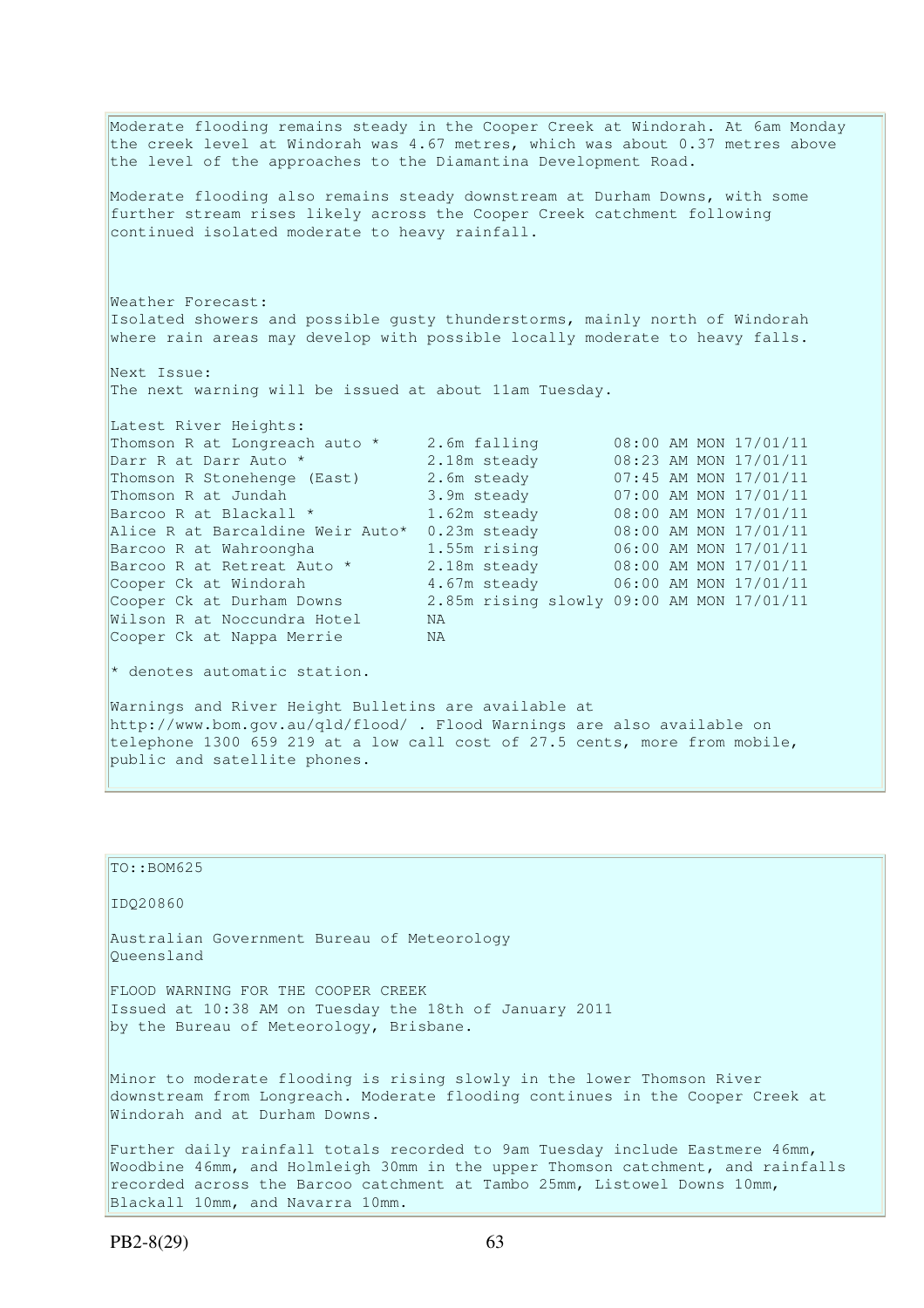Moderate flooding remains steady in the Cooper Creek at Windorah. At 6am Monday the creek level at Windorah was 4.67 metres, which was about 0.37 metres above the level of the approaches to the Diamantina Development Road.

Moderate flooding also remains steady downstream at Durham Downs, with some further stream rises likely across the Cooper Creek catchment following continued isolated moderate to heavy rainfall.

Weather Forecast:
Isolated showers and possible gusty thunderstorms, mainly north of Windorah where rain areas may develop with possible locally moderate to heavy falls.

Next Issue:
The next warning will be issued at about 11am Tuesday.

Latest River Heights:

| Station | Height | Time |
|---|---|---|
| Thomson R at Longreach auto * | 2.6m falling | 08:00 AM MON 17/01/11 |
| Darr R at Darr Auto * | 2.18m steady | 08:23 AM MON 17/01/11 |
| Thomson R Stonehenge (East) | 2.6m steady | 07:45 AM MON 17/01/11 |
| Thomson R at Jundah | 3.9m steady | 07:00 AM MON 17/01/11 |
| Barcoo R at Blackall * | 1.62m steady | 08:00 AM MON 17/01/11 |
| Alice R at Barcaldine Weir Auto* | 0.23m steady | 08:00 AM MON 17/01/11 |
| Barcoo R at Wahroongha | 1.55m rising | 06:00 AM MON 17/01/11 |
| Barcoo R at Retreat Auto * | 2.18m steady | 08:00 AM MON 17/01/11 |
| Cooper Ck at Windorah | 4.67m steady | 06:00 AM MON 17/01/11 |
| Cooper Ck at Durham Downs | 2.85m rising slowly | 09:00 AM MON 17/01/11 |
| Wilson R at Noccundra Hotel | NA | |
| Cooper Ck at Nappa Merrie | NA | |

* denotes automatic station.

Warnings and River Height Bulletins are available at http://www.bom.gov.au/qld/flood/ . Flood Warnings are also available on telephone 1300 659 219 at a low call cost of 27.5 cents, more from mobile, public and satellite phones.

---

TO::BOM625

IDQ20860

Australian Government Bureau of Meteorology
Queensland

FLOOD WARNING FOR THE COOPER CREEK
Issued at 10:38 AM on Tuesday the 18th of January 2011
by the Bureau of Meteorology, Brisbane.

Minor to moderate flooding is rising slowly in the lower Thomson River downstream from Longreach. Moderate flooding continues in the Cooper Creek at Windorah and at Durham Downs.

Further daily rainfall totals recorded to 9am Tuesday include Eastmere 46mm, Woodbine 46mm, and Holmleigh 30mm in the upper Thomson catchment, and rainfalls recorded across the Barcoo catchment at Tambo 25mm, Listowel Downs 10mm, Blackall 10mm, and Navarra 10mm.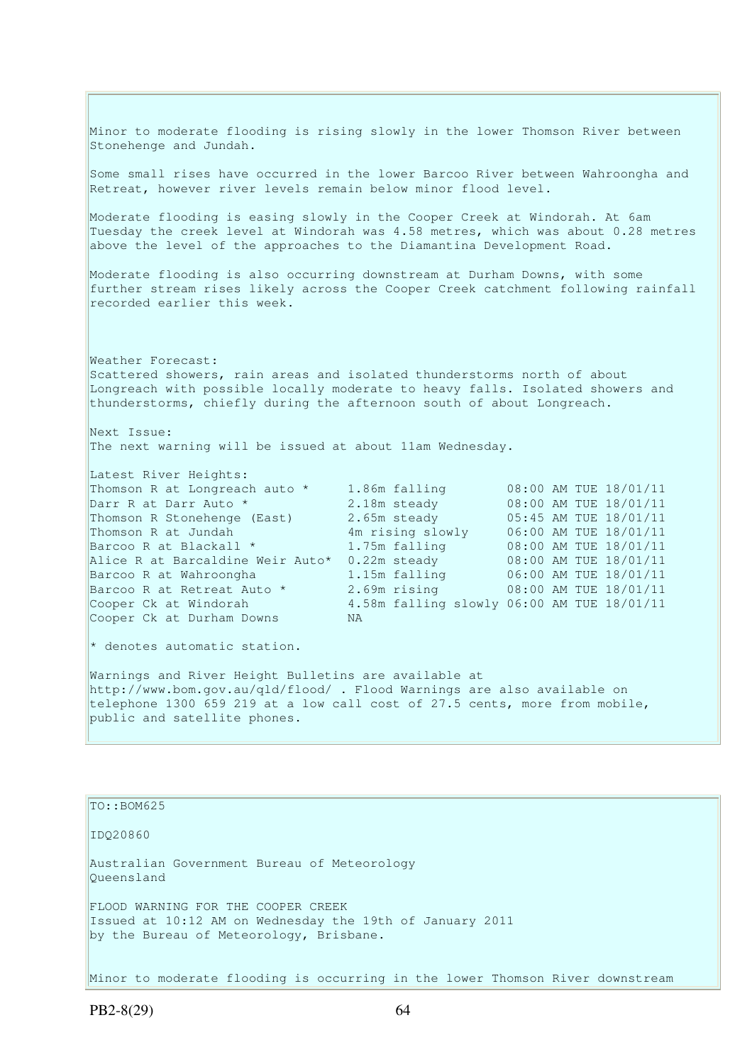Minor to moderate flooding is rising slowly in the lower Thomson River between Stonehenge and Jundah.

Some small rises have occurred in the lower Barcoo River between Wahroongha and Retreat, however river levels remain below minor flood level.

Moderate flooding is easing slowly in the Cooper Creek at Windorah. At 6am Tuesday the creek level at Windorah was 4.58 metres, which was about 0.28 metres above the level of the approaches to the Diamantina Development Road.

Moderate flooding is also occurring downstream at Durham Downs, with some further stream rises likely across the Cooper Creek catchment following rainfall recorded earlier this week.

Weather Forecast:
Scattered showers, rain areas and isolated thunderstorms north of about Longreach with possible locally moderate to heavy falls. Isolated showers and thunderstorms, chiefly during the afternoon south of about Longreach.

Next Issue:
The next warning will be issued at about 11am Wednesday.

Latest River Heights:

| Station | Height | Time |
|---|---|---|
| Thomson R at Longreach auto * | 1.86m falling | 08:00 AM TUE 18/01/11 |
| Darr R at Darr Auto * | 2.18m steady | 08:00 AM TUE 18/01/11 |
| Thomson R Stonehenge (East) | 2.65m steady | 05:45 AM TUE 18/01/11 |
| Thomson R at Jundah | 4m rising slowly | 06:00 AM TUE 18/01/11 |
| Barcoo R at Blackall * | 1.75m falling | 08:00 AM TUE 18/01/11 |
| Alice R at Barcaldine Weir Auto* | 0.22m steady | 08:00 AM TUE 18/01/11 |
| Barcoo R at Wahroongha | 1.15m falling | 06:00 AM TUE 18/01/11 |
| Barcoo R at Retreat Auto * | 2.69m rising | 08:00 AM TUE 18/01/11 |
| Cooper Ck at Windorah | 4.58m falling slowly | 06:00 AM TUE 18/01/11 |
| Cooper Ck at Durham Downs | NA | |

* denotes automatic station.

Warnings and River Height Bulletins are available at http://www.bom.gov.au/qld/flood/ . Flood Warnings are also available on telephone 1300 659 219 at a low call cost of 27.5 cents, more from mobile, public and satellite phones.

---

TO::BOM625

IDQ20860

Australian Government Bureau of Meteorology
Queensland

FLOOD WARNING FOR THE COOPER CREEK
Issued at 10:12 AM on Wednesday the 19th of January 2011
by the Bureau of Meteorology, Brisbane.

Minor to moderate flooding is occurring in the lower Thomson River downstream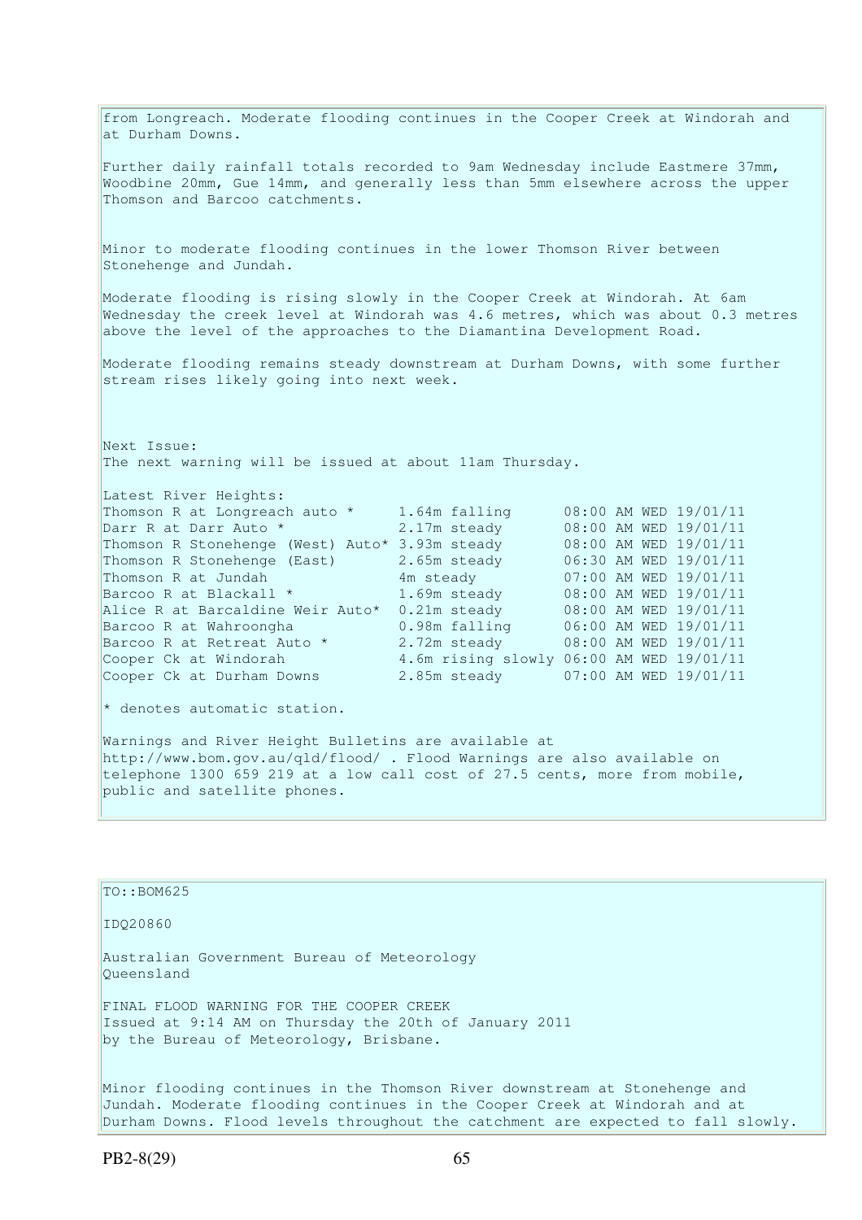from Longreach. Moderate flooding continues in the Cooper Creek at Windorah and at Durham Downs.

Further daily rainfall totals recorded to 9am Wednesday include Eastmere 37mm, Woodbine 20mm, Gue 14mm, and generally less than 5mm elsewhere across the upper Thomson and Barcoo catchments.

Minor to moderate flooding continues in the lower Thomson River between Stonehenge and Jundah.

Moderate flooding is rising slowly in the Cooper Creek at Windorah. At 6am Wednesday the creek level at Windorah was 4.6 metres, which was about 0.3 metres above the level of the approaches to the Diamantina Development Road.

Moderate flooding remains steady downstream at Durham Downs, with some further stream rises likely going into next week.

Next Issue:
The next warning will be issued at about 11am Thursday.

Latest River Heights:

| Station | Height | Time |
|---|---|---|
| Thomson R at Longreach auto * | 1.64m falling | 08:00 AM WED 19/01/11 |
| Darr R at Darr Auto * | 2.17m steady | 08:00 AM WED 19/01/11 |
| Thomson R Stonehenge (West) Auto* | 3.93m steady | 08:00 AM WED 19/01/11 |
| Thomson R Stonehenge (East) | 2.65m steady | 06:30 AM WED 19/01/11 |
| Thomson R at Jundah | 4m steady | 07:00 AM WED 19/01/11 |
| Barcoo R at Blackall * | 1.69m steady | 08:00 AM WED 19/01/11 |
| Alice R at Barcaldine Weir Auto* | 0.21m steady | 08:00 AM WED 19/01/11 |
| Barcoo R at Wahroongha | 0.98m falling | 06:00 AM WED 19/01/11 |
| Barcoo R at Retreat Auto * | 2.72m steady | 08:00 AM WED 19/01/11 |
| Cooper Ck at Windorah | 4.6m rising slowly | 06:00 AM WED 19/01/11 |
| Cooper Ck at Durham Downs | 2.85m steady | 07:00 AM WED 19/01/11 |

* denotes automatic station.

Warnings and River Height Bulletins are available at http://www.bom.gov.au/qld/flood/ . Flood Warnings are also available on telephone 1300 659 219 at a low call cost of 27.5 cents, more from mobile, public and satellite phones.

TO::BOM625

IDQ20860

Australian Government Bureau of Meteorology
Queensland

FINAL FLOOD WARNING FOR THE COOPER CREEK
Issued at 9:14 AM on Thursday the 20th of January 2011
by the Bureau of Meteorology, Brisbane.

Minor flooding continues in the Thomson River downstream at Stonehenge and Jundah. Moderate flooding continues in the Cooper Creek at Windorah and at Durham Downs. Flood levels throughout the catchment are expected to fall slowly.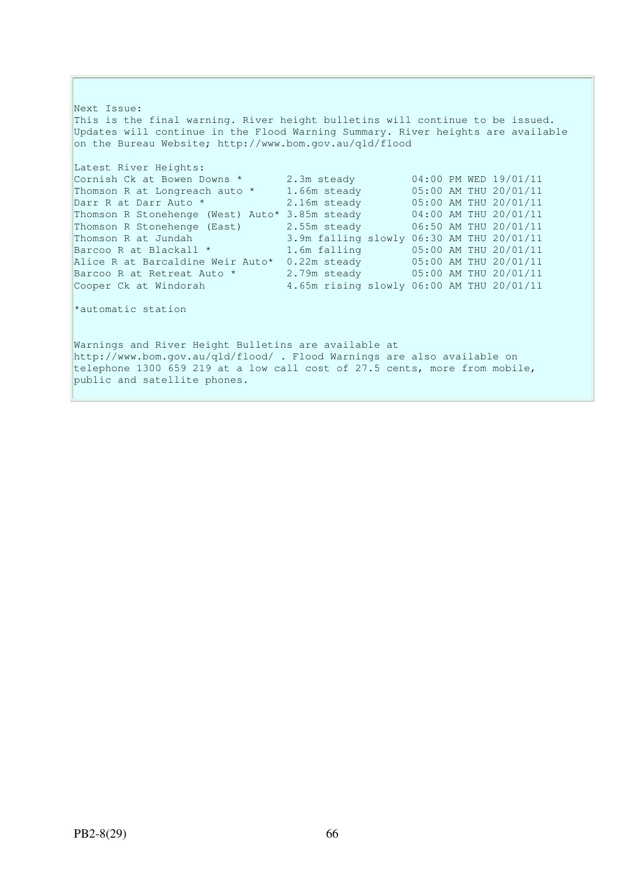Next Issue:
This is the final warning. River height bulletins will continue to be issued. Updates will continue in the Flood Warning Summary. River heights are available on the Bureau Website; http://www.bom.gov.au/qld/flood

Latest River Heights:

| | | |
|---|---|---|
| Cornish Ck at Bowen Downs * | 2.3m steady | 04:00 PM WED 19/01/11 |
| Thomson R at Longreach auto * | 1.66m steady | 05:00 AM THU 20/01/11 |
| Darr R at Darr Auto * | 2.16m steady | 05:00 AM THU 20/01/11 |
| Thomson R Stonehenge (West) Auto* | 3.85m steady | 04:00 AM THU 20/01/11 |
| Thomson R Stonehenge (East) | 2.55m steady | 06:50 AM THU 20/01/11 |
| Thomson R at Jundah | 3.9m falling slowly | 06:30 AM THU 20/01/11 |
| Barcoo R at Blackall * | 1.6m falling | 05:00 AM THU 20/01/11 |
| Alice R at Barcaldine Weir Auto* | 0.22m steady | 05:00 AM THU 20/01/11 |
| Barcoo R at Retreat Auto * | 2.79m steady | 05:00 AM THU 20/01/11 |
| Cooper Ck at Windorah | 4.65m rising slowly | 06:00 AM THU 20/01/11 |

*automatic station

Warnings and River Height Bulletins are available at http://www.bom.gov.au/qld/flood/ . Flood Warnings are also available on telephone 1300 659 219 at a low call cost of 27.5 cents, more from mobile, public and satellite phones.

PB2-8(29)